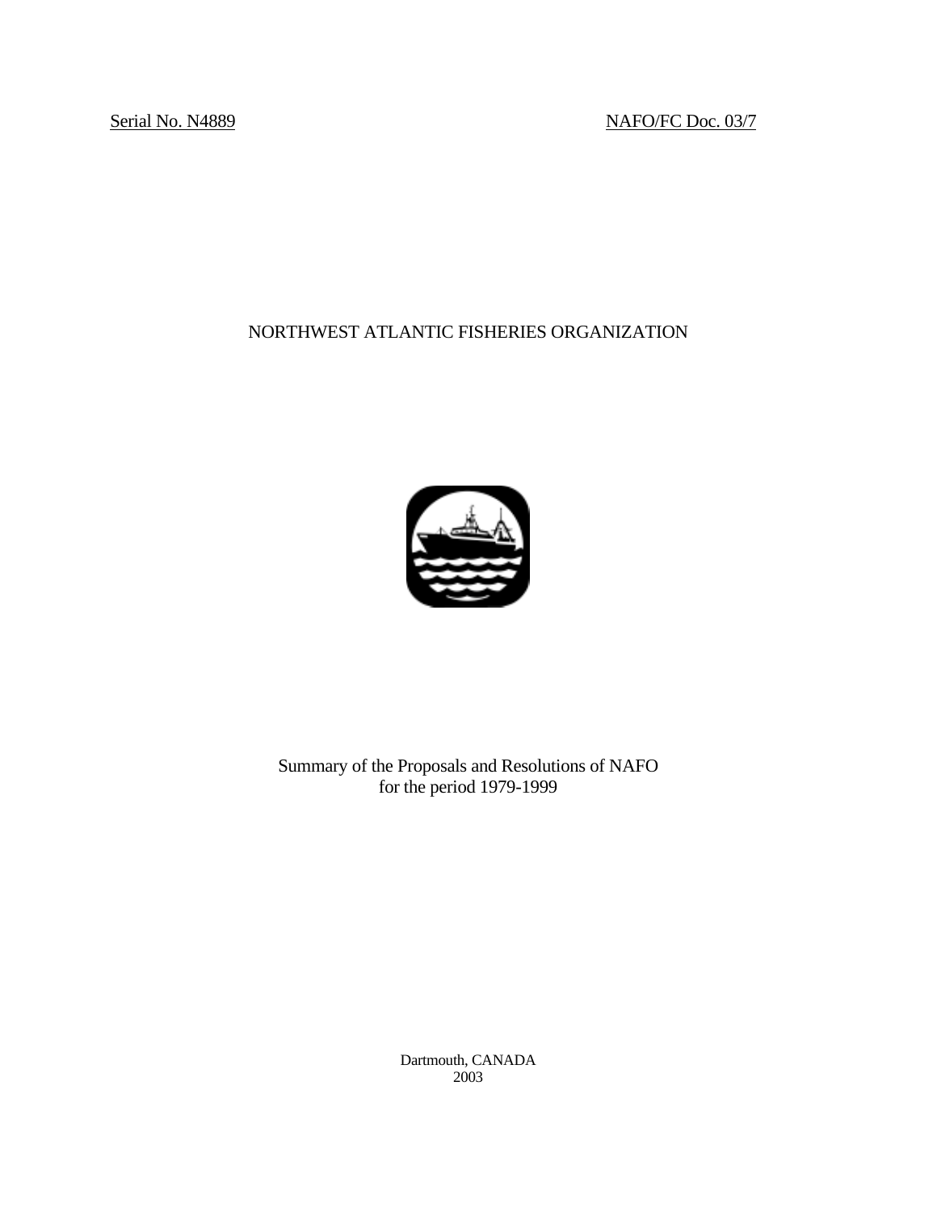Serial No. N4889 NAFO/FC Doc. 03/7

# NORTHWEST ATLANTIC FISHERIES ORGANIZATION

## Summary of the Proposals and Resolutions of NAFO for the period 1979-1999

Dartmouth, CANADA
2003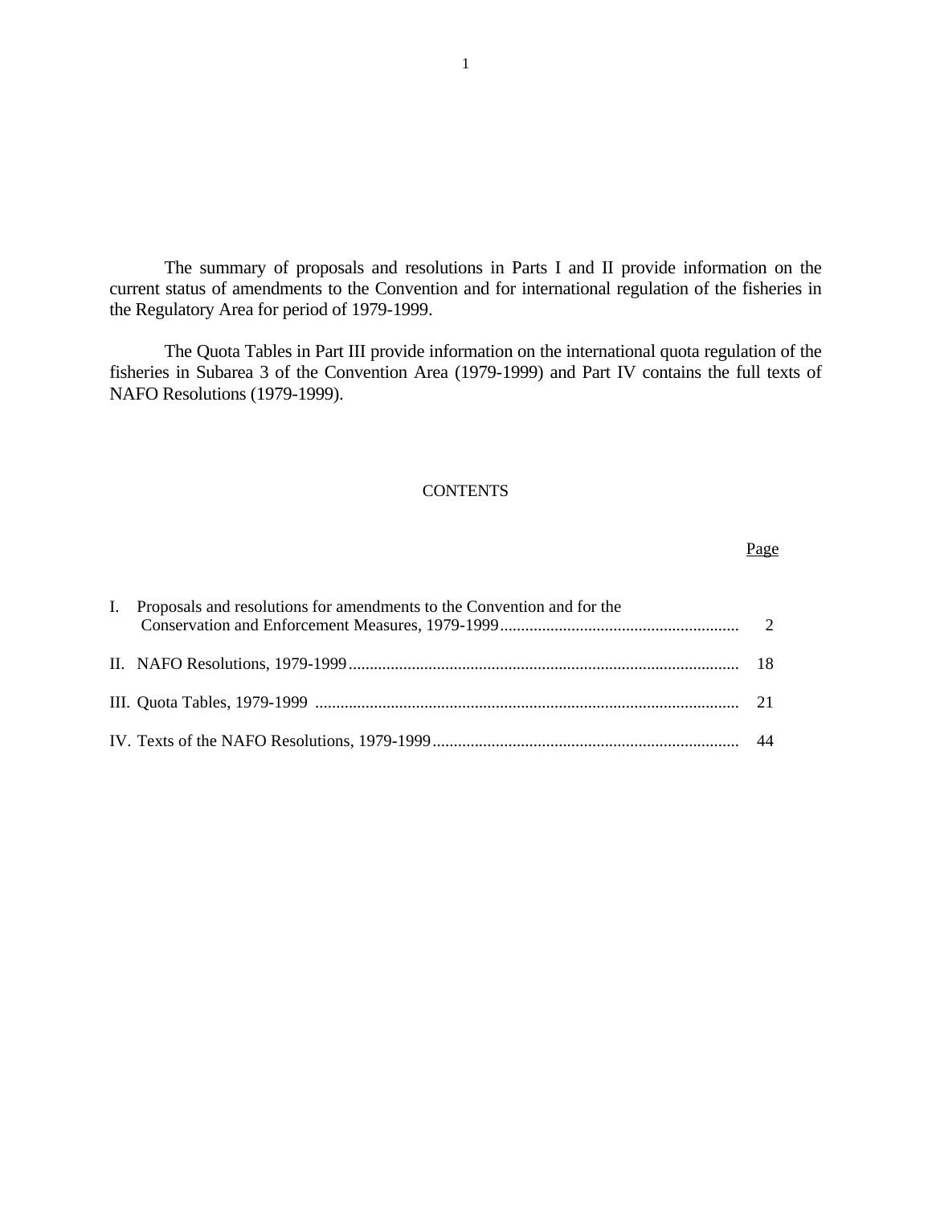The summary of proposals and resolutions in Parts I and II provide information on the current status of amendments to the Convention and for international regulation of the fisheries in the Regulatory Area for period of 1979-1999.

The Quota Tables in Part III provide information on the international quota regulation of the fisheries in Subarea 3 of the Convention Area (1979-1999) and Part IV contains the full texts of NAFO Resolutions (1979-1999).

## CONTENTS

| | Page |
|---|---|
| I. Proposals and resolutions for amendments to the Convention and for the Conservation and Enforcement Measures, 1979-1999 | 2 |
| II. NAFO Resolutions, 1979-1999 | 18 |
| III. Quota Tables, 1979-1999 | 21 |
| IV. Texts of the NAFO Resolutions, 1979-1999 | 44 |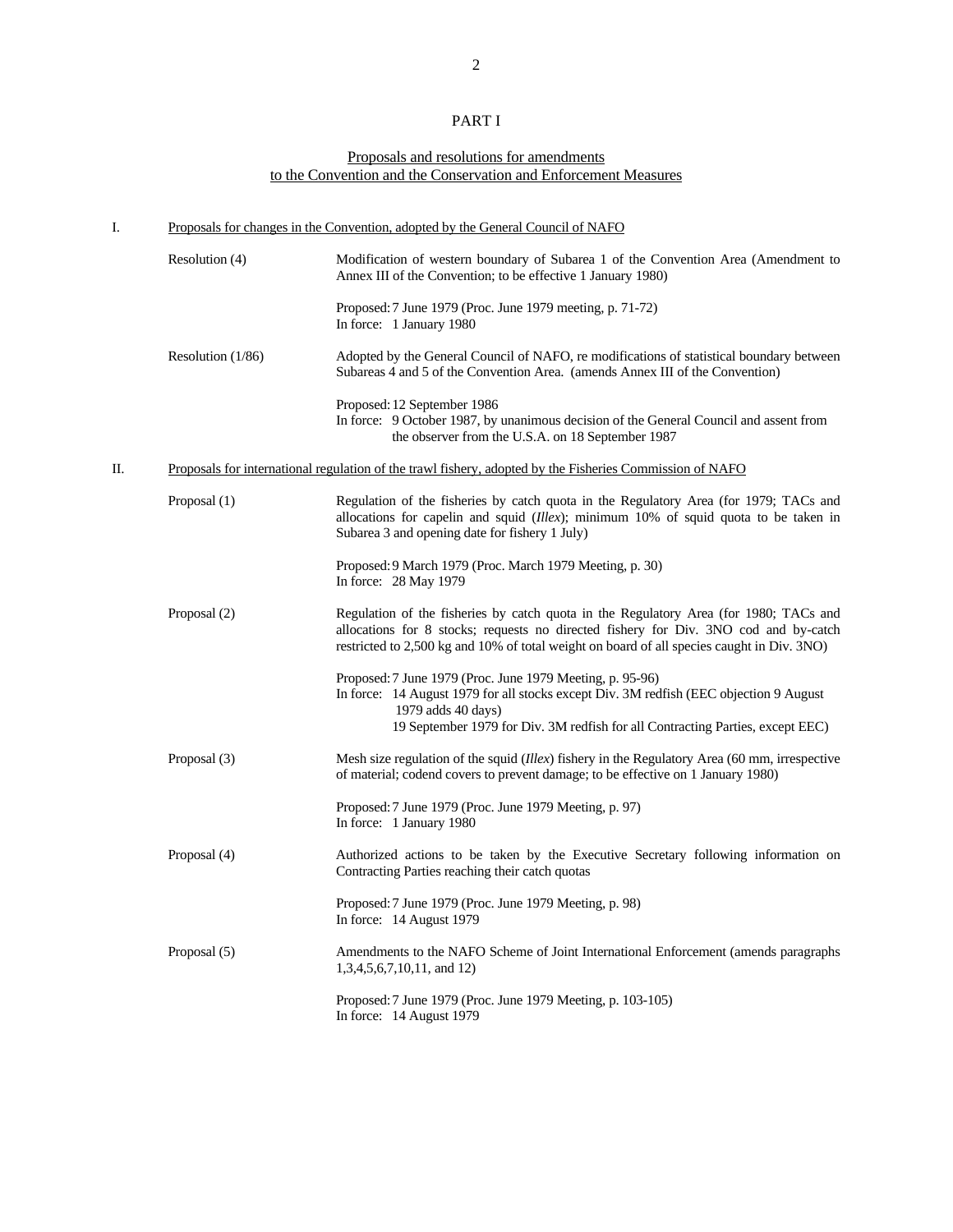# PART I

## Proposals and resolutions for amendments to the Convention and the Conservation and Enforcement Measures

### I. Proposals for changes in the Convention, adopted by the General Council of NAFO

**Resolution (4)**

Modification of western boundary of Subarea 1 of the Convention Area (Amendment to Annex III of the Convention; to be effective 1 January 1980)

Proposed: 7 June 1979 (Proc. June 1979 meeting, p. 71-72)
In force: 1 January 1980

**Resolution (1/86)**

Adopted by the General Council of NAFO, re modifications of statistical boundary between Subareas 4 and 5 of the Convention Area. (amends Annex III of the Convention)

Proposed: 12 September 1986
In force: 9 October 1987, by unanimous decision of the General Council and assent from the observer from the U.S.A. on 18 September 1987

### II. Proposals for international regulation of the trawl fishery, adopted by the Fisheries Commission of NAFO

**Proposal (1)**

Regulation of the fisheries by catch quota in the Regulatory Area (for 1979; TACs and allocations for capelin and squid (*Illex*); minimum 10% of squid quota to be taken in Subarea 3 and opening date for fishery 1 July)

Proposed: 9 March 1979 (Proc. March 1979 Meeting, p. 30)
In force: 28 May 1979

**Proposal (2)**

Regulation of the fisheries by catch quota in the Regulatory Area (for 1980; TACs and allocations for 8 stocks; requests no directed fishery for Div. 3NO cod and by-catch restricted to 2,500 kg and 10% of total weight on board of all species caught in Div. 3NO)

Proposed: 7 June 1979 (Proc. June 1979 Meeting, p. 95-96)
In force: 14 August 1979 for all stocks except Div. 3M redfish (EEC objection 9 August 1979 adds 40 days)
19 September 1979 for Div. 3M redfish for all Contracting Parties, except EEC)

**Proposal (3)**

Mesh size regulation of the squid (*Illex*) fishery in the Regulatory Area (60 mm, irrespective of material; codend covers to prevent damage; to be effective on 1 January 1980)

Proposed: 7 June 1979 (Proc. June 1979 Meeting, p. 97)
In force: 1 January 1980

**Proposal (4)**

Authorized actions to be taken by the Executive Secretary following information on Contracting Parties reaching their catch quotas

Proposed: 7 June 1979 (Proc. June 1979 Meeting, p. 98)
In force: 14 August 1979

**Proposal (5)**

Amendments to the NAFO Scheme of Joint International Enforcement (amends paragraphs 1,3,4,5,6,7,10,11, and 12)

Proposed: 7 June 1979 (Proc. June 1979 Meeting, p. 103-105)
In force: 14 August 1979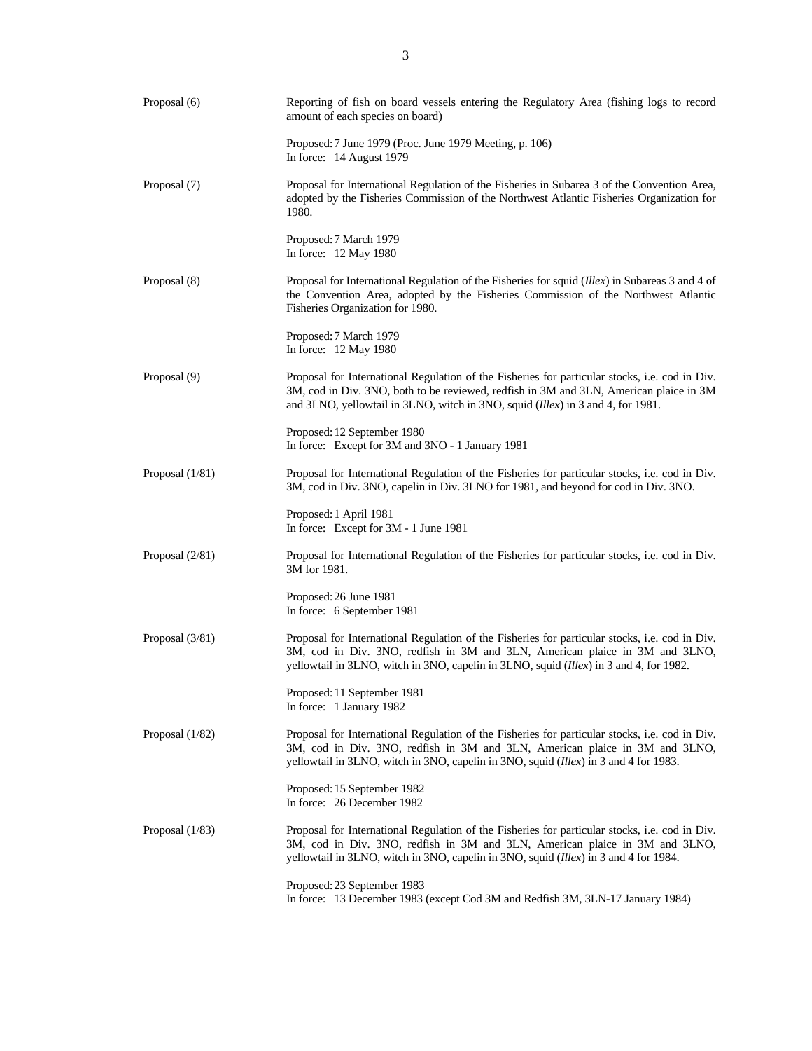Proposal (6) Reporting of fish on board vessels entering the Regulatory Area (fishing logs to record amount of each species on board)

Proposed: 7 June 1979 (Proc. June 1979 Meeting, p. 106)
In force: 14 August 1979

Proposal (7) Proposal for International Regulation of the Fisheries in Subarea 3 of the Convention Area, adopted by the Fisheries Commission of the Northwest Atlantic Fisheries Organization for 1980.

Proposed: 7 March 1979
In force: 12 May 1980

Proposal (8) Proposal for International Regulation of the Fisheries for squid (*Illex*) in Subareas 3 and 4 of the Convention Area, adopted by the Fisheries Commission of the Northwest Atlantic Fisheries Organization for 1980.

Proposed: 7 March 1979
In force: 12 May 1980

Proposal (9) Proposal for International Regulation of the Fisheries for particular stocks, i.e. cod in Div. 3M, cod in Div. 3NO, both to be reviewed, redfish in 3M and 3LN, American plaice in 3M and 3LNO, yellowtail in 3LNO, witch in 3NO, squid (*Illex*) in 3 and 4, for 1981.

Proposed: 12 September 1980
In force: Except for 3M and 3NO - 1 January 1981

Proposal (1/81) Proposal for International Regulation of the Fisheries for particular stocks, i.e. cod in Div. 3M, cod in Div. 3NO, capelin in Div. 3LNO for 1981, and beyond for cod in Div. 3NO.

Proposed: 1 April 1981
In force: Except for 3M - 1 June 1981

Proposal (2/81) Proposal for International Regulation of the Fisheries for particular stocks, i.e. cod in Div. 3M for 1981.

Proposed: 26 June 1981
In force: 6 September 1981

Proposal (3/81) Proposal for International Regulation of the Fisheries for particular stocks, i.e. cod in Div. 3M, cod in Div. 3NO, redfish in 3M and 3LN, American plaice in 3M and 3LNO, yellowtail in 3LNO, witch in 3NO, capelin in 3LNO, squid (*Illex*) in 3 and 4, for 1982.

Proposed: 11 September 1981
In force: 1 January 1982

Proposal (1/82) Proposal for International Regulation of the Fisheries for particular stocks, i.e. cod in Div. 3M, cod in Div. 3NO, redfish in 3M and 3LN, American plaice in 3M and 3LNO, yellowtail in 3LNO, witch in 3NO, capelin in 3NO, squid (*Illex*) in 3 and 4 for 1983.

Proposed: 15 September 1982
In force: 26 December 1982

Proposal (1/83) Proposal for International Regulation of the Fisheries for particular stocks, i.e. cod in Div. 3M, cod in Div. 3NO, redfish in 3M and 3LN, American plaice in 3M and 3LNO, yellowtail in 3LNO, witch in 3NO, capelin in 3NO, squid (*Illex*) in 3 and 4 for 1984.

Proposed: 23 September 1983
In force: 13 December 1983 (except Cod 3M and Redfish 3M, 3LN-17 January 1984)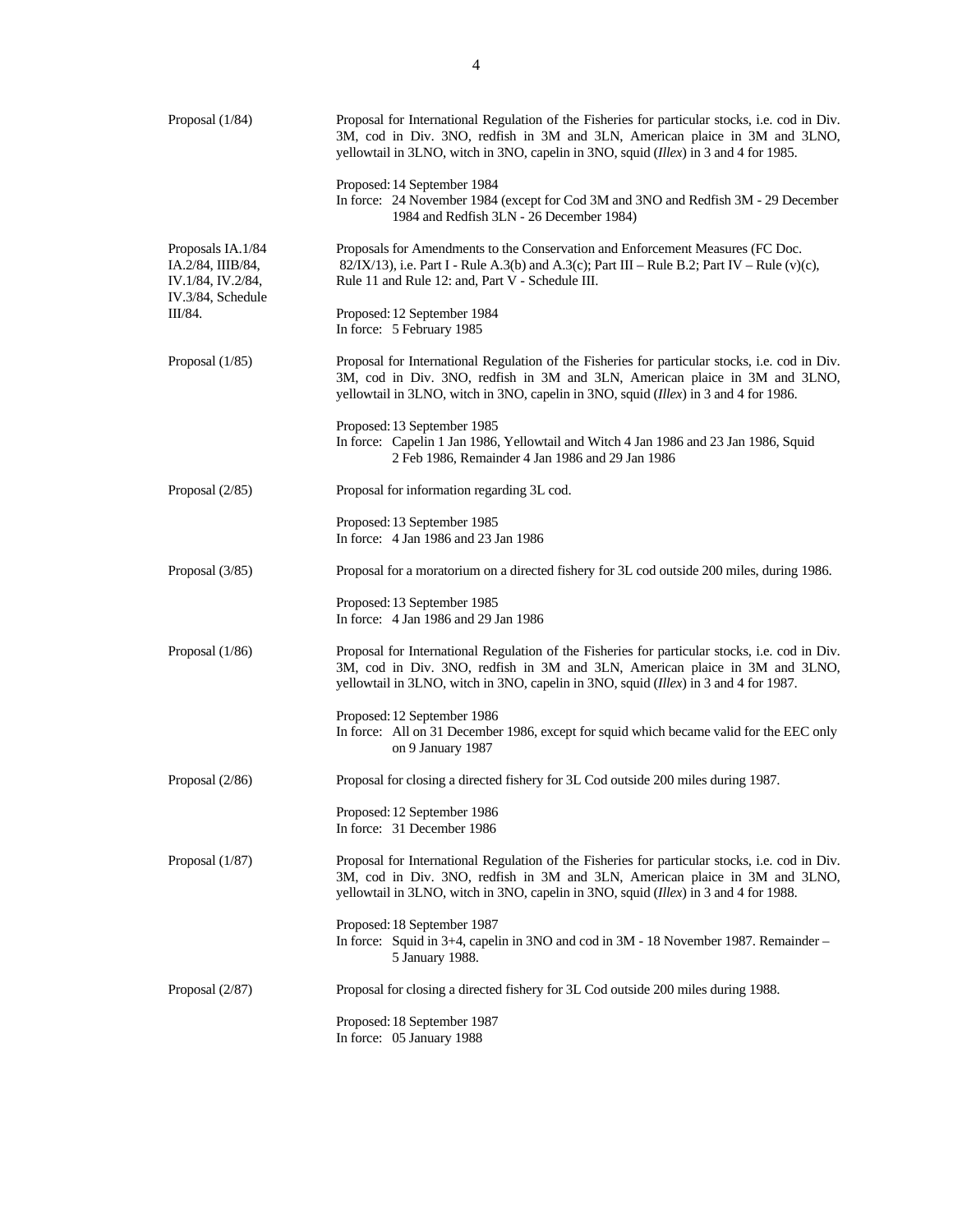| | |
|---|---|
| Proposal (1/84) | Proposal for International Regulation of the Fisheries for particular stocks, i.e. cod in Div. 3M, cod in Div. 3NO, redfish in 3M and 3LN, American plaice in 3M and 3LNO, yellowtail in 3LNO, witch in 3NO, capelin in 3NO, squid (*Illex*) in 3 and 4 for 1985.<br><br>Proposed: 14 September 1984<br>In force: 24 November 1984 (except for Cod 3M and 3NO and Redfish 3M - 29 December 1984 and Redfish 3LN - 26 December 1984) |
| Proposals IA.1/84 IA.2/84, IIIB/84, IV.1/84, IV.2/84, IV.3/84, Schedule III/84. | Proposals for Amendments to the Conservation and Enforcement Measures (FC Doc. 82/IX/13), i.e. Part I - Rule A.3(b) and A.3(c); Part III – Rule B.2; Part IV – Rule (v)(c), Rule 11 and Rule 12: and, Part V - Schedule III.<br><br>Proposed: 12 September 1984<br>In force: 5 February 1985 |
| Proposal (1/85) | Proposal for International Regulation of the Fisheries for particular stocks, i.e. cod in Div. 3M, cod in Div. 3NO, redfish in 3M and 3LN, American plaice in 3M and 3LNO, yellowtail in 3LNO, witch in 3NO, capelin in 3NO, squid (*Illex*) in 3 and 4 for 1986.<br><br>Proposed: 13 September 1985<br>In force: Capelin 1 Jan 1986, Yellowtail and Witch 4 Jan 1986 and 23 Jan 1986, Squid 2 Feb 1986, Remainder 4 Jan 1986 and 29 Jan 1986 |
| Proposal (2/85) | Proposal for information regarding 3L cod.<br><br>Proposed: 13 September 1985<br>In force: 4 Jan 1986 and 23 Jan 1986 |
| Proposal (3/85) | Proposal for a moratorium on a directed fishery for 3L cod outside 200 miles, during 1986.<br><br>Proposed: 13 September 1985<br>In force: 4 Jan 1986 and 29 Jan 1986 |
| Proposal (1/86) | Proposal for International Regulation of the Fisheries for particular stocks, i.e. cod in Div. 3M, cod in Div. 3NO, redfish in 3M and 3LN, American plaice in 3M and 3LNO, yellowtail in 3LNO, witch in 3NO, capelin in 3NO, squid (*Illex*) in 3 and 4 for 1987.<br><br>Proposed: 12 September 1986<br>In force: All on 31 December 1986, except for squid which became valid for the EEC only on 9 January 1987 |
| Proposal (2/86) | Proposal for closing a directed fishery for 3L Cod outside 200 miles during 1987.<br><br>Proposed: 12 September 1986<br>In force: 31 December 1986 |
| Proposal (1/87) | Proposal for International Regulation of the Fisheries for particular stocks, i.e. cod in Div. 3M, cod in Div. 3NO, redfish in 3M and 3LN, American plaice in 3M and 3LNO, yellowtail in 3LNO, witch in 3NO, capelin in 3NO, squid (*Illex*) in 3 and 4 for 1988.<br><br>Proposed: 18 September 1987<br>In force: Squid in 3+4, capelin in 3NO and cod in 3M - 18 November 1987. Remainder – 5 January 1988. |
| Proposal (2/87) | Proposal for closing a directed fishery for 3L Cod outside 200 miles during 1988.<br><br>Proposed: 18 September 1987<br>In force: 05 January 1988 |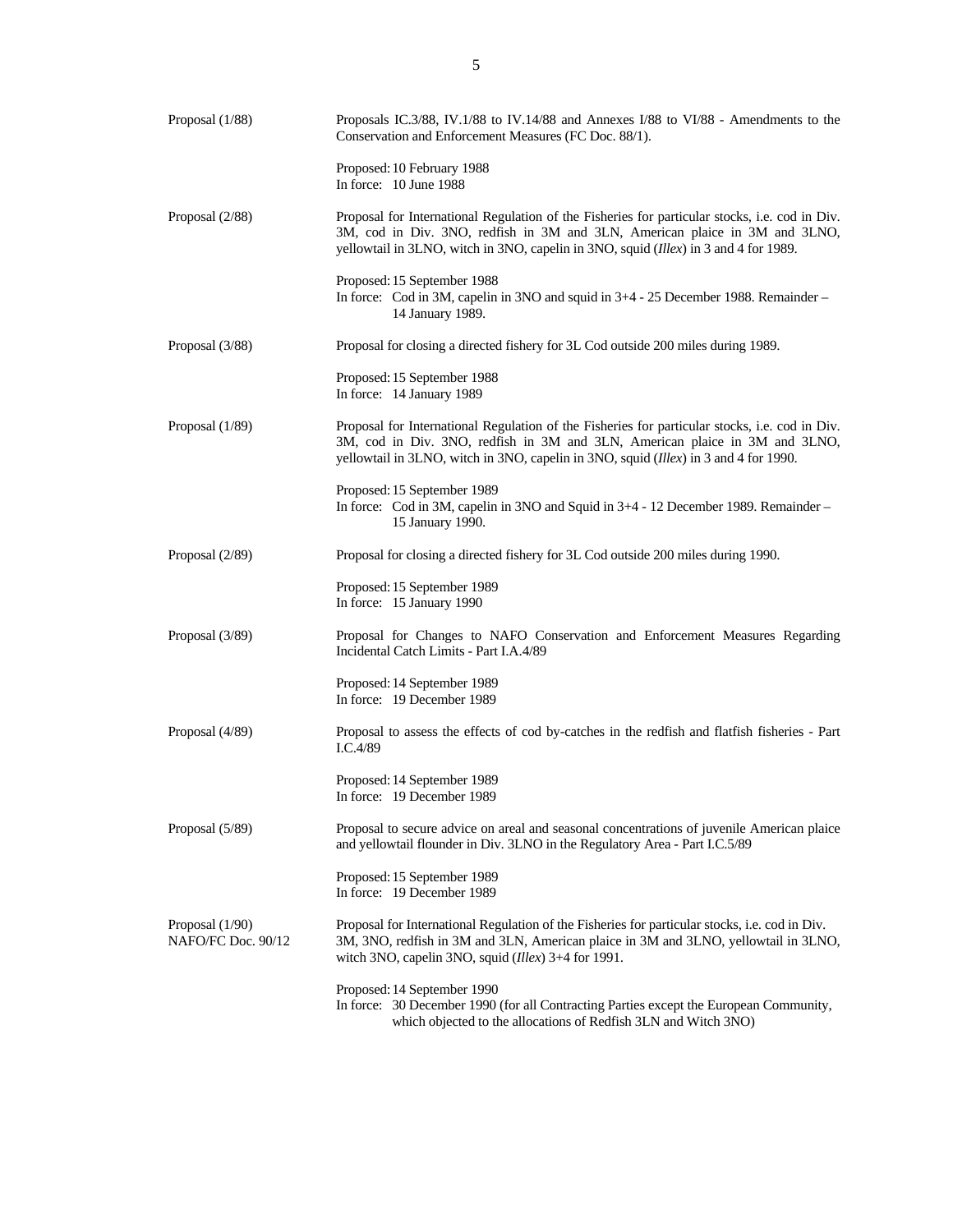| | |
|---|---|
| Proposal (1/88) | Proposals IC.3/88, IV.1/88 to IV.14/88 and Annexes I/88 to VI/88 - Amendments to the Conservation and Enforcement Measures (FC Doc. 88/1).<br><br>Proposed: 10 February 1988<br>In force: 10 June 1988 |
| Proposal (2/88) | Proposal for International Regulation of the Fisheries for particular stocks, i.e. cod in Div. 3M, cod in Div. 3NO, redfish in 3M and 3LN, American plaice in 3M and 3LNO, yellowtail in 3LNO, witch in 3NO, capelin in 3NO, squid (*Illex*) in 3 and 4 for 1989.<br><br>Proposed: 15 September 1988<br>In force: Cod in 3M, capelin in 3NO and squid in 3+4 - 25 December 1988. Remainder – 14 January 1989. |
| Proposal (3/88) | Proposal for closing a directed fishery for 3L Cod outside 200 miles during 1989.<br><br>Proposed: 15 September 1988<br>In force: 14 January 1989 |
| Proposal (1/89) | Proposal for International Regulation of the Fisheries for particular stocks, i.e. cod in Div. 3M, cod in Div. 3NO, redfish in 3M and 3LN, American plaice in 3M and 3LNO, yellowtail in 3LNO, witch in 3NO, capelin in 3NO, squid (*Illex*) in 3 and 4 for 1990.<br><br>Proposed: 15 September 1989<br>In force: Cod in 3M, capelin in 3NO and Squid in 3+4 - 12 December 1989. Remainder – 15 January 1990. |
| Proposal (2/89) | Proposal for closing a directed fishery for 3L Cod outside 200 miles during 1990.<br><br>Proposed: 15 September 1989<br>In force: 15 January 1990 |
| Proposal (3/89) | Proposal for Changes to NAFO Conservation and Enforcement Measures Regarding Incidental Catch Limits - Part I.A.4/89<br><br>Proposed: 14 September 1989<br>In force: 19 December 1989 |
| Proposal (4/89) | Proposal to assess the effects of cod by-catches in the redfish and flatfish fisheries - Part I.C.4/89<br><br>Proposed: 14 September 1989<br>In force: 19 December 1989 |
| Proposal (5/89) | Proposal to secure advice on areal and seasonal concentrations of juvenile American plaice and yellowtail flounder in Div. 3LNO in the Regulatory Area - Part I.C.5/89<br><br>Proposed: 15 September 1989<br>In force: 19 December 1989 |
| Proposal (1/90)<br>NAFO/FC Doc. 90/12 | Proposal for International Regulation of the Fisheries for particular stocks, i.e. cod in Div. 3M, 3NO, redfish in 3M and 3LN, American plaice in 3M and 3LNO, yellowtail in 3LNO, witch 3NO, capelin 3NO, squid (*Illex*) 3+4 for 1991.<br><br>Proposed: 14 September 1990<br>In force: 30 December 1990 (for all Contracting Parties except the European Community, which objected to the allocations of Redfish 3LN and Witch 3NO) |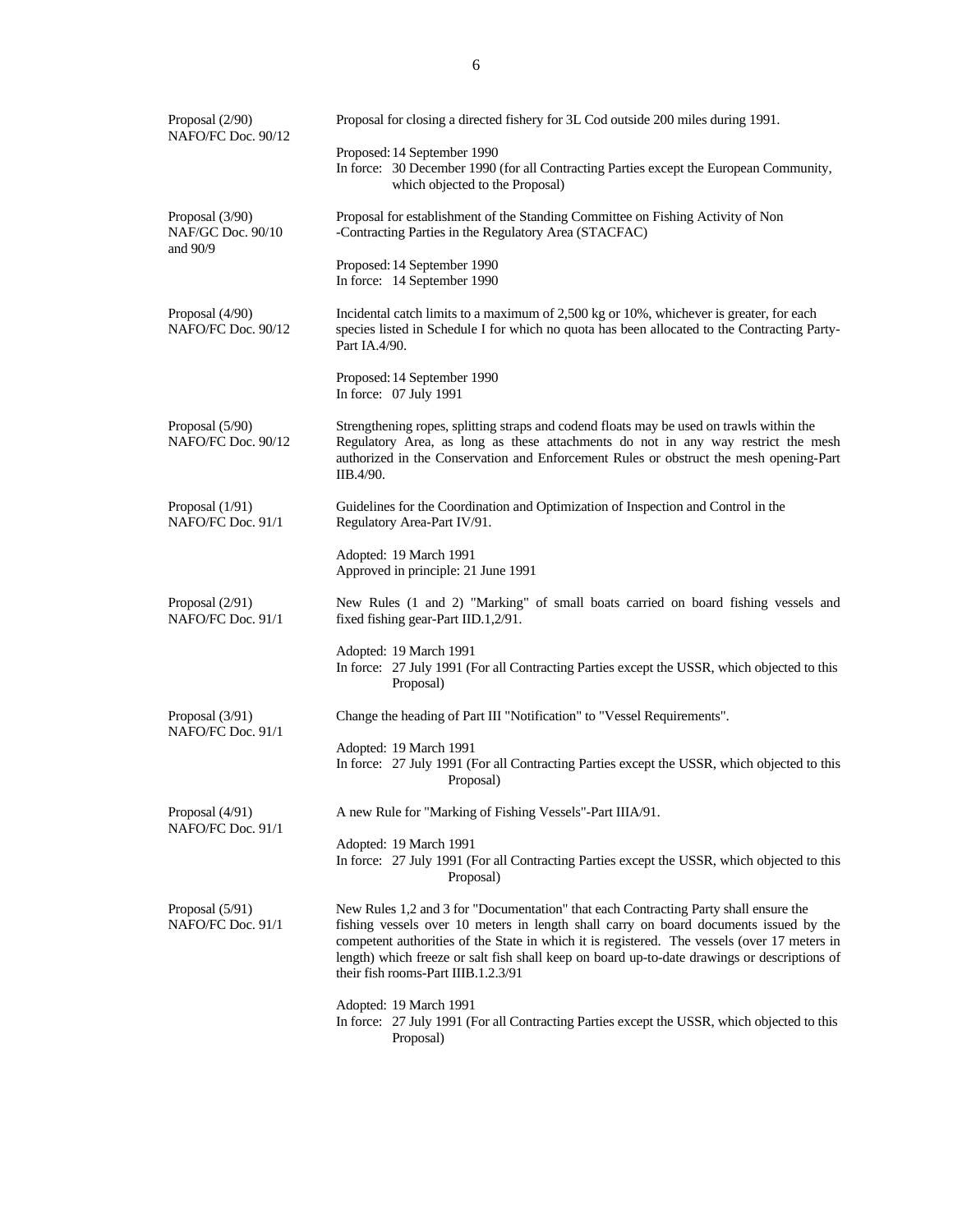| | |
|---|---|
| Proposal (2/90)<br>NAFO/FC Doc. 90/12 | Proposal for closing a directed fishery for 3L Cod outside 200 miles during 1991.<br><br>Proposed: 14 September 1990<br>In force: 30 December 1990 (for all Contracting Parties except the European Community, which objected to the Proposal) |
| Proposal (3/90)<br>NAF/GC Doc. 90/10 and 90/9 | Proposal for establishment of the Standing Committee on Fishing Activity of Non -Contracting Parties in the Regulatory Area (STACFAC)<br><br>Proposed: 14 September 1990<br>In force: 14 September 1990 |
| Proposal (4/90)<br>NAFO/FC Doc. 90/12 | Incidental catch limits to a maximum of 2,500 kg or 10%, whichever is greater, for each species listed in Schedule I for which no quota has been allocated to the Contracting Party-Part IA.4/90.<br><br>Proposed: 14 September 1990<br>In force: 07 July 1991 |
| Proposal (5/90)<br>NAFO/FC Doc. 90/12 | Strengthening ropes, splitting straps and codend floats may be used on trawls within the Regulatory Area, as long as these attachments do not in any way restrict the mesh authorized in the Conservation and Enforcement Rules or obstruct the mesh opening-Part IIB.4/90. |
| Proposal (1/91)<br>NAFO/FC Doc. 91/1 | Guidelines for the Coordination and Optimization of Inspection and Control in the Regulatory Area-Part IV/91.<br><br>Adopted: 19 March 1991<br>Approved in principle: 21 June 1991 |
| Proposal (2/91)<br>NAFO/FC Doc. 91/1 | New Rules (1 and 2) "Marking" of small boats carried on board fishing vessels and fixed fishing gear-Part IID.1,2/91.<br><br>Adopted: 19 March 1991<br>In force: 27 July 1991 (For all Contracting Parties except the USSR, which objected to this Proposal) |
| Proposal (3/91)<br>NAFO/FC Doc. 91/1 | Change the heading of Part III "Notification" to "Vessel Requirements".<br><br>Adopted: 19 March 1991<br>In force: 27 July 1991 (For all Contracting Parties except the USSR, which objected to this Proposal) |
| Proposal (4/91)<br>NAFO/FC Doc. 91/1 | A new Rule for "Marking of Fishing Vessels"-Part IIIA/91.<br><br>Adopted: 19 March 1991<br>In force: 27 July 1991 (For all Contracting Parties except the USSR, which objected to this Proposal) |
| Proposal (5/91)<br>NAFO/FC Doc. 91/1 | New Rules 1,2 and 3 for "Documentation" that each Contracting Party shall ensure the fishing vessels over 10 meters in length shall carry on board documents issued by the competent authorities of the State in which it is registered. The vessels (over 17 meters in length) which freeze or salt fish shall keep on board up-to-date drawings or descriptions of their fish rooms-Part IIIB.1.2.3/91<br><br>Adopted: 19 March 1991<br>In force: 27 July 1991 (For all Contracting Parties except the USSR, which objected to this Proposal) |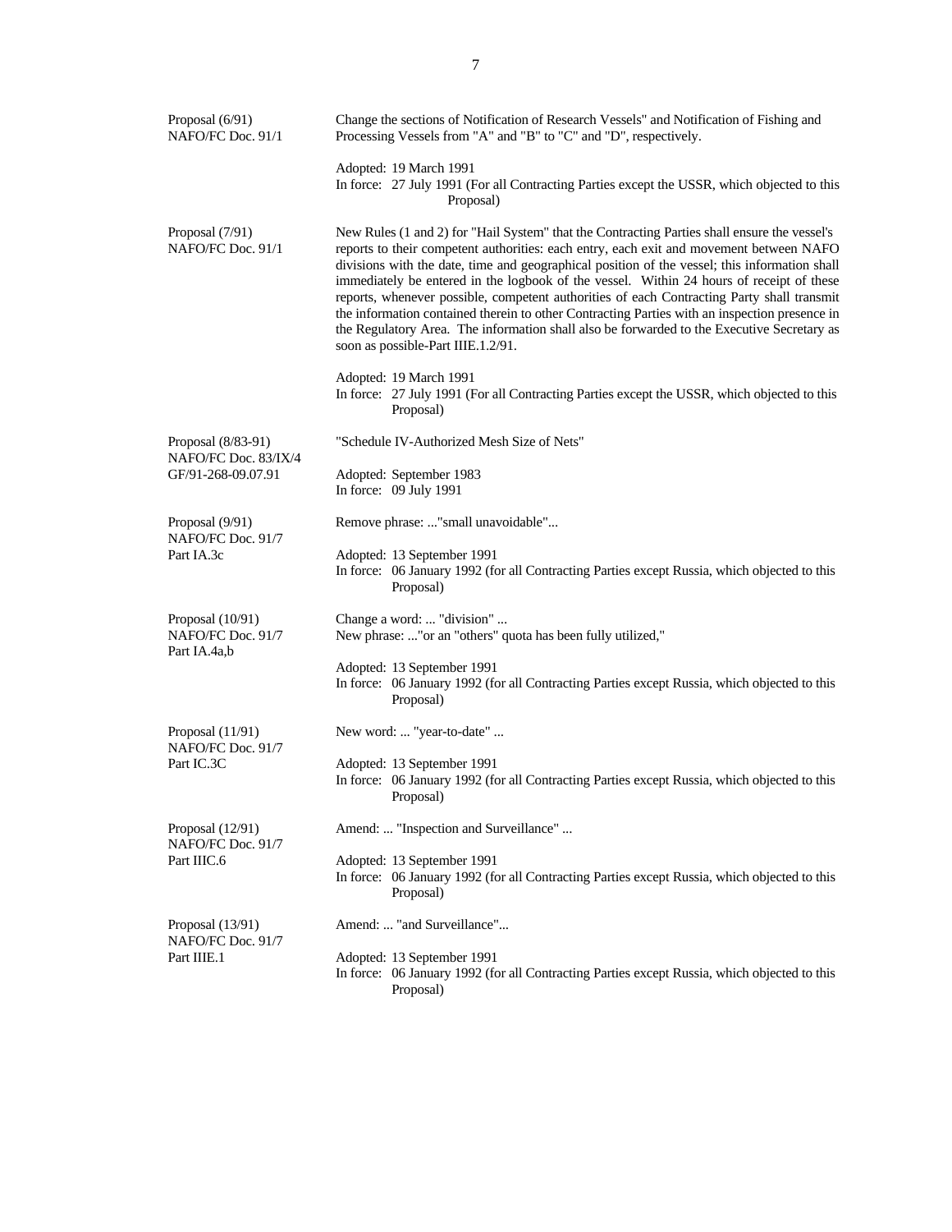| | |
|---|---|
| Proposal (6/91)<br>NAFO/FC Doc. 91/1 | Change the sections of Notification of Research Vessels" and Notification of Fishing and Processing Vessels from "A" and "B" to "C" and "D", respectively.<br><br>Adopted: 19 March 1991<br>In force: 27 July 1991 (For all Contracting Parties except the USSR, which objected to this Proposal) |
| Proposal (7/91)<br>NAFO/FC Doc. 91/1 | New Rules (1 and 2) for "Hail System" that the Contracting Parties shall ensure the vessel's reports to their competent authorities: each entry, each exit and movement between NAFO divisions with the date, time and geographical position of the vessel; this information shall immediately be entered in the logbook of the vessel. Within 24 hours of receipt of these reports, whenever possible, competent authorities of each Contracting Party shall transmit the information contained therein to other Contracting Parties with an inspection presence in the Regulatory Area. The information shall also be forwarded to the Executive Secretary as soon as possible-Part IIIE.1.2/91.<br><br>Adopted: 19 March 1991<br>In force: 27 July 1991 (For all Contracting Parties except the USSR, which objected to this Proposal) |
| Proposal (8/83-91)<br>NAFO/FC Doc. 83/IX/4<br>GF/91-268-09.07.91 | "Schedule IV-Authorized Mesh Size of Nets"<br><br>Adopted: September 1983<br>In force: 09 July 1991 |
| Proposal (9/91)<br>NAFO/FC Doc. 91/7<br>Part IA.3c | Remove phrase: ..."small unavoidable"...<br><br>Adopted: 13 September 1991<br>In force: 06 January 1992 (for all Contracting Parties except Russia, which objected to this Proposal) |
| Proposal (10/91)<br>NAFO/FC Doc. 91/7<br>Part IA.4a,b | Change a word: ... "division" ...<br>New phrase: ..."or an "others" quota has been fully utilized,"<br><br>Adopted: 13 September 1991<br>In force: 06 January 1992 (for all Contracting Parties except Russia, which objected to this Proposal) |
| Proposal (11/91)<br>NAFO/FC Doc. 91/7<br>Part IC.3C | New word: ... "year-to-date" ...<br><br>Adopted: 13 September 1991<br>In force: 06 January 1992 (for all Contracting Parties except Russia, which objected to this Proposal) |
| Proposal (12/91)<br>NAFO/FC Doc. 91/7<br>Part IIIC.6 | Amend: ... "Inspection and Surveillance" ...<br><br>Adopted: 13 September 1991<br>In force: 06 January 1992 (for all Contracting Parties except Russia, which objected to this Proposal) |
| Proposal (13/91)<br>NAFO/FC Doc. 91/7<br>Part IIIE.1 | Amend: ... "and Surveillance"...<br><br>Adopted: 13 September 1991<br>In force: 06 January 1992 (for all Contracting Parties except Russia, which objected to this Proposal) |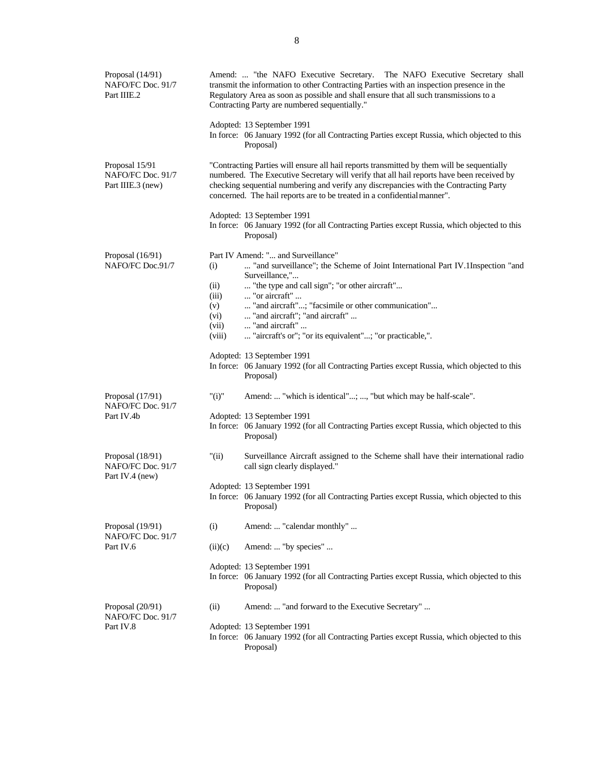| | |
|---|---|
| Proposal (14/91)<br>NAFO/FC Doc. 91/7<br>Part IIIE.2 | Amend: ... "the NAFO Executive Secretary. The NAFO Executive Secretary shall transmit the information to other Contracting Parties with an inspection presence in the Regulatory Area as soon as possible and shall ensure that all such transmissions to a Contracting Party are numbered sequentially."<br><br>Adopted: 13 September 1991<br>In force: 06 January 1992 (for all Contracting Parties except Russia, which objected to this Proposal) |
| Proposal 15/91<br>NAFO/FC Doc. 91/7<br>Part IIIE.3 (new) | "Contracting Parties will ensure all hail reports transmitted by them will be sequentially numbered. The Executive Secretary will verify that all hail reports have been received by checking sequential numbering and verify any discrepancies with the Contracting Party concerned. The hail reports are to be treated in a confidential manner".<br><br>Adopted: 13 September 1991<br>In force: 06 January 1992 (for all Contracting Parties except Russia, which objected to this Proposal) |
| Proposal (16/91)<br>NAFO/FC Doc.91/7 | Part IV Amend: "... and Surveillance"<br>(i) ... "and surveillance"; the Scheme of Joint International Part IV.1Inspection "and Surveillance,"...<br>(ii) ... "the type and call sign"; "or other aircraft"...<br>(iii) ... "or aircraft" ...<br>(v) ... "and aircraft"...; "facsimile or other communication"...<br>(vi) ... "and aircraft"; "and aircraft" ...<br>(vii) ... "and aircraft" ...<br>(viii) ... "aircraft's or"; "or its equivalent"...; "or practicable,".<br><br>Adopted: 13 September 1991<br>In force: 06 January 1992 (for all Contracting Parties except Russia, which objected to this Proposal) |
| Proposal (17/91)<br>NAFO/FC Doc. 91/7<br>Part IV.4b | "(i)" Amend: ... "which is identical"...; ..., "but which may be half-scale".<br><br>Adopted: 13 September 1991<br>In force: 06 January 1992 (for all Contracting Parties except Russia, which objected to this Proposal) |
| Proposal (18/91)<br>NAFO/FC Doc. 91/7<br>Part IV.4 (new) | "(ii) Surveillance Aircraft assigned to the Scheme shall have their international radio call sign clearly displayed."<br><br>Adopted: 13 September 1991<br>In force: 06 January 1992 (for all Contracting Parties except Russia, which objected to this Proposal) |
| Proposal (19/91)<br>NAFO/FC Doc. 91/7<br>Part IV.6 | (i) Amend: ... "calendar monthly" ...<br><br>(ii)(c) Amend: ... "by species" ...<br><br>Adopted: 13 September 1991<br>In force: 06 January 1992 (for all Contracting Parties except Russia, which objected to this Proposal) |
| Proposal (20/91)<br>NAFO/FC Doc. 91/7<br>Part IV.8 | (ii) Amend: ... "and forward to the Executive Secretary" ...<br><br>Adopted: 13 September 1991<br>In force: 06 January 1992 (for all Contracting Parties except Russia, which objected to this Proposal) |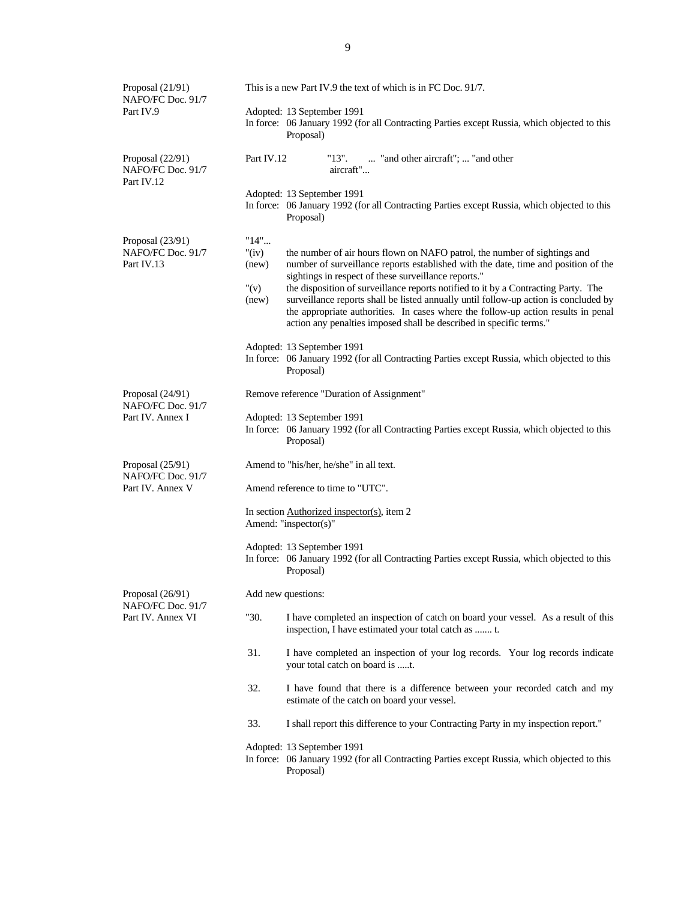| | |
|---|---|
| Proposal (21/91)<br>NAFO/FC Doc. 91/7<br>Part IV.9 | This is a new Part IV.9 the text of which is in FC Doc. 91/7.<br><br>Adopted: 13 September 1991<br>In force: 06 January 1992 (for all Contracting Parties except Russia, which objected to this Proposal) |
| Proposal (22/91)<br>NAFO/FC Doc. 91/7<br>Part IV.12 | Part IV.12 "13". ... "and other aircraft"; ... "and other aircraft"...<br><br>Adopted: 13 September 1991<br>In force: 06 January 1992 (for all Contracting Parties except Russia, which objected to this Proposal) |
| Proposal (23/91)<br>NAFO/FC Doc. 91/7<br>Part IV.13 | "14"...<br>"(iv) (new) the number of air hours flown on NAFO patrol, the number of sightings and number of surveillance reports established with the date, time and position of the sightings in respect of these surveillance reports."<br>"(v) (new) the disposition of surveillance reports notified to it by a Contracting Party. The surveillance reports shall be listed annually until follow-up action is concluded by the appropriate authorities. In cases where the follow-up action results in penal action any penalties imposed shall be described in specific terms."<br><br>Adopted: 13 September 1991<br>In force: 06 January 1992 (for all Contracting Parties except Russia, which objected to this Proposal) |
| Proposal (24/91)<br>NAFO/FC Doc. 91/7<br>Part IV. Annex I | Remove reference "Duration of Assignment"<br><br>Adopted: 13 September 1991<br>In force: 06 January 1992 (for all Contracting Parties except Russia, which objected to this Proposal) |
| Proposal (25/91)<br>NAFO/FC Doc. 91/7<br>Part IV. Annex V | Amend to "his/her, he/she" in all text.<br><br>Amend reference to time to "UTC".<br><br>In section Authorized inspector(s), item 2<br>Amend: "inspector(s)"<br><br>Adopted: 13 September 1991<br>In force: 06 January 1992 (for all Contracting Parties except Russia, which objected to this Proposal) |
| Proposal (26/91)<br>NAFO/FC Doc. 91/7<br>Part IV. Annex VI | Add new questions:<br><br>"30. I have completed an inspection of catch on board your vessel. As a result of this inspection, I have estimated your total catch as ....... t.<br><br>31. I have completed an inspection of your log records. Your log records indicate your total catch on board is .....t.<br><br>32. I have found that there is a difference between your recorded catch and my estimate of the catch on board your vessel.<br><br>33. I shall report this difference to your Contracting Party in my inspection report."<br><br>Adopted: 13 September 1991<br>In force: 06 January 1992 (for all Contracting Parties except Russia, which objected to this Proposal) |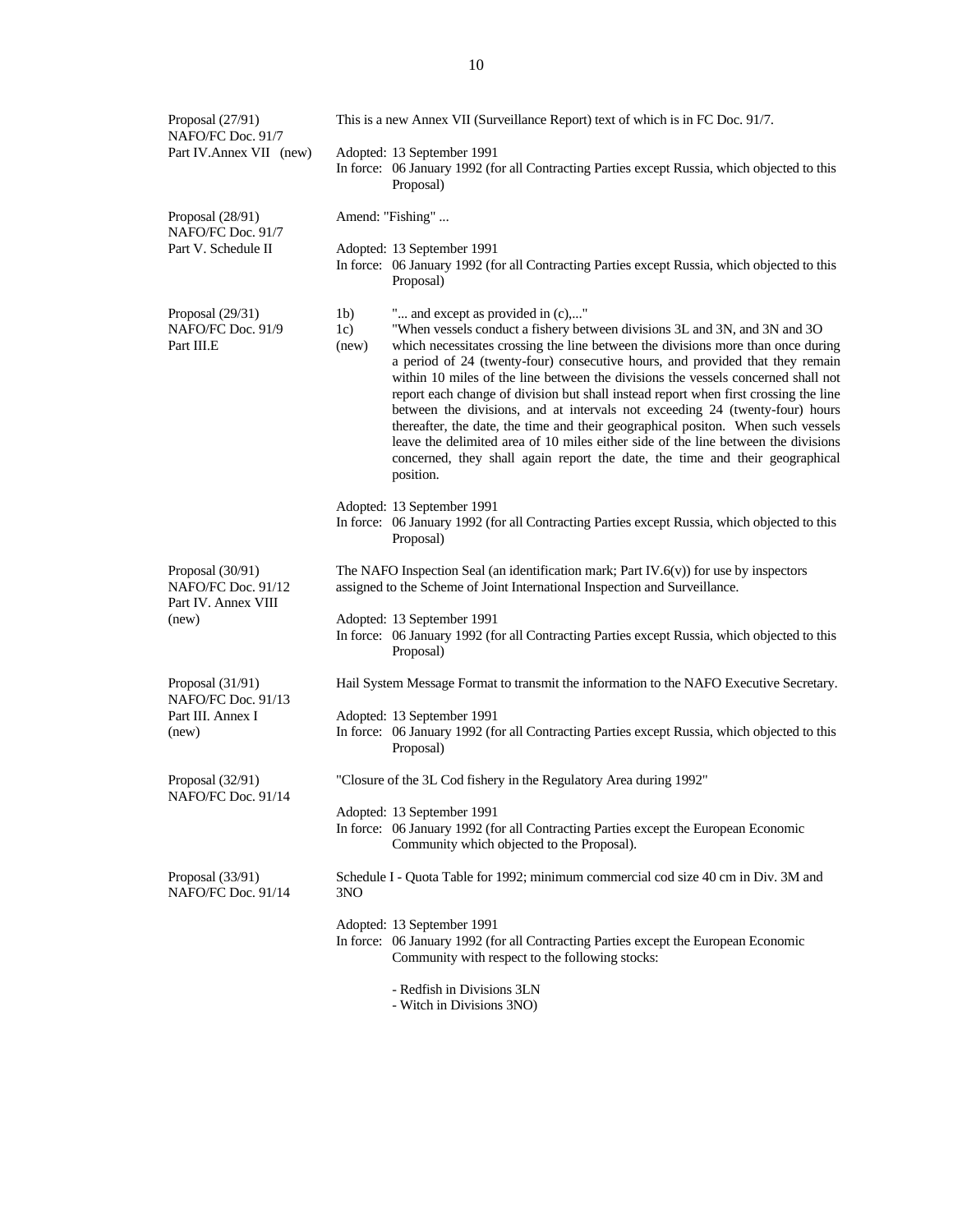| | |
|---|---|
| Proposal (27/91)<br>NAFO/FC Doc. 91/7<br>Part IV.Annex VII (new) | This is a new Annex VII (Surveillance Report) text of which is in FC Doc. 91/7.<br><br>Adopted: 13 September 1991<br>In force: 06 January 1992 (for all Contracting Parties except Russia, which objected to this Proposal) |
| Proposal (28/91)<br>NAFO/FC Doc. 91/7<br>Part V. Schedule II | Amend: "Fishing" ...<br><br>Adopted: 13 September 1991<br>In force: 06 January 1992 (for all Contracting Parties except Russia, which objected to this Proposal) |
| Proposal (29/31)<br>NAFO/FC Doc. 91/9<br>Part III.E | 1b) "... and except as provided in (c),..."<br>1c) (new) "When vessels conduct a fishery between divisions 3L and 3N, and 3N and 3O which necessitates crossing the line between the divisions more than once during a period of 24 (twenty-four) consecutive hours, and provided that they remain within 10 miles of the line between the divisions the vessels concerned shall not report each change of division but shall instead report when first crossing the line between the divisions, and at intervals not exceeding 24 (twenty-four) hours thereafter, the date, the time and their geographical positon. When such vessels leave the delimited area of 10 miles either side of the line between the divisions concerned, they shall again report the date, the time and their geographical position.<br><br>Adopted: 13 September 1991<br>In force: 06 January 1992 (for all Contracting Parties except Russia, which objected to this Proposal) |
| Proposal (30/91)<br>NAFO/FC Doc. 91/12<br>Part IV. Annex VIII (new) | The NAFO Inspection Seal (an identification mark; Part IV.6(v)) for use by inspectors assigned to the Scheme of Joint International Inspection and Surveillance.<br><br>Adopted: 13 September 1991<br>In force: 06 January 1992 (for all Contracting Parties except Russia, which objected to this Proposal) |
| Proposal (31/91)<br>NAFO/FC Doc. 91/13<br>Part III. Annex I (new) | Hail System Message Format to transmit the information to the NAFO Executive Secretary.<br><br>Adopted: 13 September 1991<br>In force: 06 January 1992 (for all Contracting Parties except Russia, which objected to this Proposal) |
| Proposal (32/91)<br>NAFO/FC Doc. 91/14 | "Closure of the 3L Cod fishery in the Regulatory Area during 1992"<br><br>Adopted: 13 September 1991<br>In force: 06 January 1992 (for all Contracting Parties except the European Economic Community which objected to the Proposal). |
| Proposal (33/91)<br>NAFO/FC Doc. 91/14 | Schedule I - Quota Table for 1992; minimum commercial cod size 40 cm in Div. 3M and 3NO<br><br>Adopted: 13 September 1991<br>In force: 06 January 1992 (for all Contracting Parties except the European Economic Community with respect to the following stocks:<br><br>- Redfish in Divisions 3LN<br>- Witch in Divisions 3NO) |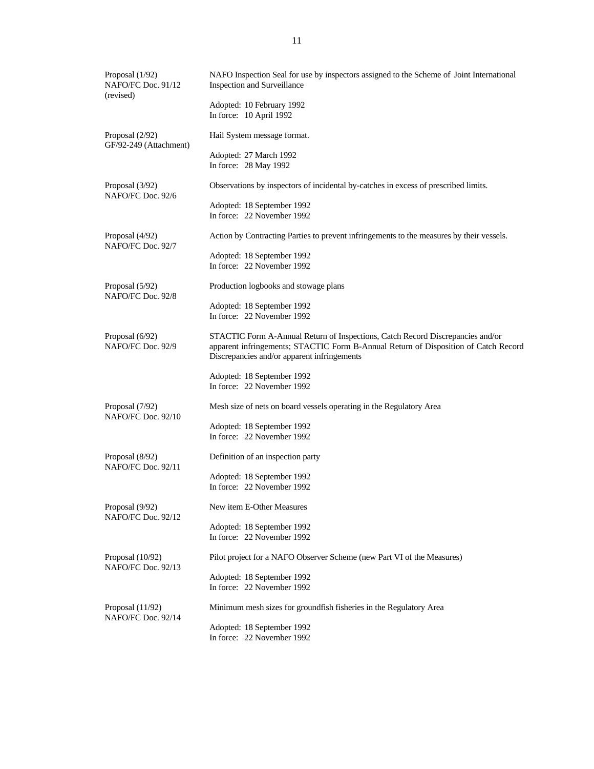| | |
|---|---|
| Proposal (1/92)<br>NAFO/FC Doc. 91/12<br>(revised) | NAFO Inspection Seal for use by inspectors assigned to the Scheme of Joint International Inspection and Surveillance<br><br>Adopted: 10 February 1992<br>In force: 10 April 1992 |
| Proposal (2/92)<br>GF/92-249 (Attachment) | Hail System message format.<br><br>Adopted: 27 March 1992<br>In force: 28 May 1992 |
| Proposal (3/92)<br>NAFO/FC Doc. 92/6 | Observations by inspectors of incidental by-catches in excess of prescribed limits.<br><br>Adopted: 18 September 1992<br>In force: 22 November 1992 |
| Proposal (4/92)<br>NAFO/FC Doc. 92/7 | Action by Contracting Parties to prevent infringements to the measures by their vessels.<br><br>Adopted: 18 September 1992<br>In force: 22 November 1992 |
| Proposal (5/92)<br>NAFO/FC Doc. 92/8 | Production logbooks and stowage plans<br><br>Adopted: 18 September 1992<br>In force: 22 November 1992 |
| Proposal (6/92)<br>NAFO/FC Doc. 92/9 | STACTIC Form A-Annual Return of Inspections, Catch Record Discrepancies and/or apparent infringements; STACTIC Form B-Annual Return of Disposition of Catch Record Discrepancies and/or apparent infringements<br><br>Adopted: 18 September 1992<br>In force: 22 November 1992 |
| Proposal (7/92)<br>NAFO/FC Doc. 92/10 | Mesh size of nets on board vessels operating in the Regulatory Area<br><br>Adopted: 18 September 1992<br>In force: 22 November 1992 |
| Proposal (8/92)<br>NAFO/FC Doc. 92/11 | Definition of an inspection party<br><br>Adopted: 18 September 1992<br>In force: 22 November 1992 |
| Proposal (9/92)<br>NAFO/FC Doc. 92/12 | New item E-Other Measures<br><br>Adopted: 18 September 1992<br>In force: 22 November 1992 |
| Proposal (10/92)<br>NAFO/FC Doc. 92/13 | Pilot project for a NAFO Observer Scheme (new Part VI of the Measures)<br><br>Adopted: 18 September 1992<br>In force: 22 November 1992 |
| Proposal (11/92)<br>NAFO/FC Doc. 92/14 | Minimum mesh sizes for groundfish fisheries in the Regulatory Area<br><br>Adopted: 18 September 1992<br>In force: 22 November 1992 |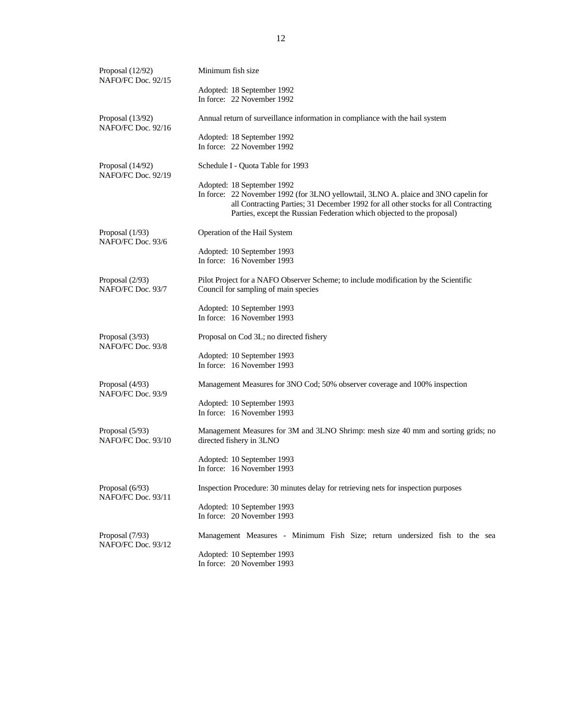| | |
|---|---|
| Proposal (12/92)<br>NAFO/FC Doc. 92/15 | Minimum fish size<br><br>Adopted: 18 September 1992<br>In force: 22 November 1992 |
| Proposal (13/92)<br>NAFO/FC Doc. 92/16 | Annual return of surveillance information in compliance with the hail system<br><br>Adopted: 18 September 1992<br>In force: 22 November 1992 |
| Proposal (14/92)<br>NAFO/FC Doc. 92/19 | Schedule I - Quota Table for 1993<br><br>Adopted: 18 September 1992<br>In force: 22 November 1992 (for 3LNO yellowtail, 3LNO A. plaice and 3NO capelin for all Contracting Parties; 31 December 1992 for all other stocks for all Contracting Parties, except the Russian Federation which objected to the proposal) |
| Proposal (1/93)<br>NAFO/FC Doc. 93/6 | Operation of the Hail System<br><br>Adopted: 10 September 1993<br>In force: 16 November 1993 |
| Proposal (2/93)<br>NAFO/FC Doc. 93/7 | Pilot Project for a NAFO Observer Scheme; to include modification by the Scientific Council for sampling of main species<br><br>Adopted: 10 September 1993<br>In force: 16 November 1993 |
| Proposal (3/93)<br>NAFO/FC Doc. 93/8 | Proposal on Cod 3L; no directed fishery<br><br>Adopted: 10 September 1993<br>In force: 16 November 1993 |
| Proposal (4/93)<br>NAFO/FC Doc. 93/9 | Management Measures for 3NO Cod; 50% observer coverage and 100% inspection<br><br>Adopted: 10 September 1993<br>In force: 16 November 1993 |
| Proposal (5/93)<br>NAFO/FC Doc. 93/10 | Management Measures for 3M and 3LNO Shrimp: mesh size 40 mm and sorting grids; no directed fishery in 3LNO<br><br>Adopted: 10 September 1993<br>In force: 16 November 1993 |
| Proposal (6/93)<br>NAFO/FC Doc. 93/11 | Inspection Procedure: 30 minutes delay for retrieving nets for inspection purposes<br><br>Adopted: 10 September 1993<br>In force: 20 November 1993 |
| Proposal (7/93)<br>NAFO/FC Doc. 93/12 | Management Measures - Minimum Fish Size; return undersized fish to the sea<br><br>Adopted: 10 September 1993<br>In force: 20 November 1993 |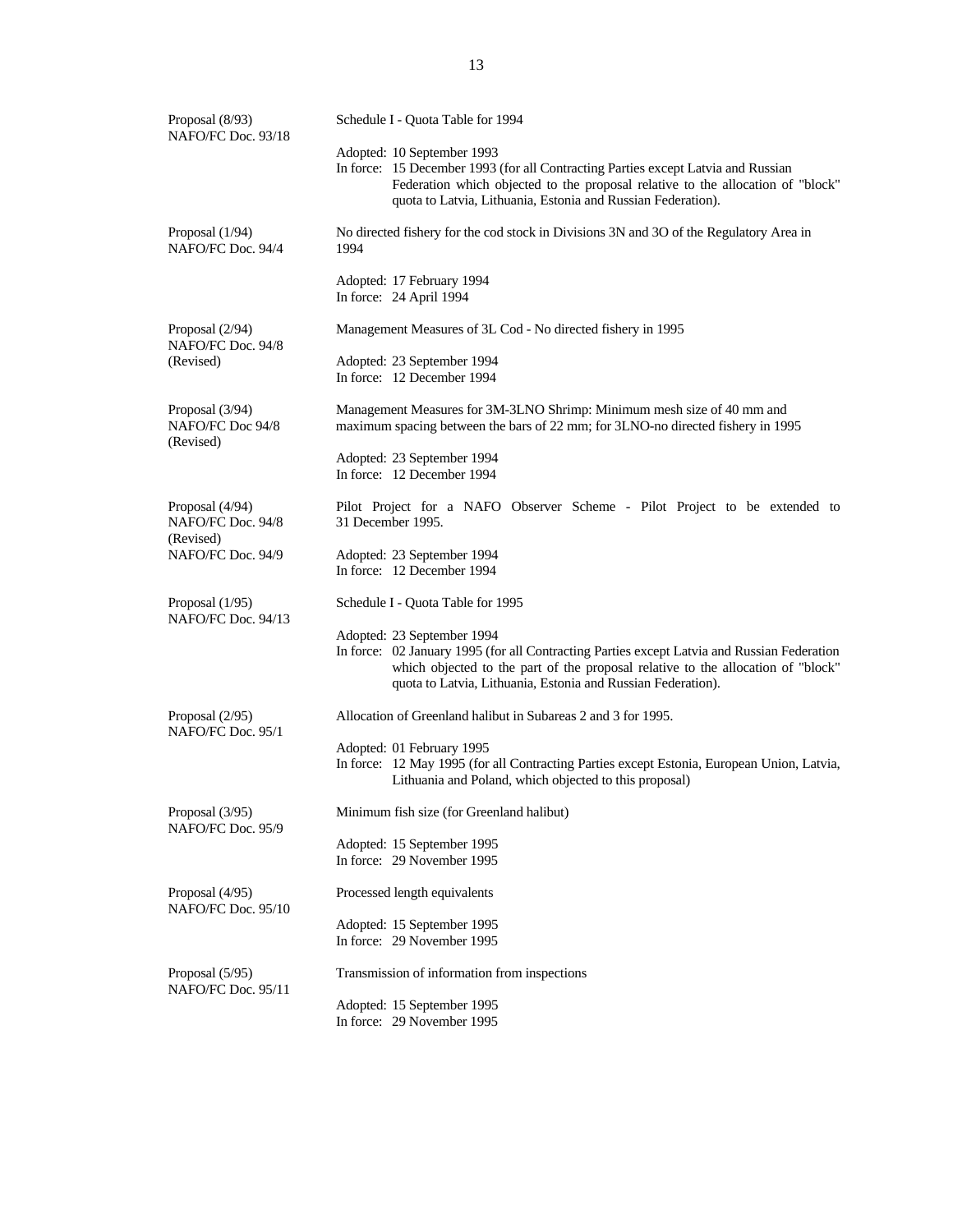| | |
|---|---|
| Proposal (8/93)<br>NAFO/FC Doc. 93/18 | Schedule I - Quota Table for 1994<br><br>Adopted: 10 September 1993<br>In force: 15 December 1993 (for all Contracting Parties except Latvia and Russian Federation which objected to the proposal relative to the allocation of "block" quota to Latvia, Lithuania, Estonia and Russian Federation). |
| Proposal (1/94)<br>NAFO/FC Doc. 94/4 | No directed fishery for the cod stock in Divisions 3N and 3O of the Regulatory Area in 1994<br><br>Adopted: 17 February 1994<br>In force: 24 April 1994 |
| Proposal (2/94)<br>NAFO/FC Doc. 94/8<br>(Revised) | Management Measures of 3L Cod - No directed fishery in 1995<br><br>Adopted: 23 September 1994<br>In force: 12 December 1994 |
| Proposal (3/94)<br>NAFO/FC Doc 94/8<br>(Revised) | Management Measures for 3M-3LNO Shrimp: Minimum mesh size of 40 mm and maximum spacing between the bars of 22 mm; for 3LNO-no directed fishery in 1995<br><br>Adopted: 23 September 1994<br>In force: 12 December 1994 |
| Proposal (4/94)<br>NAFO/FC Doc. 94/8<br>(Revised)<br>NAFO/FC Doc. 94/9 | Pilot Project for a NAFO Observer Scheme - Pilot Project to be extended to 31 December 1995.<br><br>Adopted: 23 September 1994<br>In force: 12 December 1994 |
| Proposal (1/95)<br>NAFO/FC Doc. 94/13 | Schedule I - Quota Table for 1995<br><br>Adopted: 23 September 1994<br>In force: 02 January 1995 (for all Contracting Parties except Latvia and Russian Federation which objected to the part of the proposal relative to the allocation of "block" quota to Latvia, Lithuania, Estonia and Russian Federation). |
| Proposal (2/95)<br>NAFO/FC Doc. 95/1 | Allocation of Greenland halibut in Subareas 2 and 3 for 1995.<br><br>Adopted: 01 February 1995<br>In force: 12 May 1995 (for all Contracting Parties except Estonia, European Union, Latvia, Lithuania and Poland, which objected to this proposal) |
| Proposal (3/95)<br>NAFO/FC Doc. 95/9 | Minimum fish size (for Greenland halibut)<br><br>Adopted: 15 September 1995<br>In force: 29 November 1995 |
| Proposal (4/95)<br>NAFO/FC Doc. 95/10 | Processed length equivalents<br><br>Adopted: 15 September 1995<br>In force: 29 November 1995 |
| Proposal (5/95)<br>NAFO/FC Doc. 95/11 | Transmission of information from inspections<br><br>Adopted: 15 September 1995<br>In force: 29 November 1995 |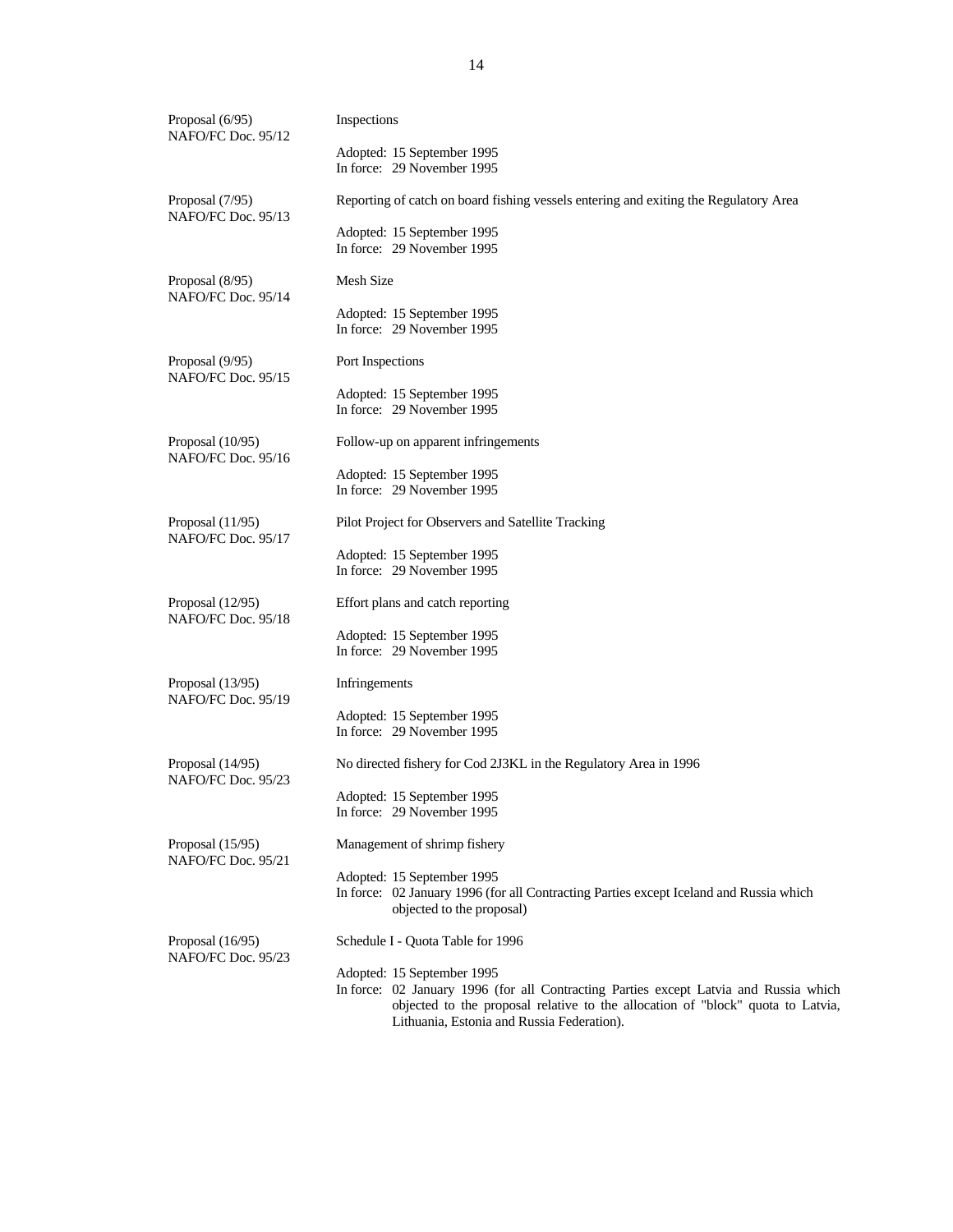| | |
|---|---|
| Proposal (6/95)<br>NAFO/FC Doc. 95/12 | Inspections<br><br>Adopted: 15 September 1995<br>In force: 29 November 1995 |
| Proposal (7/95)<br>NAFO/FC Doc. 95/13 | Reporting of catch on board fishing vessels entering and exiting the Regulatory Area<br><br>Adopted: 15 September 1995<br>In force: 29 November 1995 |
| Proposal (8/95)<br>NAFO/FC Doc. 95/14 | Mesh Size<br><br>Adopted: 15 September 1995<br>In force: 29 November 1995 |
| Proposal (9/95)<br>NAFO/FC Doc. 95/15 | Port Inspections<br><br>Adopted: 15 September 1995<br>In force: 29 November 1995 |
| Proposal (10/95)<br>NAFO/FC Doc. 95/16 | Follow-up on apparent infringements<br><br>Adopted: 15 September 1995<br>In force: 29 November 1995 |
| Proposal (11/95)<br>NAFO/FC Doc. 95/17 | Pilot Project for Observers and Satellite Tracking<br><br>Adopted: 15 September 1995<br>In force: 29 November 1995 |
| Proposal (12/95)<br>NAFO/FC Doc. 95/18 | Effort plans and catch reporting<br><br>Adopted: 15 September 1995<br>In force: 29 November 1995 |
| Proposal (13/95)<br>NAFO/FC Doc. 95/19 | Infringements<br><br>Adopted: 15 September 1995<br>In force: 29 November 1995 |
| Proposal (14/95)<br>NAFO/FC Doc. 95/23 | No directed fishery for Cod 2J3KL in the Regulatory Area in 1996<br><br>Adopted: 15 September 1995<br>In force: 29 November 1995 |
| Proposal (15/95)<br>NAFO/FC Doc. 95/21 | Management of shrimp fishery<br><br>Adopted: 15 September 1995<br>In force: 02 January 1996 (for all Contracting Parties except Iceland and Russia which objected to the proposal) |
| Proposal (16/95)<br>NAFO/FC Doc. 95/23 | Schedule I - Quota Table for 1996<br><br>Adopted: 15 September 1995<br>In force: 02 January 1996 (for all Contracting Parties except Latvia and Russia which objected to the proposal relative to the allocation of "block" quota to Latvia, Lithuania, Estonia and Russia Federation). |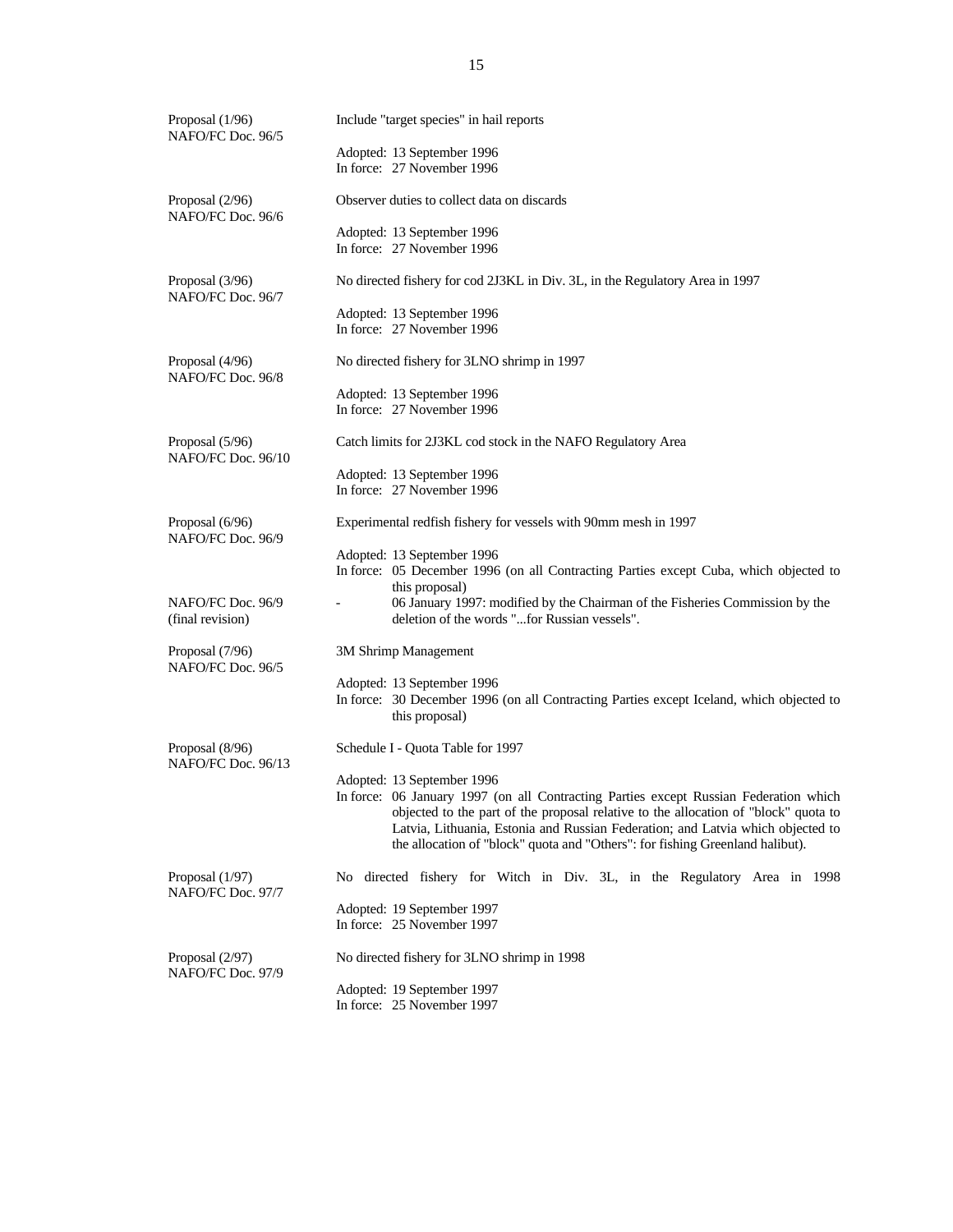| | |
|---|---|
| Proposal (1/96)<br>NAFO/FC Doc. 96/5 | Include "target species" in hail reports<br><br>Adopted: 13 September 1996<br>In force: 27 November 1996 |
| Proposal (2/96)<br>NAFO/FC Doc. 96/6 | Observer duties to collect data on discards<br><br>Adopted: 13 September 1996<br>In force: 27 November 1996 |
| Proposal (3/96)<br>NAFO/FC Doc. 96/7 | No directed fishery for cod 2J3KL in Div. 3L, in the Regulatory Area in 1997<br><br>Adopted: 13 September 1996<br>In force: 27 November 1996 |
| Proposal (4/96)<br>NAFO/FC Doc. 96/8 | No directed fishery for 3LNO shrimp in 1997<br><br>Adopted: 13 September 1996<br>In force: 27 November 1996 |
| Proposal (5/96)<br>NAFO/FC Doc. 96/10 | Catch limits for 2J3KL cod stock in the NAFO Regulatory Area<br><br>Adopted: 13 September 1996<br>In force: 27 November 1996 |
| Proposal (6/96)<br>NAFO/FC Doc. 96/9 | Experimental redfish fishery for vessels with 90mm mesh in 1997<br><br>Adopted: 13 September 1996<br>In force: 05 December 1996 (on all Contracting Parties except Cuba, which objected to this proposal) |
| NAFO/FC Doc. 96/9<br>(final revision) | - 06 January 1997: modified by the Chairman of the Fisheries Commission by the deletion of the words "...for Russian vessels". |
| Proposal (7/96)<br>NAFO/FC Doc. 96/5 | 3M Shrimp Management<br><br>Adopted: 13 September 1996<br>In force: 30 December 1996 (on all Contracting Parties except Iceland, which objected to this proposal) |
| Proposal (8/96)<br>NAFO/FC Doc. 96/13 | Schedule I - Quota Table for 1997<br><br>Adopted: 13 September 1996<br>In force: 06 January 1997 (on all Contracting Parties except Russian Federation which objected to the part of the proposal relative to the allocation of "block" quota to Latvia, Lithuania, Estonia and Russian Federation; and Latvia which objected to the allocation of "block" quota and "Others": for fishing Greenland halibut). |
| Proposal (1/97)<br>NAFO/FC Doc. 97/7 | No directed fishery for Witch in Div. 3L, in the Regulatory Area in 1998<br><br>Adopted: 19 September 1997<br>In force: 25 November 1997 |
| Proposal (2/97)<br>NAFO/FC Doc. 97/9 | No directed fishery for 3LNO shrimp in 1998<br><br>Adopted: 19 September 1997<br>In force: 25 November 1997 |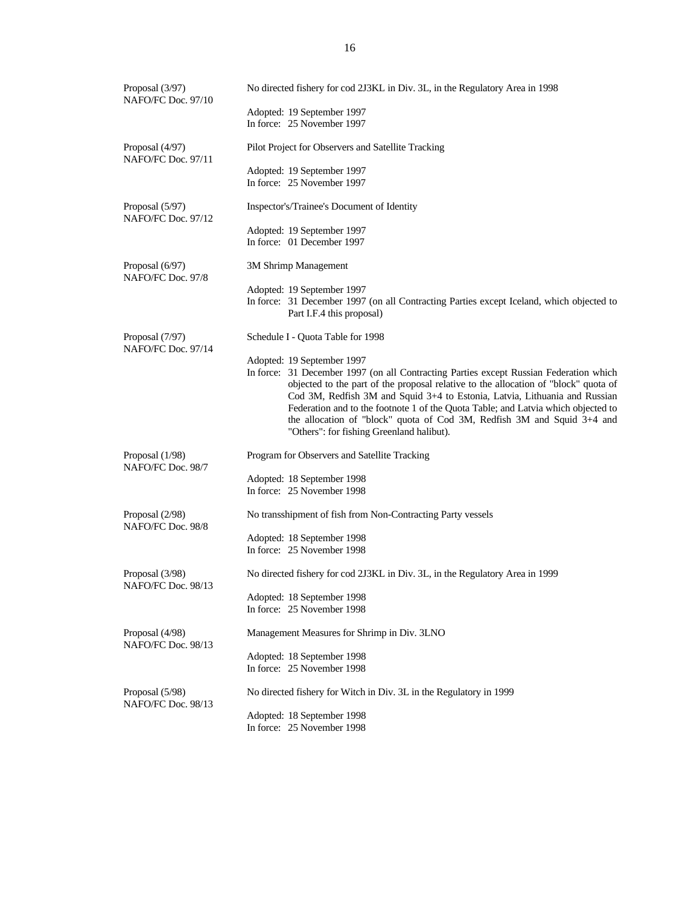| | |
|---|---|
| Proposal (3/97)<br>NAFO/FC Doc. 97/10 | No directed fishery for cod 2J3KL in Div. 3L, in the Regulatory Area in 1998<br><br>Adopted: 19 September 1997<br>In force: 25 November 1997 |
| Proposal (4/97)<br>NAFO/FC Doc. 97/11 | Pilot Project for Observers and Satellite Tracking<br><br>Adopted: 19 September 1997<br>In force: 25 November 1997 |
| Proposal (5/97)<br>NAFO/FC Doc. 97/12 | Inspector's/Trainee's Document of Identity<br><br>Adopted: 19 September 1997<br>In force: 01 December 1997 |
| Proposal (6/97)<br>NAFO/FC Doc. 97/8 | 3M Shrimp Management<br><br>Adopted: 19 September 1997<br>In force: 31 December 1997 (on all Contracting Parties except Iceland, which objected to Part I.F.4 this proposal) |
| Proposal (7/97)<br>NAFO/FC Doc. 97/14 | Schedule I - Quota Table for 1998<br><br>Adopted: 19 September 1997<br>In force: 31 December 1997 (on all Contracting Parties except Russian Federation which objected to the part of the proposal relative to the allocation of "block" quota of Cod 3M, Redfish 3M and Squid 3+4 to Estonia, Latvia, Lithuania and Russian Federation and to the footnote 1 of the Quota Table; and Latvia which objected to the allocation of "block" quota of Cod 3M, Redfish 3M and Squid 3+4 and "Others": for fishing Greenland halibut). |
| Proposal (1/98)<br>NAFO/FC Doc. 98/7 | Program for Observers and Satellite Tracking<br><br>Adopted: 18 September 1998<br>In force: 25 November 1998 |
| Proposal (2/98)<br>NAFO/FC Doc. 98/8 | No transshipment of fish from Non-Contracting Party vessels<br><br>Adopted: 18 September 1998<br>In force: 25 November 1998 |
| Proposal (3/98)<br>NAFO/FC Doc. 98/13 | No directed fishery for cod 2J3KL in Div. 3L, in the Regulatory Area in 1999<br><br>Adopted: 18 September 1998<br>In force: 25 November 1998 |
| Proposal (4/98)<br>NAFO/FC Doc. 98/13 | Management Measures for Shrimp in Div. 3LNO<br><br>Adopted: 18 September 1998<br>In force: 25 November 1998 |
| Proposal (5/98)<br>NAFO/FC Doc. 98/13 | No directed fishery for Witch in Div. 3L in the Regulatory in 1999<br><br>Adopted: 18 September 1998<br>In force: 25 November 1998 |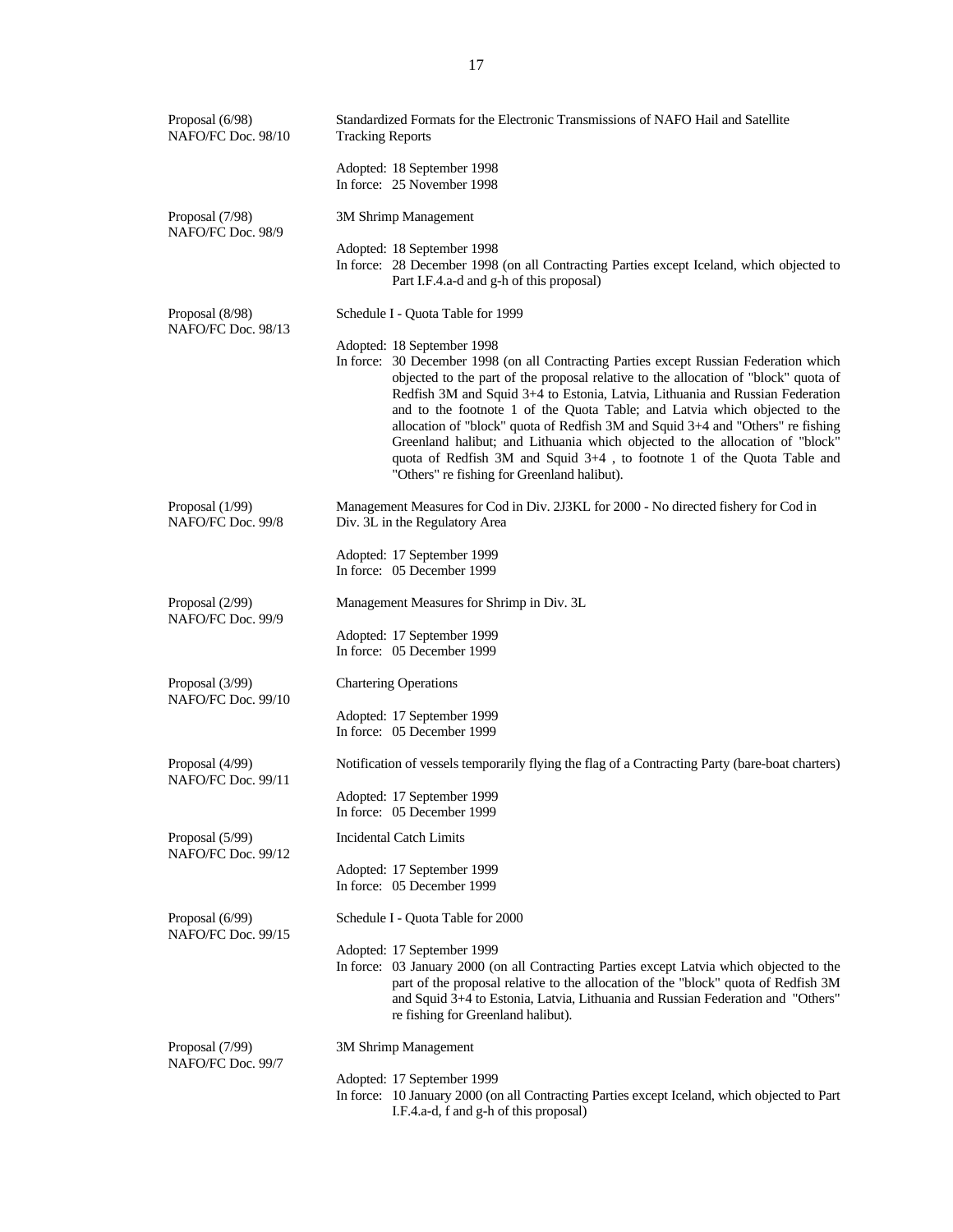| | |
|---|---|
| Proposal (6/98)<br>NAFO/FC Doc. 98/10 | Standardized Formats for the Electronic Transmissions of NAFO Hail and Satellite Tracking Reports<br><br>Adopted: 18 September 1998<br>In force: 25 November 1998 |
| Proposal (7/98)<br>NAFO/FC Doc. 98/9 | 3M Shrimp Management<br><br>Adopted: 18 September 1998<br>In force: 28 December 1998 (on all Contracting Parties except Iceland, which objected to Part I.F.4.a-d and g-h of this proposal) |
| Proposal (8/98)<br>NAFO/FC Doc. 98/13 | Schedule I - Quota Table for 1999<br><br>Adopted: 18 September 1998<br>In force: 30 December 1998 (on all Contracting Parties except Russian Federation which objected to the part of the proposal relative to the allocation of "block" quota of Redfish 3M and Squid 3+4 to Estonia, Latvia, Lithuania and Russian Federation and to the footnote 1 of the Quota Table; and Latvia which objected to the allocation of "block" quota of Redfish 3M and Squid 3+4 and "Others" re fishing Greenland halibut; and Lithuania which objected to the allocation of "block" quota of Redfish 3M and Squid 3+4 , to footnote 1 of the Quota Table and "Others" re fishing for Greenland halibut). |
| Proposal (1/99)<br>NAFO/FC Doc. 99/8 | Management Measures for Cod in Div. 2J3KL for 2000 - No directed fishery for Cod in Div. 3L in the Regulatory Area<br><br>Adopted: 17 September 1999<br>In force: 05 December 1999 |
| Proposal (2/99)<br>NAFO/FC Doc. 99/9 | Management Measures for Shrimp in Div. 3L<br><br>Adopted: 17 September 1999<br>In force: 05 December 1999 |
| Proposal (3/99)<br>NAFO/FC Doc. 99/10 | Chartering Operations<br><br>Adopted: 17 September 1999<br>In force: 05 December 1999 |
| Proposal (4/99)<br>NAFO/FC Doc. 99/11 | Notification of vessels temporarily flying the flag of a Contracting Party (bare-boat charters)<br><br>Adopted: 17 September 1999<br>In force: 05 December 1999 |
| Proposal (5/99)<br>NAFO/FC Doc. 99/12 | Incidental Catch Limits<br><br>Adopted: 17 September 1999<br>In force: 05 December 1999 |
| Proposal (6/99)<br>NAFO/FC Doc. 99/15 | Schedule I - Quota Table for 2000<br><br>Adopted: 17 September 1999<br>In force: 03 January 2000 (on all Contracting Parties except Latvia which objected to the part of the proposal relative to the allocation of the "block" quota of Redfish 3M and Squid 3+4 to Estonia, Latvia, Lithuania and Russian Federation and "Others" re fishing for Greenland halibut). |
| Proposal (7/99)<br>NAFO/FC Doc. 99/7 | 3M Shrimp Management<br><br>Adopted: 17 September 1999<br>In force: 10 January 2000 (on all Contracting Parties except Iceland, which objected to Part I.F.4.a-d, f and g-h of this proposal) |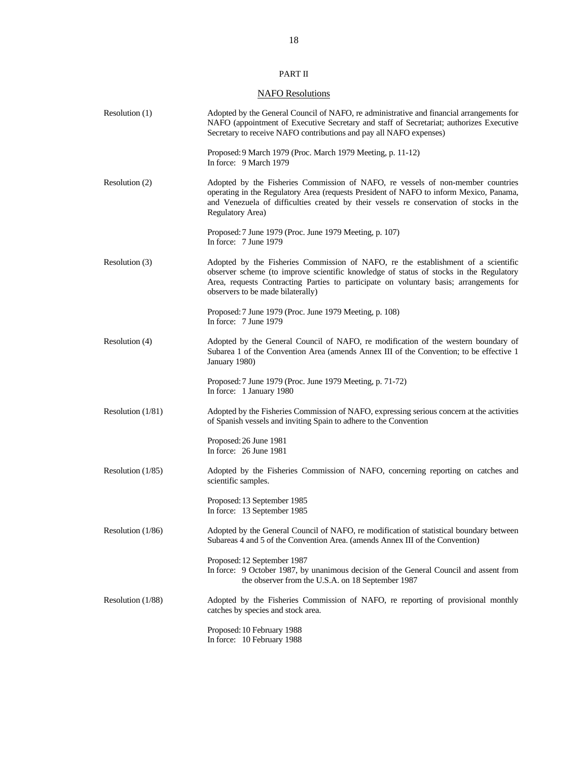PART II

## NAFO Resolutions

| | |
|---|---|
| Resolution (1) | Adopted by the General Council of NAFO, re administrative and financial arrangements for NAFO (appointment of Executive Secretary and staff of Secretariat; authorizes Executive Secretary to receive NAFO contributions and pay all NAFO expenses)<br><br>Proposed: 9 March 1979 (Proc. March 1979 Meeting, p. 11-12)<br>In force: 9 March 1979 |
| Resolution (2) | Adopted by the Fisheries Commission of NAFO, re vessels of non-member countries operating in the Regulatory Area (requests President of NAFO to inform Mexico, Panama, and Venezuela of difficulties created by their vessels re conservation of stocks in the Regulatory Area)<br><br>Proposed: 7 June 1979 (Proc. June 1979 Meeting, p. 107)<br>In force: 7 June 1979 |
| Resolution (3) | Adopted by the Fisheries Commission of NAFO, re the establishment of a scientific observer scheme (to improve scientific knowledge of status of stocks in the Regulatory Area, requests Contracting Parties to participate on voluntary basis; arrangements for observers to be made bilaterally)<br><br>Proposed: 7 June 1979 (Proc. June 1979 Meeting, p. 108)<br>In force: 7 June 1979 |
| Resolution (4) | Adopted by the General Council of NAFO, re modification of the western boundary of Subarea 1 of the Convention Area (amends Annex III of the Convention; to be effective 1 January 1980)<br><br>Proposed: 7 June 1979 (Proc. June 1979 Meeting, p. 71-72)<br>In force: 1 January 1980 |
| Resolution (1/81) | Adopted by the Fisheries Commission of NAFO, expressing serious concern at the activities of Spanish vessels and inviting Spain to adhere to the Convention<br><br>Proposed: 26 June 1981<br>In force: 26 June 1981 |
| Resolution (1/85) | Adopted by the Fisheries Commission of NAFO, concerning reporting on catches and scientific samples.<br><br>Proposed: 13 September 1985<br>In force: 13 September 1985 |
| Resolution (1/86) | Adopted by the General Council of NAFO, re modification of statistical boundary between Subareas 4 and 5 of the Convention Area. (amends Annex III of the Convention)<br><br>Proposed: 12 September 1987<br>In force: 9 October 1987, by unanimous decision of the General Council and assent from the observer from the U.S.A. on 18 September 1987 |
| Resolution (1/88) | Adopted by the Fisheries Commission of NAFO, re reporting of provisional monthly catches by species and stock area.<br><br>Proposed: 10 February 1988<br>In force: 10 February 1988 |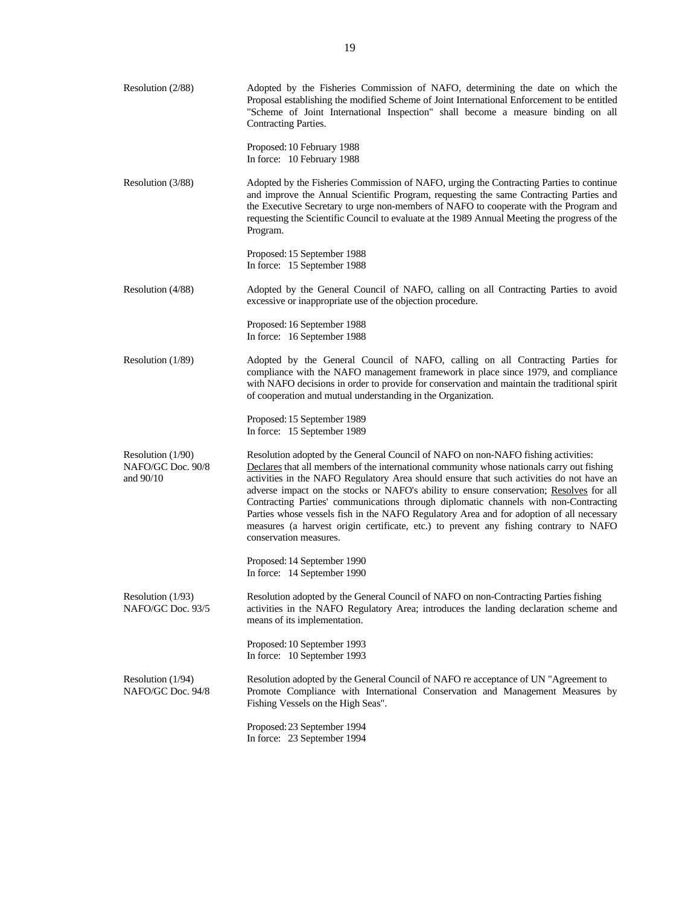| | |
|---|---|
| Resolution (2/88) | Adopted by the Fisheries Commission of NAFO, determining the date on which the Proposal establishing the modified Scheme of Joint International Enforcement to be entitled "Scheme of Joint International Inspection" shall become a measure binding on all Contracting Parties.<br><br>Proposed: 10 February 1988<br>In force: 10 February 1988 |
| Resolution (3/88) | Adopted by the Fisheries Commission of NAFO, urging the Contracting Parties to continue and improve the Annual Scientific Program, requesting the same Contracting Parties and the Executive Secretary to urge non-members of NAFO to cooperate with the Program and requesting the Scientific Council to evaluate at the 1989 Annual Meeting the progress of the Program.<br><br>Proposed: 15 September 1988<br>In force: 15 September 1988 |
| Resolution (4/88) | Adopted by the General Council of NAFO, calling on all Contracting Parties to avoid excessive or inappropriate use of the objection procedure.<br><br>Proposed: 16 September 1988<br>In force: 16 September 1988 |
| Resolution (1/89) | Adopted by the General Council of NAFO, calling on all Contracting Parties for compliance with the NAFO management framework in place since 1979, and compliance with NAFO decisions in order to provide for conservation and maintain the traditional spirit of cooperation and mutual understanding in the Organization.<br><br>Proposed: 15 September 1989<br>In force: 15 September 1989 |
| Resolution (1/90)<br>NAFO/GC Doc. 90/8<br>and 90/10 | Resolution adopted by the General Council of NAFO on non-NAFO fishing activities: Declares that all members of the international community whose nationals carry out fishing activities in the NAFO Regulatory Area should ensure that such activities do not have an adverse impact on the stocks or NAFO's ability to ensure conservation; Resolves for all Contracting Parties' communications through diplomatic channels with non-Contracting Parties whose vessels fish in the NAFO Regulatory Area and for adoption of all necessary measures (a harvest origin certificate, etc.) to prevent any fishing contrary to NAFO conservation measures.<br><br>Proposed: 14 September 1990<br>In force: 14 September 1990 |
| Resolution (1/93)<br>NAFO/GC Doc. 93/5 | Resolution adopted by the General Council of NAFO on non-Contracting Parties fishing activities in the NAFO Regulatory Area; introduces the landing declaration scheme and means of its implementation.<br><br>Proposed: 10 September 1993<br>In force: 10 September 1993 |
| Resolution (1/94)<br>NAFO/GC Doc. 94/8 | Resolution adopted by the General Council of NAFO re acceptance of UN "Agreement to Promote Compliance with International Conservation and Management Measures by Fishing Vessels on the High Seas".<br><br>Proposed: 23 September 1994<br>In force: 23 September 1994 |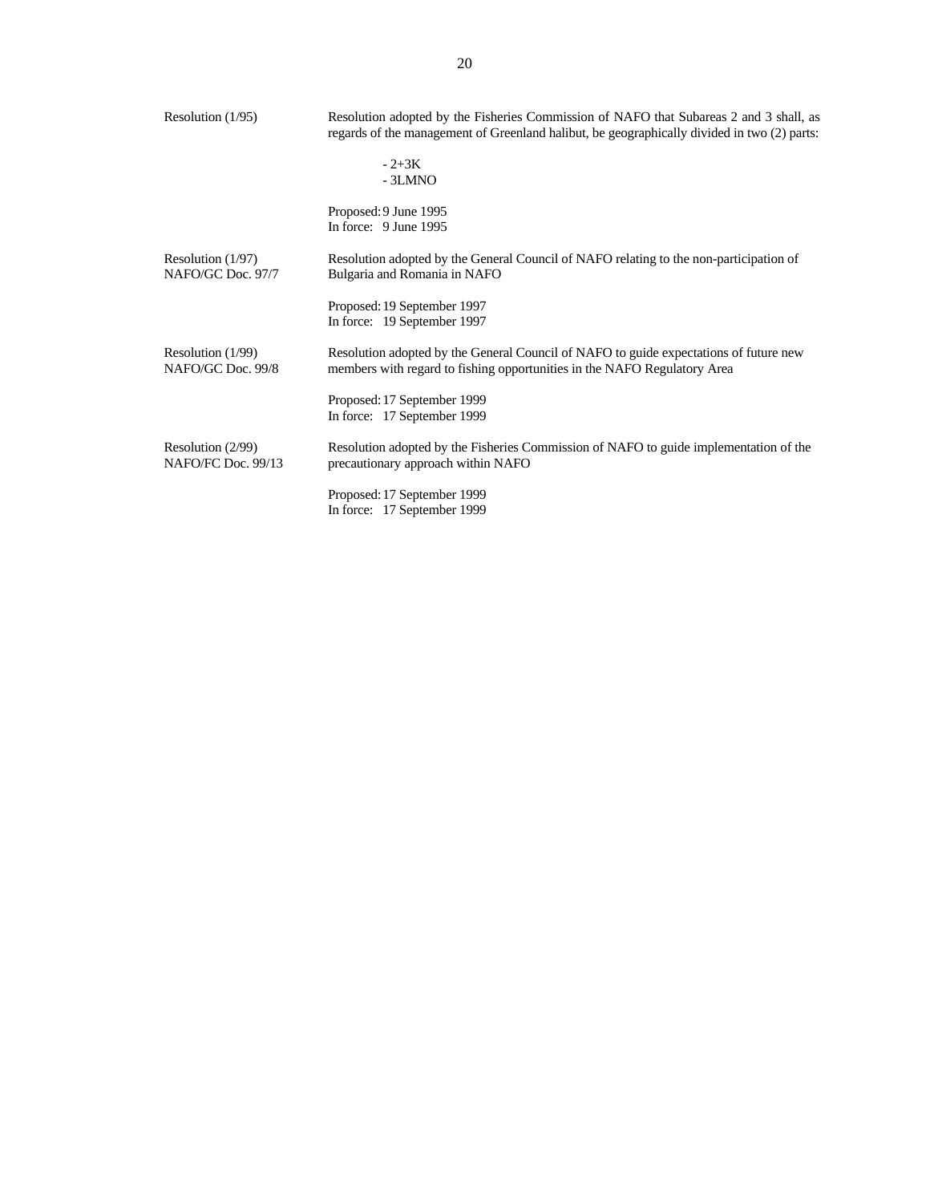| | |
|---|---|
| Resolution (1/95) | Resolution adopted by the Fisheries Commission of NAFO that Subareas 2 and 3 shall, as regards of the management of Greenland halibut, be geographically divided in two (2) parts:<br><br>- 2+3K<br>- 3LMNO<br><br>Proposed: 9 June 1995<br>In force: 9 June 1995 |
| Resolution (1/97)<br>NAFO/GC Doc. 97/7 | Resolution adopted by the General Council of NAFO relating to the non-participation of Bulgaria and Romania in NAFO<br><br>Proposed: 19 September 1997<br>In force: 19 September 1997 |
| Resolution (1/99)<br>NAFO/GC Doc. 99/8 | Resolution adopted by the General Council of NAFO to guide expectations of future new members with regard to fishing opportunities in the NAFO Regulatory Area<br><br>Proposed: 17 September 1999<br>In force: 17 September 1999 |
| Resolution (2/99)<br>NAFO/FC Doc. 99/13 | Resolution adopted by the Fisheries Commission of NAFO to guide implementation of the precautionary approach within NAFO<br><br>Proposed: 17 September 1999<br>In force: 17 September 1999 |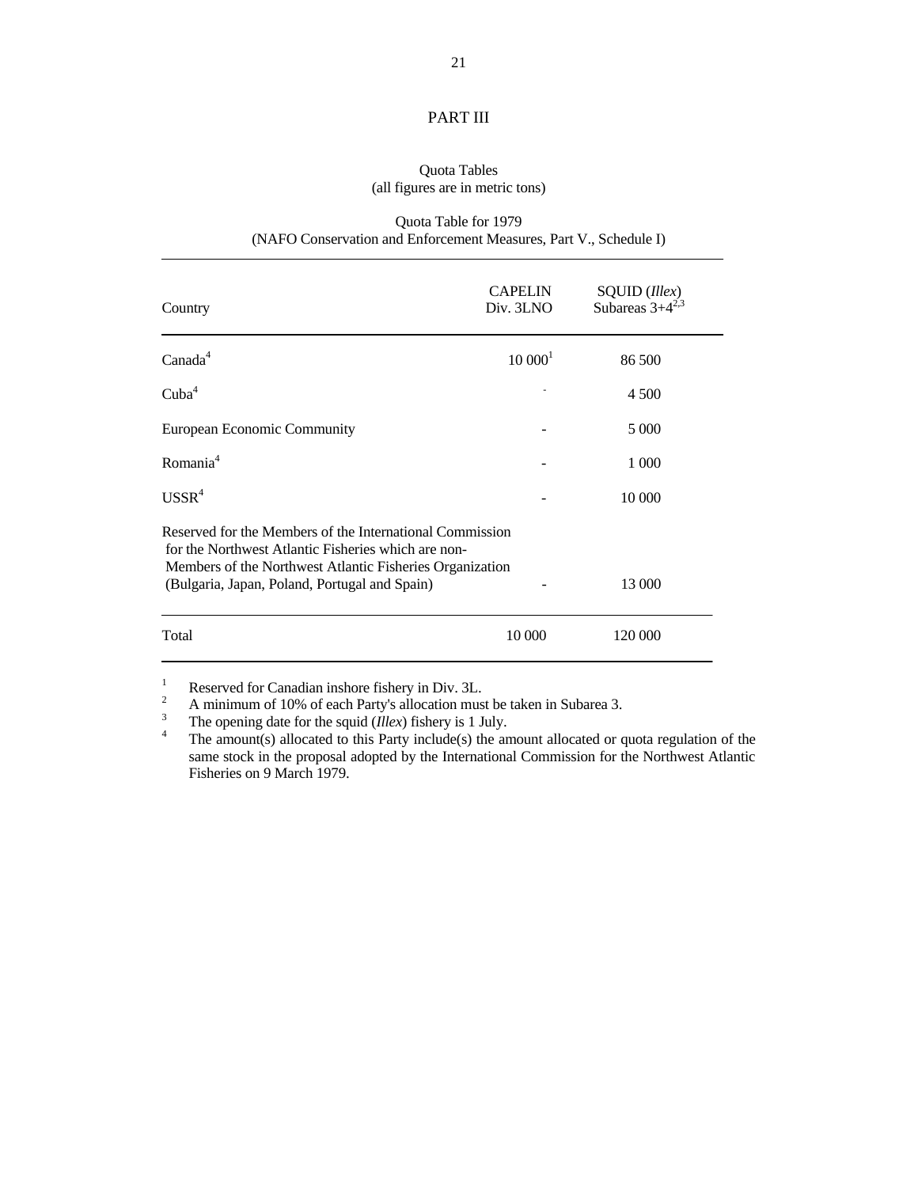# PART III

## Quota Tables
(all figures are in metric tons)

### Quota Table for 1979
(NAFO Conservation and Enforcement Measures, Part V., Schedule I)

| Country | CAPELIN Div. 3LNO | SQUID (*Illex*) Subareas 3+4[2,3] |
|---|---|---|
| Canada[4] | 10 000[1] | 86 500 |
| Cuba[4] | - | 4 500 |
| European Economic Community | - | 5 000 |
| Romania[4] | - | 1 000 |
| USSR[4] | - | 10 000 |
| Reserved for the Members of the International Commission for the Northwest Atlantic Fisheries which are non-Members of the Northwest Atlantic Fisheries Organization (Bulgaria, Japan, Poland, Portugal and Spain) | - | 13 000 |
| Total | 10 000 | 120 000 |

[1] Reserved for Canadian inshore fishery in Div. 3L.
[2] A minimum of 10% of each Party's allocation must be taken in Subarea 3.
[3] The opening date for the squid (*Illex*) fishery is 1 July.
[4] The amount(s) allocated to this Party include(s) the amount allocated or quota regulation of the same stock in the proposal adopted by the International Commission for the Northwest Atlantic Fisheries on 9 March 1979.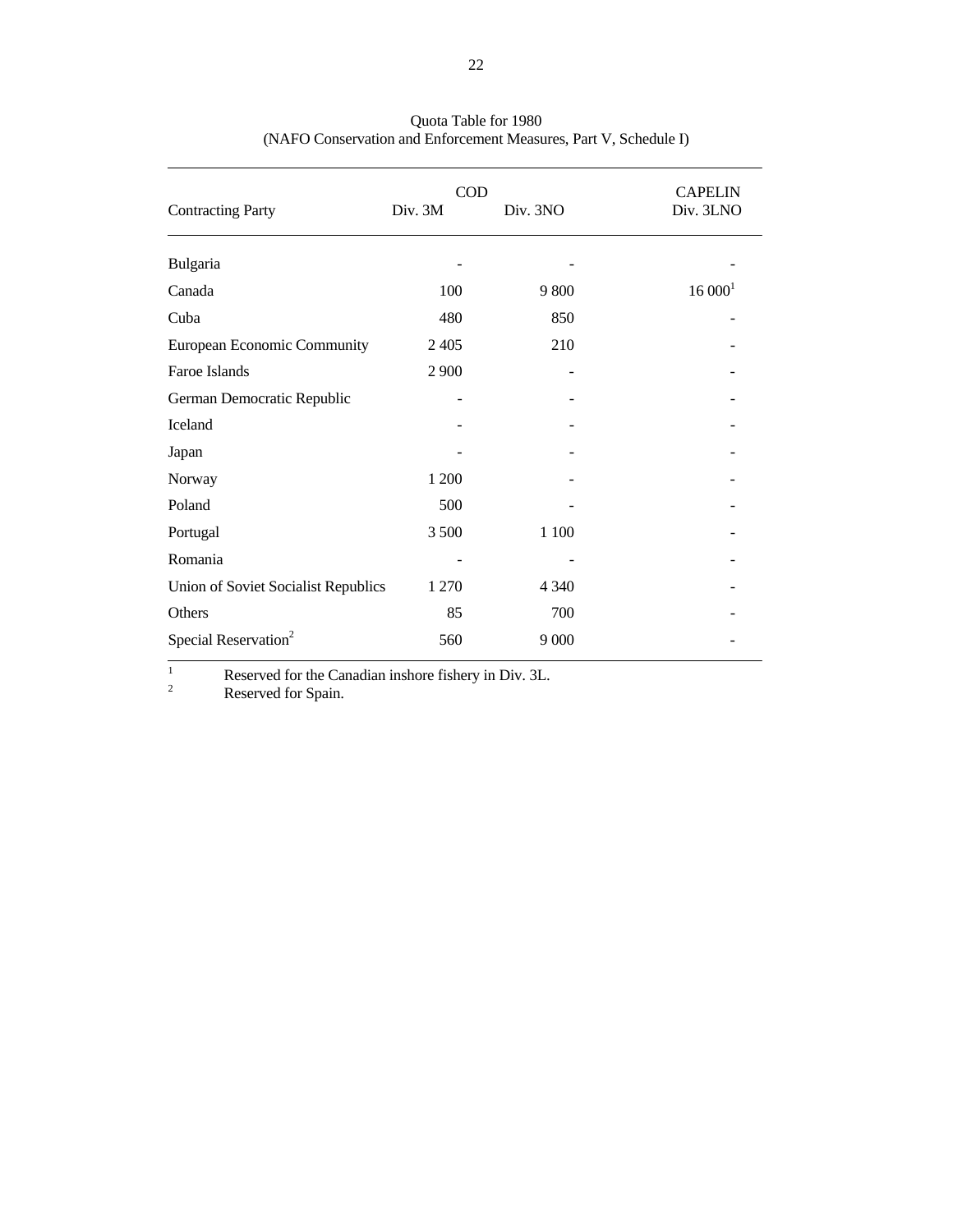Quota Table for 1980
(NAFO Conservation and Enforcement Measures, Part V, Schedule I)

| Contracting Party | COD | | CAPELIN |
|---|---|---|---|
| | Div. 3M | Div. 3NO | Div. 3LNO |
| Bulgaria | - | - | - |
| Canada | 100 | 9 800 | 16 000[1] |
| Cuba | 480 | 850 | - |
| European Economic Community | 2 405 | 210 | - |
| Faroe Islands | 2 900 | - | - |
| German Democratic Republic | - | - | - |
| Iceland | - | - | - |
| Japan | - | - | - |
| Norway | 1 200 | - | - |
| Poland | 500 | - | - |
| Portugal | 3 500 | 1 100 | - |
| Romania | - | - | - |
| Union of Soviet Socialist Republics | 1 270 | 4 340 | - |
| Others | 85 | 700 | - |
| Special Reservation[2] | 560 | 9 000 | - |

[1] Reserved for the Canadian inshore fishery in Div. 3L.
[2] Reserved for Spain.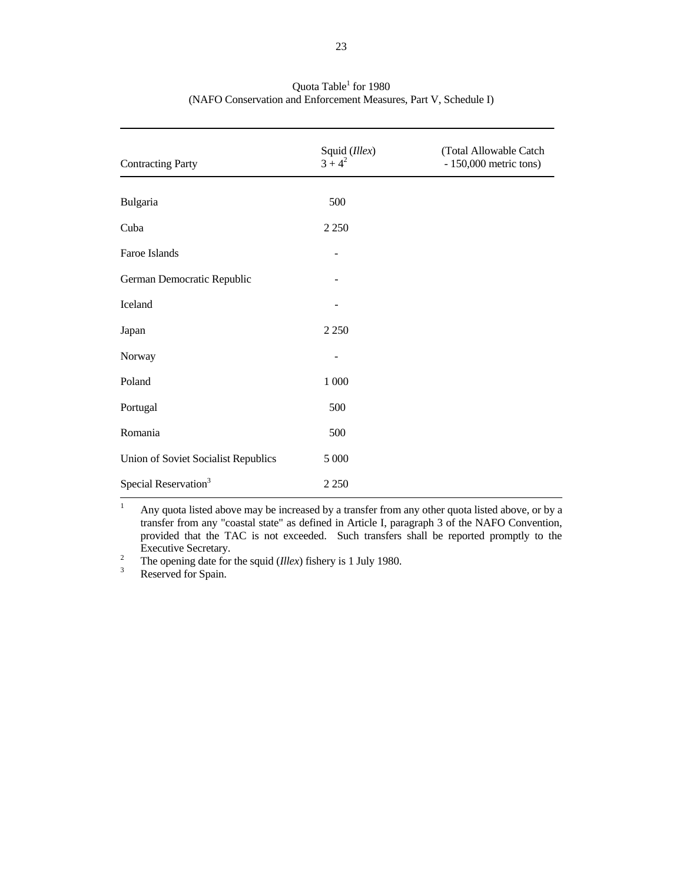Quota Table[1] for 1980
(NAFO Conservation and Enforcement Measures, Part V, Schedule I)

| Contracting Party | Squid (*Illex*) 3 + 4[2] | (Total Allowable Catch - 150,000 metric tons) |
|---|---|---|
| Bulgaria | 500 | |
| Cuba | 2 250 | |
| Faroe Islands | - | |
| German Democratic Republic | - | |
| Iceland | - | |
| Japan | 2 250 | |
| Norway | - | |
| Poland | 1 000 | |
| Portugal | 500 | |
| Romania | 500 | |
| Union of Soviet Socialist Republics | 5 000 | |
| Special Reservation[3] | 2 250 | |

[1] Any quota listed above may be increased by a transfer from any other quota listed above, or by a transfer from any "coastal state" as defined in Article I, paragraph 3 of the NAFO Convention, provided that the TAC is not exceeded. Such transfers shall be reported promptly to the Executive Secretary.

[2] The opening date for the squid (*Illex*) fishery is 1 July 1980.

[3] Reserved for Spain.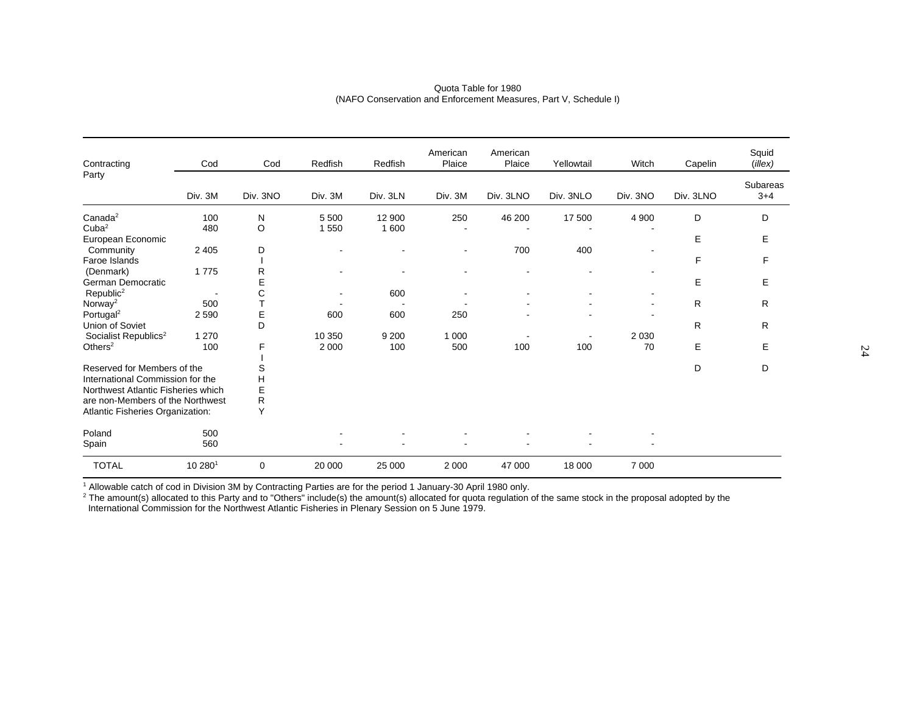Quota Table for 1980
(NAFO Conservation and Enforcement Measures, Part V, Schedule I)

| Contracting Party | Cod | Cod | Redfish | Redfish | American Plaice | American Plaice | Yellowtail | Witch | Capelin | Squid (*illex*) |
|---|---|---|---|---|---|---|---|---|---|---|
| | Div. 3M | Div. 3NO | Div. 3M | Div. 3LN | Div. 3M | Div. 3LNO | Div. 3NLO | Div. 3NO | Div. 3LNO | Subareas 3+4 |
| Canada[2] | 100 | NO DIRECTED FISHERY | 5 500 | 12 900 | 250 | 46 200 | 17 500 | 4 900 | DEFERRED | DEFERRED |
| Cuba[2] | 480 | | 1 550 | 1 600 | - | - | - | - | | |
| European Economic Community | 2 405 | | - | - | - | 700 | 400 | - | | |
| Faroe Islands (Denmark) | 1 775 | | - | - | - | - | - | - | | |
| German Democratic Republic[2] | - | | - | 600 | - | - | - | - | | |
| Norway[2] | 500 | | - | - | - | - | - | - | | |
| Portugal[2] | 2 590 | | 600 | 600 | 250 | - | - | - | | |
| Union of Soviet Socialist Republics[2] | 1 270 | | 10 350 | 9 200 | 1 000 | - | - | 2 030 | | |
| Others[2] | 100 | | 2 000 | 100 | 500 | 100 | 100 | 70 | | |
| Reserved for Members of the International Commission for the Northwest Atlantic Fisheries which are non-Members of the Northwest Atlantic Fisheries Organization: | | | | | | | | | | |
| Poland | 500 | | - | - | - | - | - | - | | |
| Spain | 560 | | - | - | - | - | - | - | | |
| TOTAL | 10 280[1] | 0 | 20 000 | 25 000 | 2 000 | 47 000 | 18 000 | 7 000 | | |

[1] Allowable catch of cod in Division 3M by Contracting Parties are for the period 1 January-30 April 1980 only.

[2] The amount(s) allocated to this Party and to "Others" include(s) the amount(s) allocated for quota regulation of the same stock in the proposal adopted by the International Commission for the Northwest Atlantic Fisheries in Plenary Session on 5 June 1979.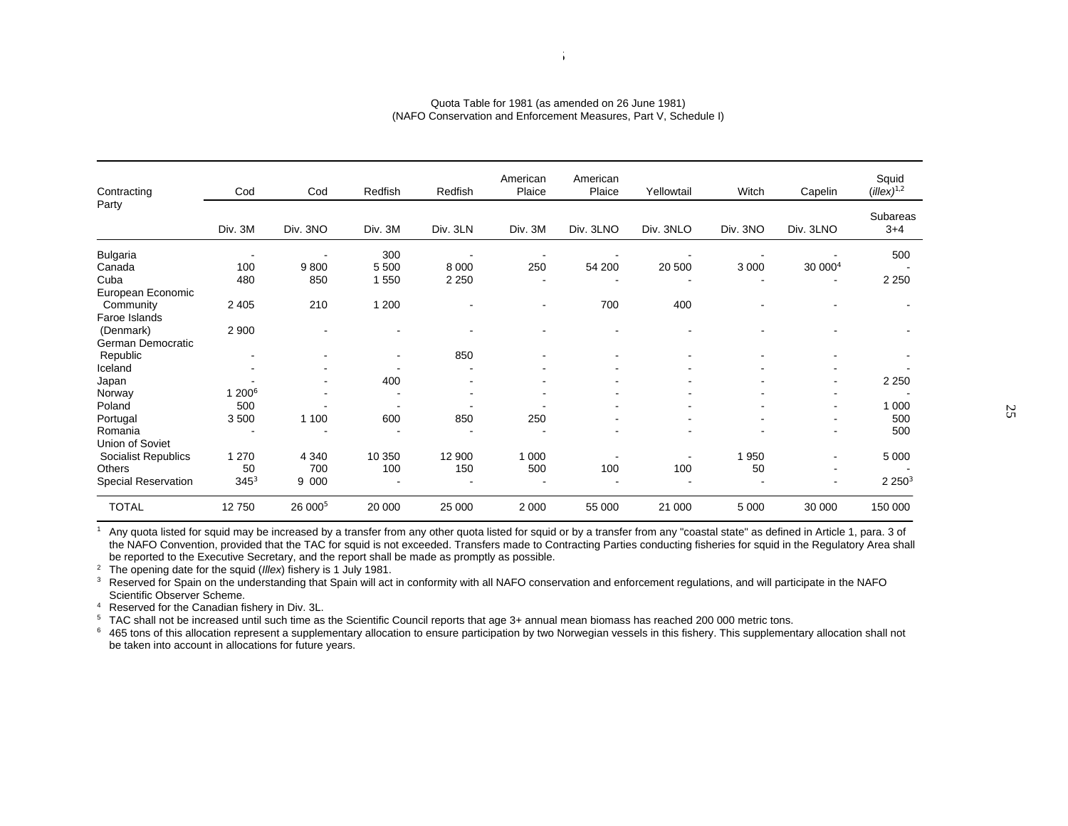Quota Table for 1981 (as amended on 26 June 1981)
(NAFO Conservation and Enforcement Measures, Part V, Schedule I)

| Contracting Party | Cod | Cod | Redfish | Redfish | American Plaice | American Plaice | Yellowtail | Witch | Capelin | Squid (*illex*)[1,2] |
|---|---|---|---|---|---|---|---|---|---|---|
| | Div. 3M | Div. 3NO | Div. 3M | Div. 3LN | Div. 3M | Div. 3LNO | Div. 3NLO | Div. 3NO | Div. 3LNO | Subareas 3+4 |
| Bulgaria | - | - | 300 | - | - | - | - | - | - | 500 |
| Canada | 100 | 9 800 | 5 500 | 8 000 | 250 | 54 200 | 20 500 | 3 000 | 30 000[4] | - |
| Cuba | 480 | 850 | 1 550 | 2 250 | - | - | - | - | - | 2 250 |
| European Economic Community | 2 405 | 210 | 1 200 | - | - | 700 | 400 | - | - | - |
| Faroe Islands (Denmark) | 2 900 | - | - | - | - | - | - | - | - | - |
| German Democratic Republic | - | - | - | 850 | - | - | - | - | - | - |
| Iceland | - | - | - | - | - | - | - | - | - | - |
| Japan | - | - | 400 | - | - | - | - | - | - | 2 250 |
| Norway | 1 200[6] | - | - | - | - | - | - | - | - | - |
| Poland | 500 | - | - | - | - | - | - | - | - | 1 000 |
| Portugal | 3 500 | 1 100 | 600 | 850 | 250 | - | - | - | - | 500 |
| Romania | - | - | - | - | - | - | - | - | - | 500 |
| Union of Soviet Socialist Republics | 1 270 | 4 340 | 10 350 | 12 900 | 1 000 | - | - | 1 950 | - | 5 000 |
| Others | 50 | 700 | 100 | 150 | 500 | 100 | 100 | 50 | - | - |
| Special Reservation | 345[3] | 9 000 | - | - | - | - | - | - | - | 2 250[3] |
| TOTAL | 12 750 | 26 000[5] | 20 000 | 25 000 | 2 000 | 55 000 | 21 000 | 5 000 | 30 000 | 150 000 |

[1] Any quota listed for squid may be increased by a transfer from any other quota listed for squid or by a transfer from any "coastal state" as defined in Article 1, para. 3 of the NAFO Convention, provided that the TAC for squid is not exceeded. Transfers made to Contracting Parties conducting fisheries for squid in the Regulatory Area shall be reported to the Executive Secretary, and the report shall be made as promptly as possible.

[2] The opening date for the squid (*Illex*) fishery is 1 July 1981.

[3] Reserved for Spain on the understanding that Spain will act in conformity with all NAFO conservation and enforcement regulations, and will participate in the NAFO Scientific Observer Scheme.

[4] Reserved for the Canadian fishery in Div. 3L.

[5] TAC shall not be increased until such time as the Scientific Council reports that age 3+ annual mean biomass has reached 200 000 metric tons.

[6] 465 tons of this allocation represent a supplementary allocation to ensure participation by two Norwegian vessels in this fishery. This supplementary allocation shall not be taken into account in allocations for future years.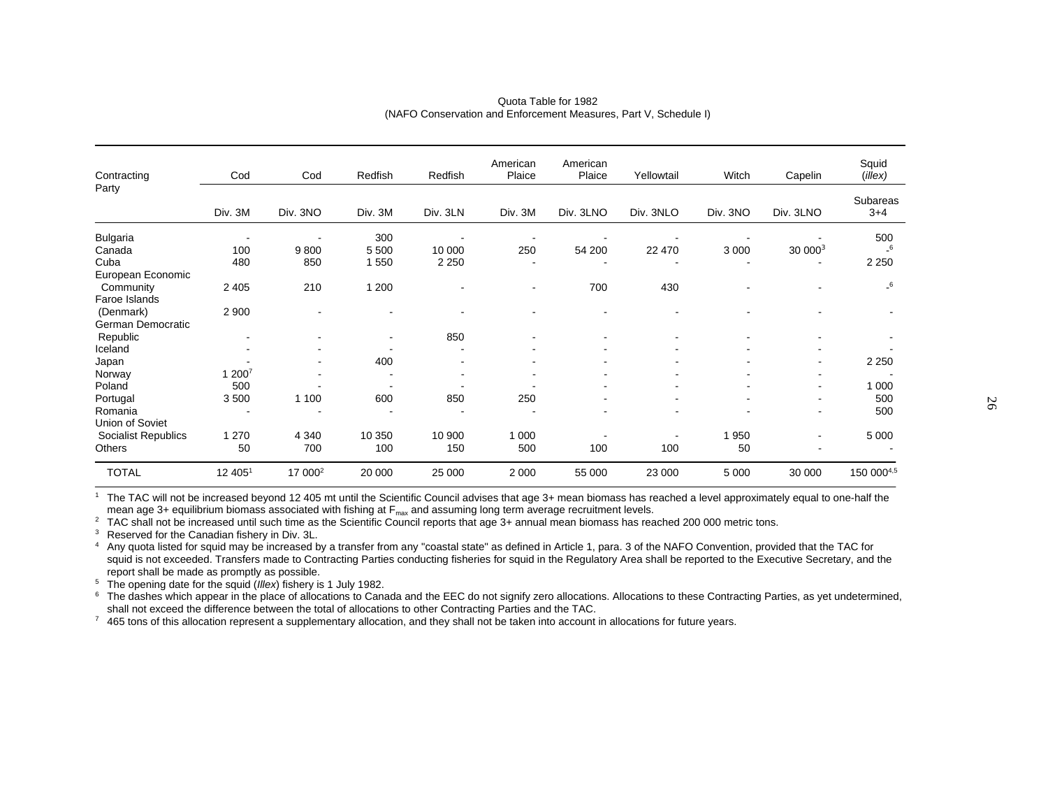Quota Table for 1982
(NAFO Conservation and Enforcement Measures, Part V, Schedule I)

| Contracting Party | Cod | Cod | Redfish | Redfish | American Plaice | American Plaice | Yellowtail | Witch | Capelin | Squid (*illex*) |
|---|---|---|---|---|---|---|---|---|---|---|
| | Div. 3M | Div. 3NO | Div. 3M | Div. 3LN | Div. 3M | Div. 3LNO | Div. 3NLO | Div. 3NO | Div. 3LNO | Subareas 3+4 |
| Bulgaria | - | - | 300 | - | - | - | - | - | - | 500 |
| Canada | 100 | 9 800 | 5 500 | 10 000 | 250 | 54 200 | 22 470 | 3 000 | 30 000[3] | -[6] |
| Cuba | 480 | 850 | 1 550 | 2 250 | - | - | - | - | - | 2 250 |
| European Economic Community | 2 405 | 210 | 1 200 | - | - | 700 | 430 | - | - | -[6] |
| Faroe Islands (Denmark) | 2 900 | - | - | - | - | - | - | - | - | - |
| German Democratic Republic | - | - | - | 850 | - | - | - | - | - | - |
| Iceland | - | - | - | - | - | - | - | - | - | - |
| Japan | - | - | 400 | - | - | - | - | - | - | 2 250 |
| Norway | 1 200[7] | - | - | - | - | - | - | - | - | - |
| Poland | 500 | - | - | - | - | - | - | - | - | 1 000 |
| Portugal | 3 500 | 1 100 | 600 | 850 | 250 | - | - | - | - | 500 |
| Romania | - | - | - | - | - | - | - | - | - | 500 |
| Union of Soviet Socialist Republics | 1 270 | 4 340 | 10 350 | 10 900 | 1 000 | - | - | 1 950 | - | 5 000 |
| Others | 50 | 700 | 100 | 150 | 500 | 100 | 100 | 50 | - | - |
| TOTAL | 12 405[1] | 17 000[2] | 20 000 | 25 000 | 2 000 | 55 000 | 23 000 | 5 000 | 30 000 | 150 000[4,5] |

[1] The TAC will not be increased beyond 12 405 mt until the Scientific Council advises that age 3+ mean biomass has reached a level approximately equal to one-half the mean age 3+ equilibrium biomass associated with fishing at $F_{max}$ and assuming long term average recruitment levels.

[2] TAC shall not be increased until such time as the Scientific Council reports that age 3+ annual mean biomass has reached 200 000 metric tons.

[3] Reserved for the Canadian fishery in Div. 3L.

[4] Any quota listed for squid may be increased by a transfer from any "coastal state" as defined in Article 1, para. 3 of the NAFO Convention, provided that the TAC for squid is not exceeded. Transfers made to Contracting Parties conducting fisheries for squid in the Regulatory Area shall be reported to the Executive Secretary, and the report shall be made as promptly as possible.

[5] The opening date for the squid (*Illex*) fishery is 1 July 1982.

[6] The dashes which appear in the place of allocations to Canada and the EEC do not signify zero allocations. Allocations to these Contracting Parties, as yet undetermined, shall not exceed the difference between the total of allocations to other Contracting Parties and the TAC.

[7] 465 tons of this allocation represent a supplementary allocation, and they shall not be taken into account in allocations for future years.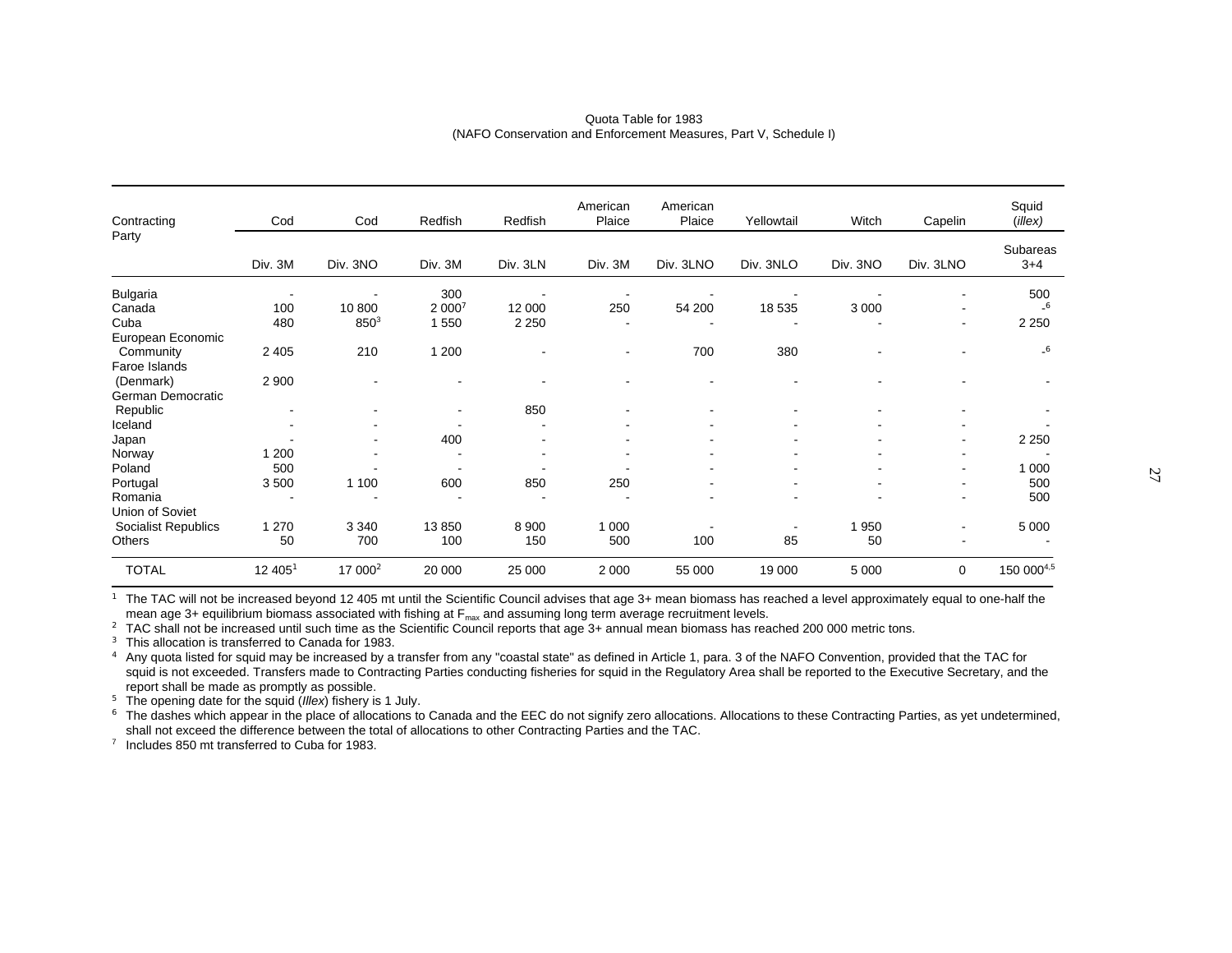Quota Table for 1983
(NAFO Conservation and Enforcement Measures, Part V, Schedule I)

| Contracting Party | Cod | Cod | Redfish | Redfish | American Plaice | American Plaice | Yellowtail | Witch | Capelin | Squid (*illex*) |
|---|---|---|---|---|---|---|---|---|---|---|
| | Div. 3M | Div. 3NO | Div. 3M | Div. 3LN | Div. 3M | Div. 3LNO | Div. 3NLO | Div. 3NO | Div. 3LNO | Subareas 3+4 |
| Bulgaria | - | - | 300 | - | - | - | - | - | - | 500 |
| Canada | 100 | 10 800 | 2 000[7] | 12 000 | 250 | 54 200 | 18 535 | 3 000 | - | -[6] |
| Cuba | 480 | 850[3] | 1 550 | 2 250 | - | - | - | - | - | 2 250 |
| European Economic Community | 2 405 | 210 | 1 200 | - | - | 700 | 380 | - | - | -[6] |
| Faroe Islands (Denmark) | 2 900 | - | - | - | - | - | - | - | - | - |
| German Democratic Republic | - | - | - | 850 | - | - | - | - | - | - |
| Iceland | - | - | - | - | - | - | - | - | - | - |
| Japan | - | - | 400 | - | - | - | - | - | - | 2 250 |
| Norway | 1 200 | - | - | - | - | - | - | - | - | - |
| Poland | 500 | - | - | - | - | - | - | - | - | 1 000 |
| Portugal | 3 500 | 1 100 | 600 | 850 | 250 | - | - | - | - | 500 |
| Romania | - | - | - | - | - | - | - | - | - | 500 |
| Union of Soviet Socialist Republics | 1 270 | 3 340 | 13 850 | 8 900 | 1 000 | - | - | 1 950 | - | 5 000 |
| Others | 50 | 700 | 100 | 150 | 500 | 100 | 85 | 50 | - | - |
| TOTAL | 12 405[1] | 17 000[2] | 20 000 | 25 000 | 2 000 | 55 000 | 19 000 | 5 000 | 0 | 150 000[4,5] |

[1] The TAC will not be increased beyond 12 405 mt until the Scientific Council advises that age 3+ mean biomass has reached a level approximately equal to one-half the mean age 3+ equilibrium biomass associated with fishing at $F_{max}$ and assuming long term average recruitment levels.

[2] TAC shall not be increased until such time as the Scientific Council reports that age 3+ annual mean biomass has reached 200 000 metric tons.

[3] This allocation is transferred to Canada for 1983.

[4] Any quota listed for squid may be increased by a transfer from any "coastal state" as defined in Article 1, para. 3 of the NAFO Convention, provided that the TAC for squid is not exceeded. Transfers made to Contracting Parties conducting fisheries for squid in the Regulatory Area shall be reported to the Executive Secretary, and the report shall be made as promptly as possible.

[5] The opening date for the squid (*Illex*) fishery is 1 July.

[6] The dashes which appear in the place of allocations to Canada and the EEC do not signify zero allocations. Allocations to these Contracting Parties, as yet undetermined, shall not exceed the difference between the total of allocations to other Contracting Parties and the TAC.

[7] Includes 850 mt transferred to Cuba for 1983.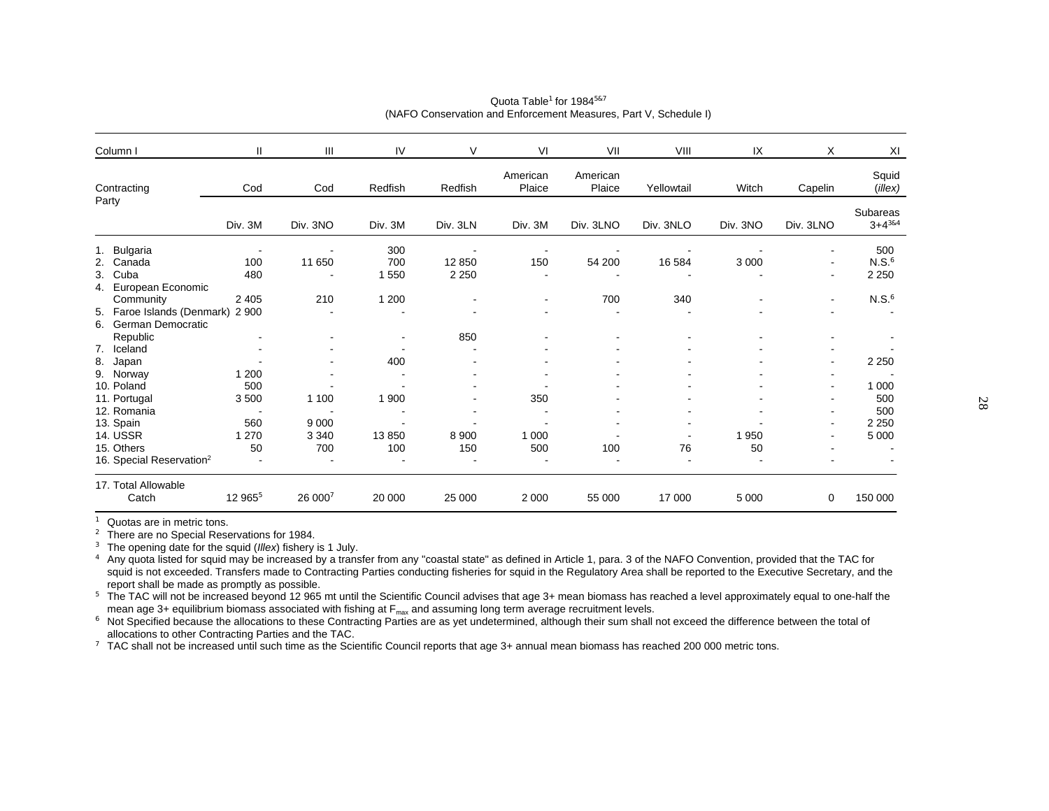Quota Table[1] for 1984[5&7]
(NAFO Conservation and Enforcement Measures, Part V, Schedule I)

| Column I | II | III | IV | V | VI | VII | VIII | IX | X | XI |
|---|---|---|---|---|---|---|---|---|---|---|
| Contracting Party | Cod | Cod | Redfish | Redfish | American Plaice | American Plaice | Yellowtail | Witch | Capelin | Squid (*illex*) |
| | Div. 3M | Div. 3NO | Div. 3M | Div. 3LN | Div. 3M | Div. 3LNO | Div. 3NLO | Div. 3NO | Div. 3LNO | Subareas 3+4[3&4] |
| 1. Bulgaria | - | - | 300 | - | - | - | - | - | - | 500 |
| 2. Canada | 100 | 11 650 | 700 | 12 850 | 150 | 54 200 | 16 584 | 3 000 | - | N.S.[6] |
| 3. Cuba | 480 | - | 1 550 | 2 250 | - | - | - | - | - | 2 250 |
| 4. European Economic Community | 2 405 | 210 | 1 200 | - | - | 700 | 340 | - | - | N.S.[6] |
| 5. Faroe Islands (Denmark) | 2 900 | - | - | - | - | - | - | - | - | - |
| 6. German Democratic Republic | - | - | - | 850 | - | - | - | - | - | - |
| 7. Iceland | - | - | - | - | - | - | - | - | - | - |
| 8. Japan | - | - | 400 | - | - | - | - | - | - | 2 250 |
| 9. Norway | 1 200 | - | - | - | - | - | - | - | - | - |
| 10. Poland | 500 | - | - | - | - | - | - | - | - | 1 000 |
| 11. Portugal | 3 500 | 1 100 | 1 900 | - | 350 | - | - | - | - | 500 |
| 12. Romania | - | - | - | - | - | - | - | - | - | 500 |
| 13. Spain | 560 | 9 000 | - | - | - | - | - | - | - | 2 250 |
| 14. USSR | 1 270 | 3 340 | 13 850 | 8 900 | 1 000 | - | - | 1 950 | - | 5 000 |
| 15. Others | 50 | 700 | 100 | 150 | 500 | 100 | 76 | 50 | - | - |
| 16. Special Reservation[2] | - | - | - | - | - | - | - | - | - | - |
| 17. Total Allowable Catch | 12 965[5] | 26 000[7] | 20 000 | 25 000 | 2 000 | 55 000 | 17 000 | 5 000 | 0 | 150 000 |

[1] Quotas are in metric tons.

[2] There are no Special Reservations for 1984.

[3] The opening date for the squid (*Illex*) fishery is 1 July.

[4] Any quota listed for squid may be increased by a transfer from any "coastal state" as defined in Article 1, para. 3 of the NAFO Convention, provided that the TAC for squid is not exceeded. Transfers made to Contracting Parties conducting fisheries for squid in the Regulatory Area shall be reported to the Executive Secretary, and the report shall be made as promptly as possible.

[5] The TAC will not be increased beyond 12 965 mt until the Scientific Council advises that age 3+ mean biomass has reached a level approximately equal to one-half the mean age 3+ equilibrium biomass associated with fishing at $F_{max}$ and assuming long term average recruitment levels.

[6] Not Specified because the allocations to these Contracting Parties are as yet undetermined, although their sum shall not exceed the difference between the total of allocations to other Contracting Parties and the TAC.

[7] TAC shall not be increased until such time as the Scientific Council reports that age 3+ annual mean biomass has reached 200 000 metric tons.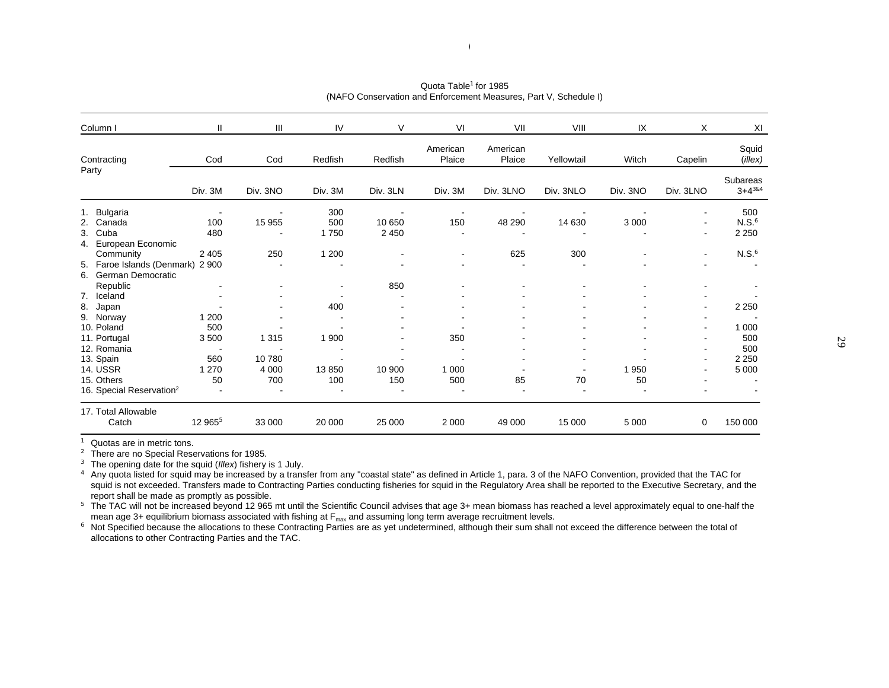Quota Table[1] for 1985
(NAFO Conservation and Enforcement Measures, Part V, Schedule I)

| Column I | II | III | IV | V | VI | VII | VIII | IX | X | XI |
|---|---|---|---|---|---|---|---|---|---|---|
| Contracting Party | Cod | Cod | Redfish | Redfish | American Plaice | American Plaice | Yellowtail | Witch | Capelin | Squid (*illex*) |
| | Div. 3M | Div. 3NO | Div. 3M | Div. 3LN | Div. 3M | Div. 3LNO | Div. 3NLO | Div. 3NO | Div. 3LNO | Subareas 3+4[3&4] |
| 1. Bulgaria | - | - | 300 | - | - | - | - | - | - | 500 |
| 2. Canada | 100 | 15 955 | 500 | 10 650 | 150 | 48 290 | 14 630 | 3 000 | - | N.S.[6] |
| 3. Cuba | 480 | - | 1 750 | 2 450 | - | - | - | - | - | 2 250 |
| 4. European Economic Community | 2 405 | 250 | 1 200 | - | - | 625 | 300 | - | - | N.S.[6] |
| 5. Faroe Islands (Denmark) | 2 900 | - | - | - | - | - | - | - | - | - |
| 6. German Democratic Republic | - | - | - | 850 | - | - | - | - | - | - |
| 7. Iceland | - | - | - | - | - | - | - | - | - | - |
| 8. Japan | - | - | 400 | - | - | - | - | - | - | 2 250 |
| 9. Norway | 1 200 | - | - | - | - | - | - | - | - | - |
| 10. Poland | 500 | - | - | - | - | - | - | - | - | 1 000 |
| 11. Portugal | 3 500 | 1 315 | 1 900 | - | 350 | - | - | - | - | 500 |
| 12. Romania | - | - | - | - | - | - | - | - | - | 500 |
| 13. Spain | 560 | 10 780 | - | - | - | - | - | - | - | 2 250 |
| 14. USSR | 1 270 | 4 000 | 13 850 | 10 900 | 1 000 | - | - | 1 950 | - | 5 000 |
| 15. Others | 50 | 700 | 100 | 150 | 500 | 85 | 70 | 50 | - | - |
| 16. Special Reservation[2] | - | - | - | - | - | - | - | - | - | - |
| 17. Total Allowable Catch | 12 965[5] | 33 000 | 20 000 | 25 000 | 2 000 | 49 000 | 15 000 | 5 000 | 0 | 150 000 |

[1] Quotas are in metric tons.
[2] There are no Special Reservations for 1985.
[3] The opening date for the squid (*Illex*) fishery is 1 July.
[4] Any quota listed for squid may be increased by a transfer from any "coastal state" as defined in Article 1, para. 3 of the NAFO Convention, provided that the TAC for squid is not exceeded. Transfers made to Contracting Parties conducting fisheries for squid in the Regulatory Area shall be reported to the Executive Secretary, and the report shall be made as promptly as possible.
[5] The TAC will not be increased beyond 12 965 mt until the Scientific Council advises that age 3+ mean biomass has reached a level approximately equal to one-half the mean age 3+ equilibrium biomass associated with fishing at $F_{max}$ and assuming long term average recruitment levels.
[6] Not Specified because the allocations to these Contracting Parties are as yet undetermined, although their sum shall not exceed the difference between the total of allocations to other Contracting Parties and the TAC.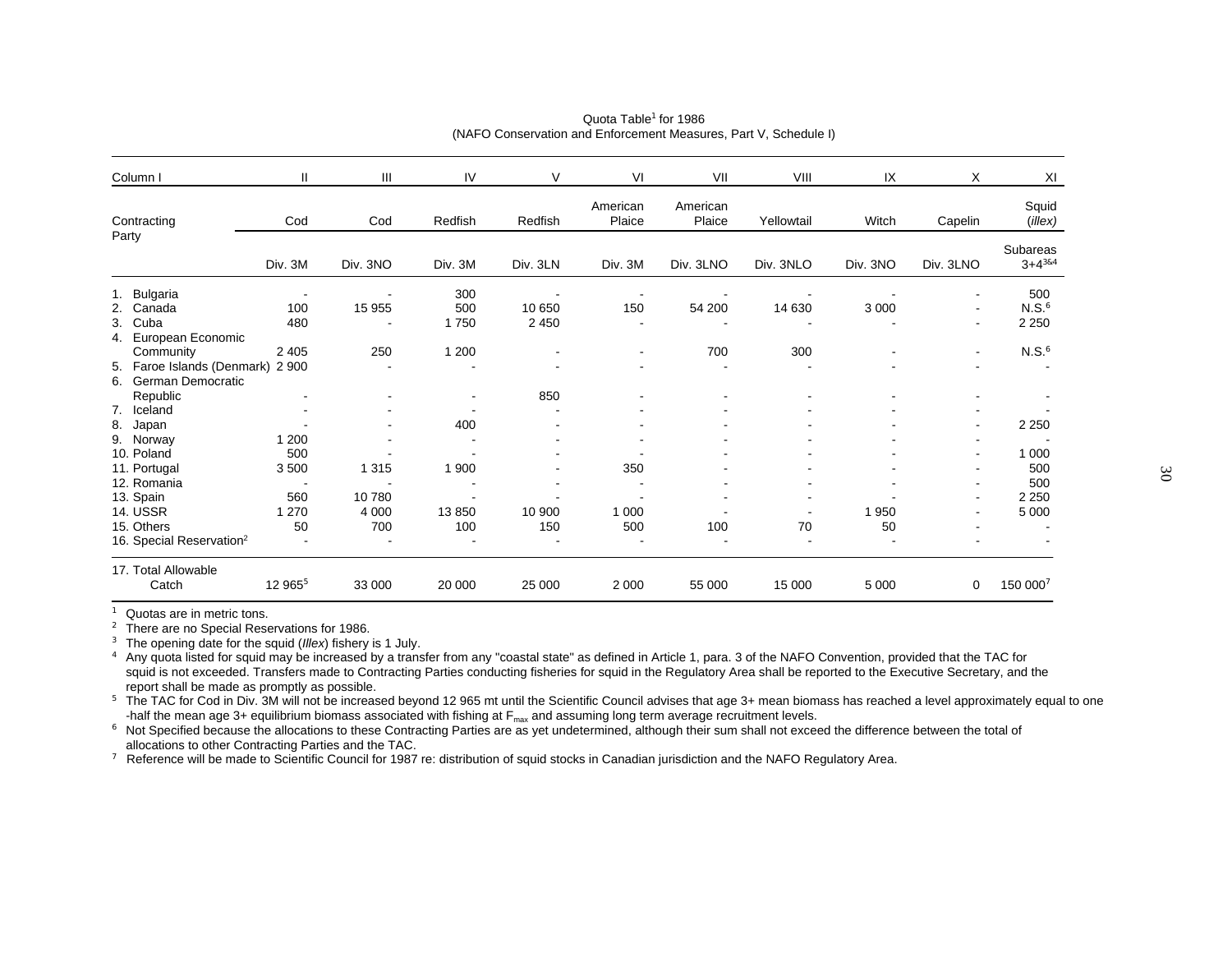Quota Table[1] for 1986
(NAFO Conservation and Enforcement Measures, Part V, Schedule I)

| Column I | II | III | IV | V | VI | VII | VIII | IX | X | XI |
|---|---|---|---|---|---|---|---|---|---|---|
| Contracting Party | Cod | Cod | Redfish | Redfish | American Plaice | American Plaice | Yellowtail | Witch | Capelin | Squid (*illex*) |
| | Div. 3M | Div. 3NO | Div. 3M | Div. 3LN | Div. 3M | Div. 3LNO | Div. 3NLO | Div. 3NO | Div. 3LNO | Subareas 3+4[3&4] |
| 1. Bulgaria | - | - | 300 | - | - | - | - | - | - | 500 |
| 2. Canada | 100 | 15 955 | 500 | 10 650 | 150 | 54 200 | 14 630 | 3 000 | - | N.S.[6] |
| 3. Cuba | 480 | - | 1 750 | 2 450 | - | - | - | - | - | 2 250 |
| 4. European Economic Community | 2 405 | 250 | 1 200 | - | - | 700 | 300 | - | - | N.S.[6] |
| 5. Faroe Islands (Denmark) | 2 900 | - | - | - | - | - | - | - | - | - |
| 6. German Democratic Republic | - | - | - | 850 | - | - | - | - | - | - |
| 7. Iceland | - | - | - | - | - | - | - | - | - | - |
| 8. Japan | - | - | 400 | - | - | - | - | - | - | 2 250 |
| 9. Norway | 1 200 | - | - | - | - | - | - | - | - | - |
| 10. Poland | 500 | - | - | - | - | - | - | - | - | 1 000 |
| 11. Portugal | 3 500 | 1 315 | 1 900 | - | 350 | - | - | - | - | 500 |
| 12. Romania | - | - | - | - | - | - | - | - | - | 500 |
| 13. Spain | 560 | 10 780 | - | - | - | - | - | - | - | 2 250 |
| 14. USSR | 1 270 | 4 000 | 13 850 | 10 900 | 1 000 | - | - | 1 950 | - | 5 000 |
| 15. Others | 50 | 700 | 100 | 150 | 500 | 100 | 70 | 50 | - | - |
| 16. Special Reservation[2] | - | - | - | - | - | - | - | - | - | - |
| 17. Total Allowable Catch | 12 965[5] | 33 000 | 20 000 | 25 000 | 2 000 | 55 000 | 15 000 | 5 000 | 0 | 150 000[7] |

[1] Quotas are in metric tons.
[2] There are no Special Reservations for 1986.
[3] The opening date for the squid (*Illex*) fishery is 1 July.
[4] Any quota listed for squid may be increased by a transfer from any "coastal state" as defined in Article 1, para. 3 of the NAFO Convention, provided that the TAC for squid is not exceeded. Transfers made to Contracting Parties conducting fisheries for squid in the Regulatory Area shall be reported to the Executive Secretary, and the report shall be made as promptly as possible.
[5] The TAC for Cod in Div. 3M will not be increased beyond 12 965 mt until the Scientific Council advises that age 3+ mean biomass has reached a level approximately equal to one-half the mean age 3+ equilibrium biomass associated with fishing at $F_{max}$ and assuming long term average recruitment levels.
[6] Not Specified because the allocations to these Contracting Parties are as yet undetermined, although their sum shall not exceed the difference between the total of allocations to other Contracting Parties and the TAC.
[7] Reference will be made to Scientific Council for 1987 re: distribution of squid stocks in Canadian jurisdiction and the NAFO Regulatory Area.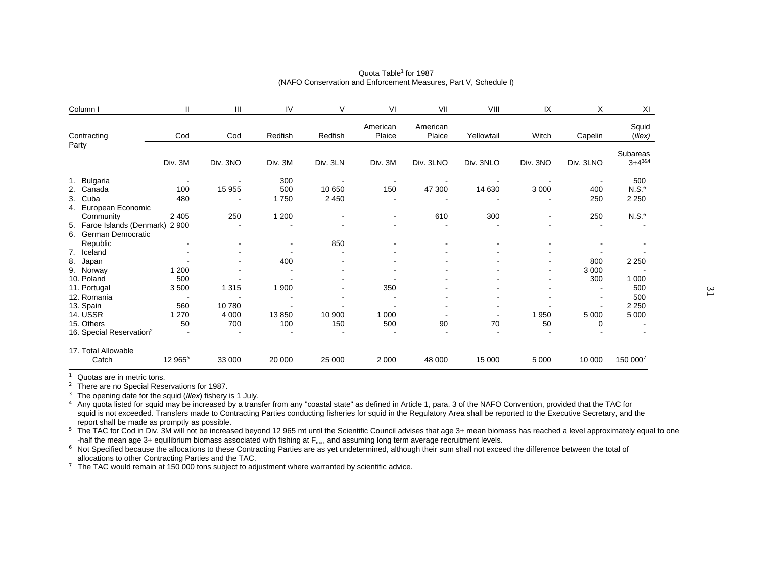Quota Table[1] for 1987
(NAFO Conservation and Enforcement Measures, Part V, Schedule I)

| Column I | II | III | IV | V | VI | VII | VIII | IX | X | XI |
|---|---|---|---|---|---|---|---|---|---|---|
| Contracting Party | Cod | Cod | Redfish | Redfish | American Plaice | American Plaice | Yellowtail | Witch | Capelin | Squid (*illex*) |
| | Div. 3M | Div. 3NO | Div. 3M | Div. 3LN | Div. 3M | Div. 3LNO | Div. 3NLO | Div. 3NO | Div. 3LNO | Subareas 3+4[3&4] |
| 1. Bulgaria | - | - | 300 | - | - | - | - | - | - | 500 |
| 2. Canada | 100 | 15 955 | 500 | 10 650 | 150 | 47 300 | 14 630 | 3 000 | 400 | N.S.[6] |
| 3. Cuba | 480 | - | 1 750 | 2 450 | - | - | - | - | 250 | 2 250 |
| 4. European Economic Community | 2 405 | 250 | 1 200 | - | - | 610 | 300 | - | 250 | N.S.[6] |
| 5. Faroe Islands (Denmark) | 2 900 | - | - | - | - | - | - | - | - | - |
| 6. German Democratic Republic | - | - | - | 850 | - | - | - | - | - | - |
| 7. Iceland | - | - | - | - | - | - | - | - | - | - |
| 8. Japan | - | - | 400 | - | - | - | - | - | 800 | 2 250 |
| 9. Norway | 1 200 | - | - | - | - | - | - | - | 3 000 | - |
| 10. Poland | 500 | - | - | - | - | - | - | - | 300 | 1 000 |
| 11. Portugal | 3 500 | 1 315 | 1 900 | - | 350 | - | - | - | - | 500 |
| 12. Romania | - | - | - | - | - | - | - | - | - | 500 |
| 13. Spain | 560 | 10 780 | - | - | - | - | - | - | - | 2 250 |
| 14. USSR | 1 270 | 4 000 | 13 850 | 10 900 | 1 000 | - | - | 1 950 | 5 000 | 5 000 |
| 15. Others | 50 | 700 | 100 | 150 | 500 | 90 | 70 | 50 | 0 | - |
| 16. Special Reservation[2] | - | - | - | - | - | - | - | - | - | - |
| 17. Total Allowable Catch | 12 965[5] | 33 000 | 20 000 | 25 000 | 2 000 | 48 000 | 15 000 | 5 000 | 10 000 | 150 000[7] |

[1] Quotas are in metric tons.
[2] There are no Special Reservations for 1987.
[3] The opening date for the squid (*Illex*) fishery is 1 July.
[4] Any quota listed for squid may be increased by a transfer from any "coastal state" as defined in Article 1, para. 3 of the NAFO Convention, provided that the TAC for squid is not exceeded. Transfers made to Contracting Parties conducting fisheries for squid in the Regulatory Area shall be reported to the Executive Secretary, and the report shall be made as promptly as possible.
[5] The TAC for Cod in Div. 3M will not be increased beyond 12 965 mt until the Scientific Council advises that age 3+ mean biomass has reached a level approximately equal to one-half the mean age 3+ equilibrium biomass associated with fishing at $F_{max}$ and assuming long term average recruitment levels.
[6] Not Specified because the allocations to these Contracting Parties are as yet undetermined, although their sum shall not exceed the difference between the total of allocations to other Contracting Parties and the TAC.
[7] The TAC would remain at 150 000 tons subject to adjustment where warranted by scientific advice.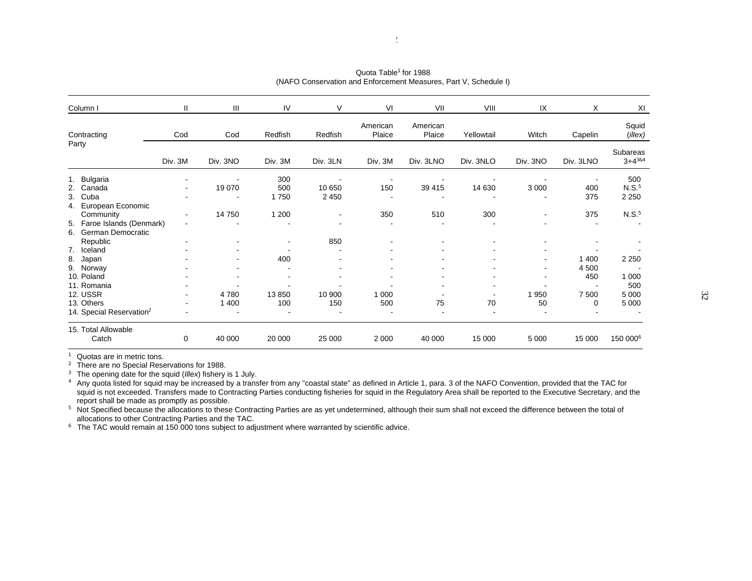Quota Table[1] for 1988
(NAFO Conservation and Enforcement Measures, Part V, Schedule I)

| Column I | II | III | IV | V | VI | VII | VIII | IX | X | XI |
|---|---|---|---|---|---|---|---|---|---|---|
| Contracting Party | Cod | Cod | Redfish | Redfish | American Plaice | American Plaice | Yellowtail | Witch | Capelin | Squid (*illex*) |
| | Div. 3M | Div. 3NO | Div. 3M | Div. 3LN | Div. 3M | Div. 3LNO | Div. 3NLO | Div. 3NO | Div. 3LNO | Subareas 3+4[3&4] |
| 1. Bulgaria | - | - | 300 | - | - | - | - | - | - | 500 |
| 2. Canada | - | 19 070 | 500 | 10 650 | 150 | 39 415 | 14 630 | 3 000 | 400 | N.S.[5] |
| 3. Cuba | - | - | 1 750 | 2 450 | - | - | - | - | 375 | 2 250 |
| 4. European Economic Community | - | 14 750 | 1 200 | - | 350 | 510 | 300 | - | 375 | N.S.[5] |
| 5. Faroe Islands (Denmark) | - | - | - | - | - | - | - | - | - | - |
| 6. German Democratic Republic | - | - | - | 850 | - | - | - | - | - | - |
| 7. Iceland | - | - | - | - | - | - | - | - | - | - |
| 8. Japan | - | - | 400 | - | - | - | - | - | 1 400 | 2 250 |
| 9. Norway | - | - | - | - | - | - | - | - | 4 500 | - |
| 10. Poland | - | - | - | - | - | - | - | - | 450 | 1 000 |
| 11. Romania | - | - | - | - | - | - | - | - | - | 500 |
| 12. USSR | - | 4 780 | 13 850 | 10 900 | 1 000 | - | - | 1 950 | 7 500 | 5 000 |
| 13. Others | - | 1 400 | 100 | 150 | 500 | 75 | 70 | 50 | 0 | 5 000 |
| 14. Special Reservation[2] | - | - | - | - | - | - | - | - | - | - |
| 15. Total Allowable Catch | 0 | 40 000 | 20 000 | 25 000 | 2 000 | 40 000 | 15 000 | 5 000 | 15 000 | 150 000[6] |

[1] Quotas are in metric tons.
[2] There are no Special Reservations for 1988.
[3] The opening date for the squid (*Illex*) fishery is 1 July.
[4] Any quota listed for squid may be increased by a transfer from any "coastal state" as defined in Article 1, para. 3 of the NAFO Convention, provided that the TAC for squid is not exceeded. Transfers made to Contracting Parties conducting fisheries for squid in the Regulatory Area shall be reported to the Executive Secretary, and the report shall be made as promptly as possible.
[5] Not Specified because the allocations to these Contracting Parties are as yet undetermined, although their sum shall not exceed the difference between the total of allocations to other Contracting Parties and the TAC.
[6] The TAC would remain at 150 000 tons subject to adjustment where warranted by scientific advice.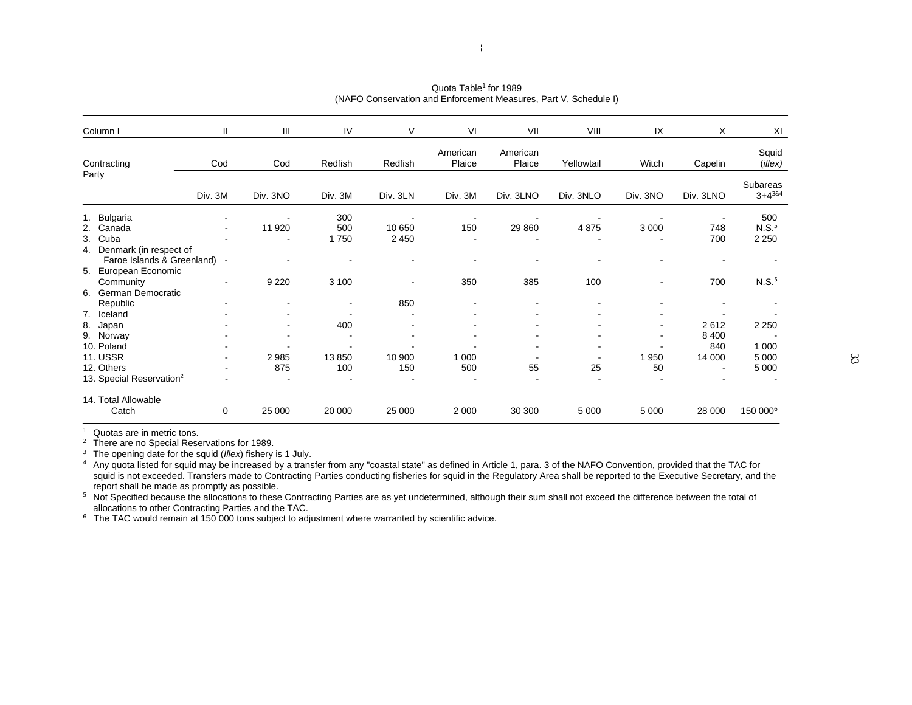Quota Table[1] for 1989
(NAFO Conservation and Enforcement Measures, Part V, Schedule I)

| Column I | II | III | IV | V | VI | VII | VIII | IX | X | XI |
|---|---|---|---|---|---|---|---|---|---|---|
| Contracting Party | Cod | Cod | Redfish | Redfish | American Plaice | American Plaice | Yellowtail | Witch | Capelin | Squid (*illex*) |
| | Div. 3M | Div. 3NO | Div. 3M | Div. 3LN | Div. 3M | Div. 3LNO | Div. 3NLO | Div. 3NO | Div. 3LNO | Subareas 3+4[3&4] |
| 1. Bulgaria | - | - | 300 | - | - | - | - | - | - | 500 |
| 2. Canada | - | 11 920 | 500 | 10 650 | 150 | 29 860 | 4 875 | 3 000 | 748 | N.S.[5] |
| 3. Cuba | - | - | 1 750 | 2 450 | - | - | - | - | 700 | 2 250 |
| 4. Denmark (in respect of Faroe Islands & Greenland) | - | - | - | - | - | - | - | - | - | - |
| 5. European Economic Community | - | 9 220 | 3 100 | - | 350 | 385 | 100 | - | 700 | N.S.[5] |
| 6. German Democratic Republic | - | - | - | 850 | - | - | - | - | - | - |
| 7. Iceland | - | - | - | - | - | - | - | - | - | - |
| 8. Japan | - | - | 400 | - | - | - | - | - | 2 612 | 2 250 |
| 9. Norway | - | - | - | - | - | - | - | - | 8 400 | - |
| 10. Poland | - | - | - | - | - | - | - | - | 840 | 1 000 |
| 11. USSR | - | 2 985 | 13 850 | 10 900 | 1 000 | - | - | 1 950 | 14 000 | 5 000 |
| 12. Others | - | 875 | 100 | 150 | 500 | 55 | 25 | 50 | - | 5 000 |
| 13. Special Reservation[2] | - | - | - | - | - | - | - | - | - | - |
| 14. Total Allowable Catch | 0 | 25 000 | 20 000 | 25 000 | 2 000 | 30 300 | 5 000 | 5 000 | 28 000 | 150 000[6] |

[1] Quotas are in metric tons.
[2] There are no Special Reservations for 1989.
[3] The opening date for the squid (*Illex*) fishery is 1 July.
[4] Any quota listed for squid may be increased by a transfer from any "coastal state" as defined in Article 1, para. 3 of the NAFO Convention, provided that the TAC for squid is not exceeded. Transfers made to Contracting Parties conducting fisheries for squid in the Regulatory Area shall be reported to the Executive Secretary, and the report shall be made as promptly as possible.
[5] Not Specified because the allocations to these Contracting Parties are as yet undetermined, although their sum shall not exceed the difference between the total of allocations to other Contracting Parties and the TAC.
[6] The TAC would remain at 150 000 tons subject to adjustment where warranted by scientific advice.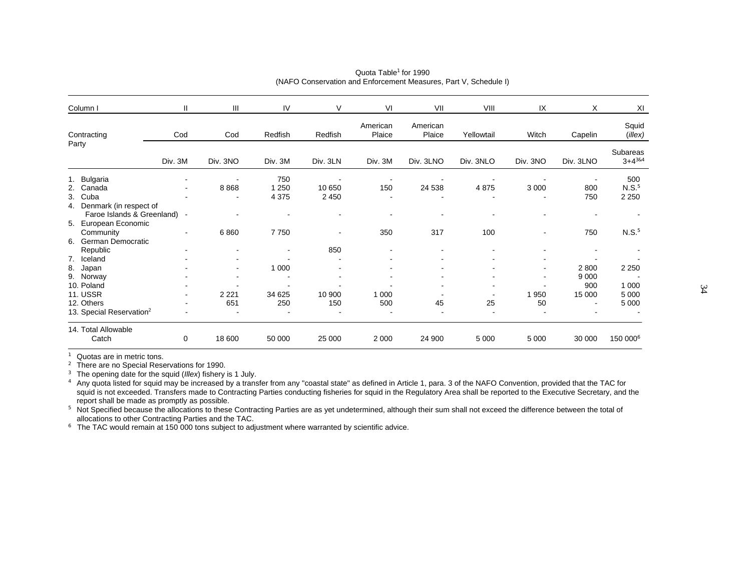Quota Table[1] for 1990
(NAFO Conservation and Enforcement Measures, Part V, Schedule I)

| Column I | II | III | IV | V | VI | VII | VIII | IX | X | XI |
|---|---|---|---|---|---|---|---|---|---|---|
| Contracting Party | Cod | Cod | Redfish | Redfish | American Plaice | American Plaice | Yellowtail | Witch | Capelin | Squid (*illex*) |
| | Div. 3M | Div. 3NO | Div. 3M | Div. 3LN | Div. 3M | Div. 3LNO | Div. 3NLO | Div. 3NO | Div. 3LNO | Subareas 3+4[3&4] |
| 1. Bulgaria | - | - | 750 | - | - | - | - | - | - | 500 |
| 2. Canada | - | 8 868 | 1 250 | 10 650 | 150 | 24 538 | 4 875 | 3 000 | 800 | N.S.[5] |
| 3. Cuba | - | - | 4 375 | 2 450 | - | - | - | - | 750 | 2 250 |
| 4. Denmark (in respect of Faroe Islands & Greenland) | - | - | - | - | - | - | - | - | - | - |
| 5. European Economic Community | - | 6 860 | 7 750 | - | 350 | 317 | 100 | - | 750 | N.S.[5] |
| 6. German Democratic Republic | - | - | - | 850 | - | - | - | - | - | - |
| 7. Iceland | - | - | - | - | - | - | - | - | - | - |
| 8. Japan | - | - | 1 000 | - | - | - | - | - | 2 800 | 2 250 |
| 9. Norway | - | - | - | - | - | - | - | - | 9 000 | - |
| 10. Poland | - | - | - | - | - | - | - | - | 900 | 1 000 |
| 11. USSR | - | 2 221 | 34 625 | 10 900 | 1 000 | - | - | 1 950 | 15 000 | 5 000 |
| 12. Others | - | 651 | 250 | 150 | 500 | 45 | 25 | 50 | - | 5 000 |
| 13. Special Reservation[2] | - | - | - | - | - | - | - | - | - | - |
| 14. Total Allowable Catch | 0 | 18 600 | 50 000 | 25 000 | 2 000 | 24 900 | 5 000 | 5 000 | 30 000 | 150 000[6] |

[1] Quotas are in metric tons.
[2] There are no Special Reservations for 1990.
[3] The opening date for the squid (*Illex*) fishery is 1 July.
[4] Any quota listed for squid may be increased by a transfer from any "coastal state" as defined in Article 1, para. 3 of the NAFO Convention, provided that the TAC for squid is not exceeded. Transfers made to Contracting Parties conducting fisheries for squid in the Regulatory Area shall be reported to the Executive Secretary, and the report shall be made as promptly as possible.
[5] Not Specified because the allocations to these Contracting Parties are as yet undetermined, although their sum shall not exceed the difference between the total of allocations to other Contracting Parties and the TAC.
[6] The TAC would remain at 150 000 tons subject to adjustment where warranted by scientific advice.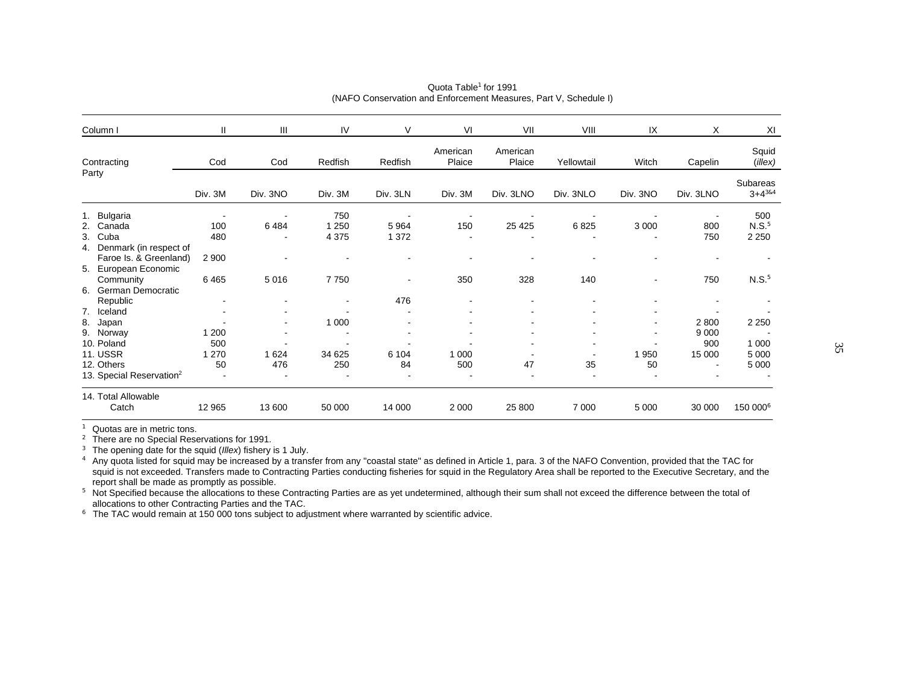Quota Table[1] for 1991
(NAFO Conservation and Enforcement Measures, Part V, Schedule I)

| Column I | II | III | IV | V | VI | VII | VIII | IX | X | XI |
|---|---|---|---|---|---|---|---|---|---|---|
| Contracting Party | Cod | Cod | Redfish | Redfish | American Plaice | American Plaice | Yellowtail | Witch | Capelin | Squid (*illex*) |
| | Div. 3M | Div. 3NO | Div. 3M | Div. 3LN | Div. 3M | Div. 3LNO | Div. 3NLO | Div. 3NO | Div. 3LNO | Subareas 3+4[3&4] |
| 1. Bulgaria | - | - | 750 | - | - | - | - | - | - | 500 |
| 2. Canada | 100 | 6 484 | 1 250 | 5 964 | 150 | 25 425 | 6 825 | 3 000 | 800 | N.S.[5] |
| 3. Cuba | 480 | - | 4 375 | 1 372 | - | - | - | - | 750 | 2 250 |
| 4. Denmark (in respect of Faroe Is. & Greenland) | 2 900 | - | - | - | - | - | - | - | - | - |
| 5. European Economic Community | 6 465 | 5 016 | 7 750 | - | 350 | 328 | 140 | - | 750 | N.S.[5] |
| 6. German Democratic Republic | - | - | - | 476 | - | - | - | - | - | - |
| 7. Iceland | - | - | - | - | - | - | - | - | - | - |
| 8. Japan | - | - | 1 000 | - | - | - | - | - | 2 800 | 2 250 |
| 9. Norway | 1 200 | - | - | - | - | - | - | - | 9 000 | - |
| 10. Poland | 500 | - | - | - | - | - | - | - | 900 | 1 000 |
| 11. USSR | 1 270 | 1 624 | 34 625 | 6 104 | 1 000 | - | - | 1 950 | 15 000 | 5 000 |
| 12. Others | 50 | 476 | 250 | 84 | 500 | 47 | 35 | 50 | - | 5 000 |
| 13. Special Reservation[2] | - | - | - | - | - | - | - | - | - | - |
| 14. Total Allowable Catch | 12 965 | 13 600 | 50 000 | 14 000 | 2 000 | 25 800 | 7 000 | 5 000 | 30 000 | 150 000[6] |

[1] Quotas are in metric tons.

[2] There are no Special Reservations for 1991.

[3] The opening date for the squid (*Illex*) fishery is 1 July.

[4] Any quota listed for squid may be increased by a transfer from any "coastal state" as defined in Article 1, para. 3 of the NAFO Convention, provided that the TAC for squid is not exceeded. Transfers made to Contracting Parties conducting fisheries for squid in the Regulatory Area shall be reported to the Executive Secretary, and the report shall be made as promptly as possible.

[5] Not Specified because the allocations to these Contracting Parties are as yet undetermined, although their sum shall not exceed the difference between the total of allocations to other Contracting Parties and the TAC.

[6] The TAC would remain at 150 000 tons subject to adjustment where warranted by scientific advice.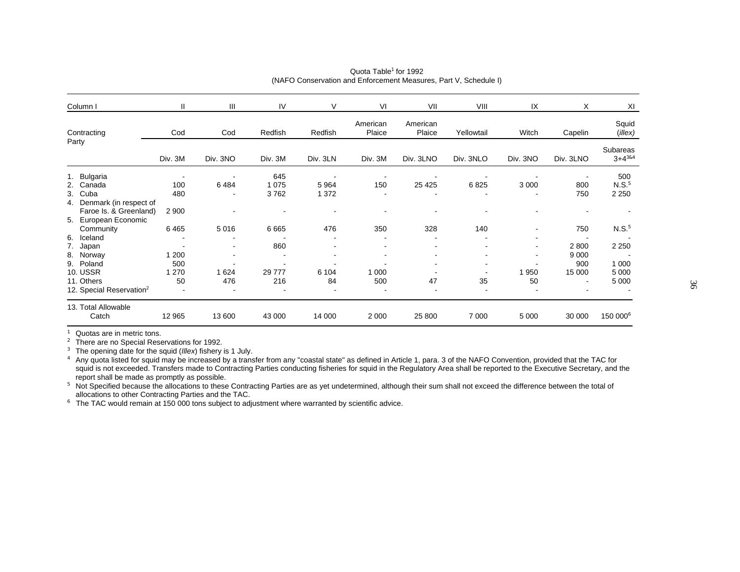Quota Table[1] for 1992
(NAFO Conservation and Enforcement Measures, Part V, Schedule I)

| Column I | II | III | IV | V | VI | VII | VIII | IX | X | XI |
|---|---|---|---|---|---|---|---|---|---|---|
| Contracting Party | Cod | Cod | Redfish | Redfish | American Plaice | American Plaice | Yellowtail | Witch | Capelin | Squid (*illex*) |
| | Div. 3M | Div. 3NO | Div. 3M | Div. 3LN | Div. 3M | Div. 3LNO | Div. 3NLO | Div. 3NO | Div. 3LNO | Subareas 3+4[3&4] |
| 1. Bulgaria | - | - | 645 | - | - | - | - | - | - | 500 |
| 2. Canada | 100 | 6 484 | 1 075 | 5 964 | 150 | 25 425 | 6 825 | 3 000 | 800 | N.S.[5] |
| 3. Cuba | 480 | - | 3 762 | 1 372 | - | - | - | - | 750 | 2 250 |
| 4. Denmark (in respect of Faroe Is. & Greenland) | 2 900 | - | - | - | - | - | - | - | - | - |
| 5. European Economic Community | 6 465 | 5 016 | 6 665 | 476 | 350 | 328 | 140 | - | 750 | N.S.[5] |
| 6. Iceland | - | - | - | - | - | - | - | - | - | - |
| 7. Japan | - | - | 860 | - | - | - | - | - | 2 800 | 2 250 |
| 8. Norway | 1 200 | - | - | - | - | - | - | - | 9 000 | - |
| 9. Poland | 500 | - | - | - | - | - | - | - | 900 | 1 000 |
| 10. USSR | 1 270 | 1 624 | 29 777 | 6 104 | 1 000 | - | - | 1 950 | 15 000 | 5 000 |
| 11. Others | 50 | 476 | 216 | 84 | 500 | 47 | 35 | 50 | - | 5 000 |
| 12. Special Reservation[2] | - | - | - | - | - | - | - | - | - | - |
| 13. Total Allowable Catch | 12 965 | 13 600 | 43 000 | 14 000 | 2 000 | 25 800 | 7 000 | 5 000 | 30 000 | 150 000[6] |

[1] Quotas are in metric tons.
[2] There are no Special Reservations for 1992.
[3] The opening date for the squid (*Illex*) fishery is 1 July.
[4] Any quota listed for squid may be increased by a transfer from any "coastal state" as defined in Article 1, para. 3 of the NAFO Convention, provided that the TAC for squid is not exceeded. Transfers made to Contracting Parties conducting fisheries for squid in the Regulatory Area shall be reported to the Executive Secretary, and the report shall be made as promptly as possible.
[5] Not Specified because the allocations to these Contracting Parties are as yet undetermined, although their sum shall not exceed the difference between the total of allocations to other Contracting Parties and the TAC.
[6] The TAC would remain at 150 000 tons subject to adjustment where warranted by scientific advice.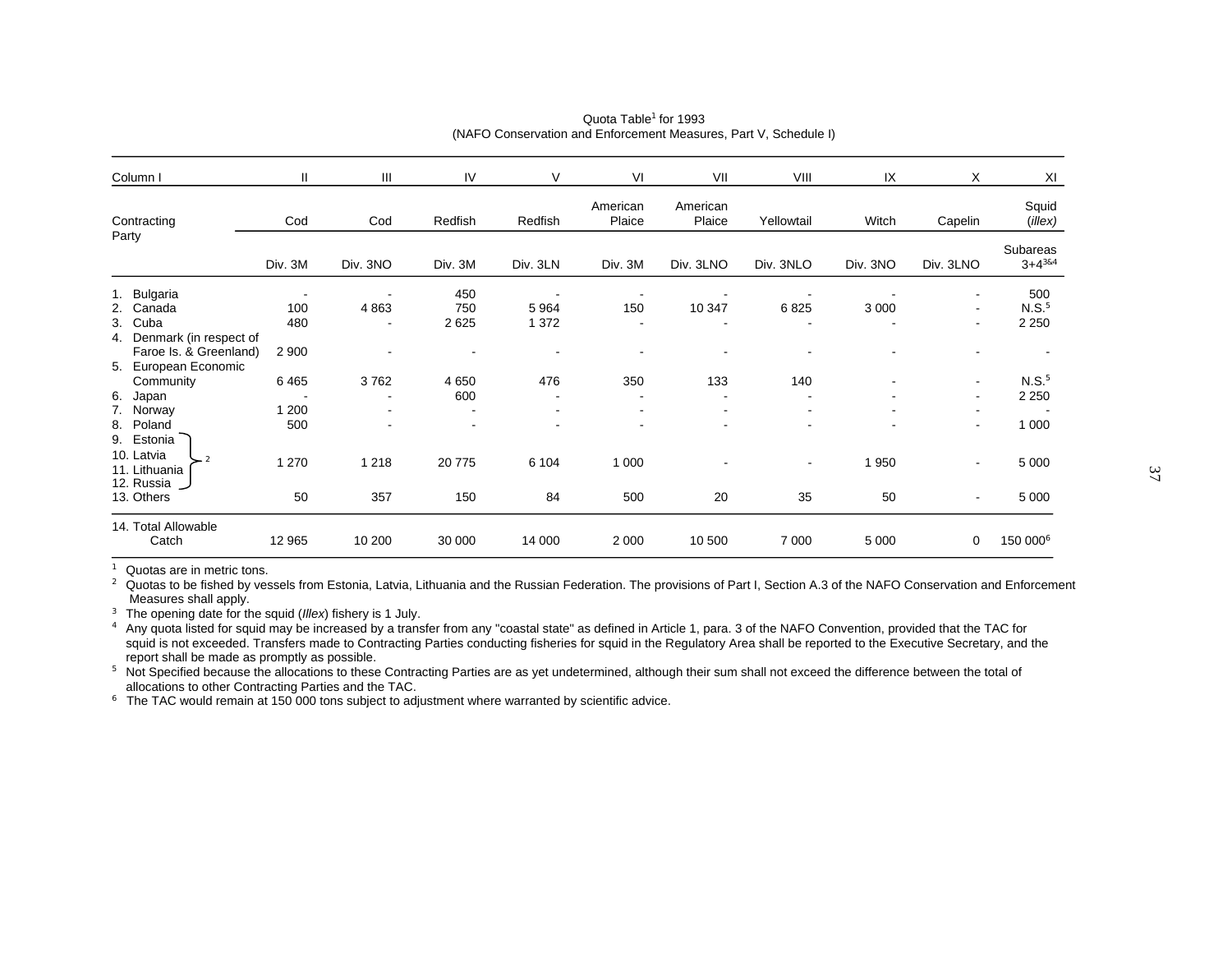Quota Table[1] for 1993
(NAFO Conservation and Enforcement Measures, Part V, Schedule I)

| Column I | II | III | IV | V | VI | VII | VIII | IX | X | XI |
|---|---|---|---|---|---|---|---|---|---|---|
| Contracting Party | Cod | Cod | Redfish | Redfish | American Plaice | American Plaice | Yellowtail | Witch | Capelin | Squid (*illex*) |
| | Div. 3M | Div. 3NO | Div. 3M | Div. 3LN | Div. 3M | Div. 3LNO | Div. 3NLO | Div. 3NO | Div. 3LNO | Subareas 3+4[3&4] |
| 1. Bulgaria | - | - | 450 | - | - | - | - | - | - | 500 |
| 2. Canada | 100 | 4 863 | 750 | 5 964 | 150 | 10 347 | 6 825 | 3 000 | - | N.S.[5] |
| 3. Cuba | 480 | - | 2 625 | 1 372 | - | - | - | - | - | 2 250 |
| 4. Denmark (in respect of Faroe Is. & Greenland) | 2 900 | - | - | - | - | - | - | - | - | - |
| 5. European Economic Community | 6 465 | 3 762 | 4 650 | 476 | 350 | 133 | 140 | - | - | N.S.[5] |
| 6. Japan | - | - | 600 | - | - | - | - | - | - | 2 250 |
| 7. Norway | 1 200 | - | - | - | - | - | - | - | - | - |
| 8. Poland | 500 | - | - | - | - | - | - | - | - | 1 000 |
| 9. Estonia, 10. Latvia, 11. Lithuania, 12. Russia [2] | 1 270 | 1 218 | 20 775 | 6 104 | 1 000 | - | - | 1 950 | - | 5 000 |
| 13. Others | 50 | 357 | 150 | 84 | 500 | 20 | 35 | 50 | - | 5 000 |
| 14. Total Allowable Catch | 12 965 | 10 200 | 30 000 | 14 000 | 2 000 | 10 500 | 7 000 | 5 000 | 0 | 150 000[6] |

[1] Quotas are in metric tons.

[2] Quotas to be fished by vessels from Estonia, Latvia, Lithuania and the Russian Federation. The provisions of Part I, Section A.3 of the NAFO Conservation and Enforcement Measures shall apply.

[3] The opening date for the squid (*Illex*) fishery is 1 July.

[4] Any quota listed for squid may be increased by a transfer from any "coastal state" as defined in Article 1, para. 3 of the NAFO Convention, provided that the TAC for squid is not exceeded. Transfers made to Contracting Parties conducting fisheries for squid in the Regulatory Area shall be reported to the Executive Secretary, and the report shall be made as promptly as possible.

[5] Not Specified because the allocations to these Contracting Parties are as yet undetermined, although their sum shall not exceed the difference between the total of allocations to other Contracting Parties and the TAC.

[6] The TAC would remain at 150 000 tons subject to adjustment where warranted by scientific advice.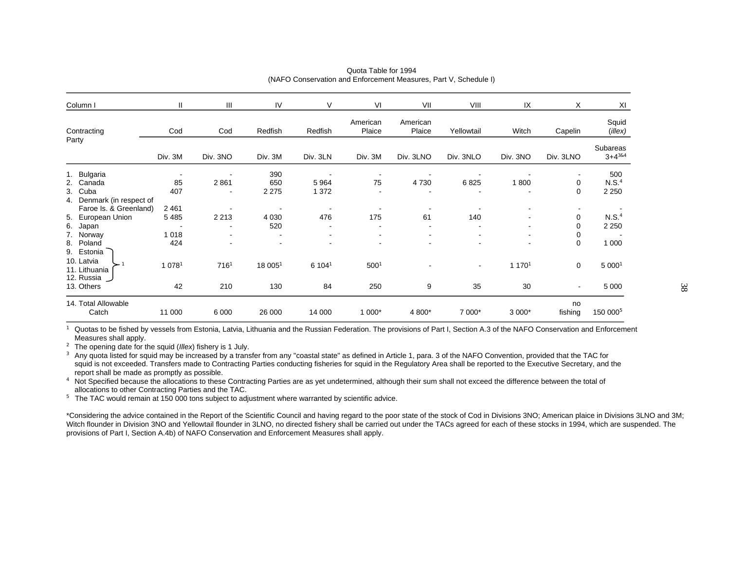Quota Table for 1994
(NAFO Conservation and Enforcement Measures, Part V, Schedule I)

| Column I | II | III | IV | V | VI | VII | VIII | IX | X | XI |
|---|---|---|---|---|---|---|---|---|---|---|
| Contracting Party | Cod | Cod | Redfish | Redfish | American Plaice | American Plaice | Yellowtail | Witch | Capelin | Squid (*illex*) |
| | Div. 3M | Div. 3NO | Div. 3M | Div. 3LN | Div. 3M | Div. 3LNO | Div. 3NLO | Div. 3NO | Div. 3LNO | Subareas 3+4[3&4] |
| 1. Bulgaria | - | - | 390 | - | - | - | - | - | - | 500 |
| 2. Canada | 85 | 2 861 | 650 | 5 964 | 75 | 4 730 | 6 825 | 1 800 | 0 | N.S.[4] |
| 3. Cuba | 407 | - | 2 275 | 1 372 | - | - | - | - | 0 | 2 250 |
| 4. Denmark (in respect of Faroe Is. & Greenland) | 2 461 | - | - | - | - | - | - | - | - | - |
| 5. European Union | 5 485 | 2 213 | 4 030 | 476 | 175 | 61 | 140 | - | 0 | N.S.[4] |
| 6. Japan | - | - | 520 | - | - | - | - | - | 0 | 2 250 |
| 7. Norway | 1 018 | - | - | - | - | - | - | - | 0 | - |
| 8. Poland | 424 | - | - | - | - | - | - | - | 0 | 1 000 |
| 9. Estonia, 10. Latvia, 11. Lithuania, 12. Russia [1] | 1 078[1] | 716[1] | 18 005[1] | 6 104[1] | 500[1] | - | - | 1 170[1] | 0 | 5 000[1] |
| 13. Others | 42 | 210 | 130 | 84 | 250 | 9 | 35 | 30 | - | 5 000 |
| 14. Total Allowable Catch | 11 000 | 6 000 | 26 000 | 14 000 | 1 000* | 4 800* | 7 000* | 3 000* | no fishing | 150 000[5] |

[1] Quotas to be fished by vessels from Estonia, Latvia, Lithuania and the Russian Federation. The provisions of Part I, Section A.3 of the NAFO Conservation and Enforcement Measures shall apply.

[2] The opening date for the squid (*Illex*) fishery is 1 July.

[3] Any quota listed for squid may be increased by a transfer from any "coastal state" as defined in Article 1, para. 3 of the NAFO Convention, provided that the TAC for squid is not exceeded. Transfers made to Contracting Parties conducting fisheries for squid in the Regulatory Area shall be reported to the Executive Secretary, and the report shall be made as promptly as possible.

[4] Not Specified because the allocations to these Contracting Parties are as yet undetermined, although their sum shall not exceed the difference between the total of allocations to other Contracting Parties and the TAC.

[5] The TAC would remain at 150 000 tons subject to adjustment where warranted by scientific advice.

*Considering the advice contained in the Report of the Scientific Council and having regard to the poor state of the stock of Cod in Divisions 3NO; American plaice in Divisions 3LNO and 3M; Witch flounder in Division 3NO and Yellowtail flounder in 3LNO, no directed fishery shall be carried out under the TACs agreed for each of these stocks in 1994, which are suspended. The provisions of Part I, Section A.4b) of NAFO Conservation and Enforcement Measures shall apply.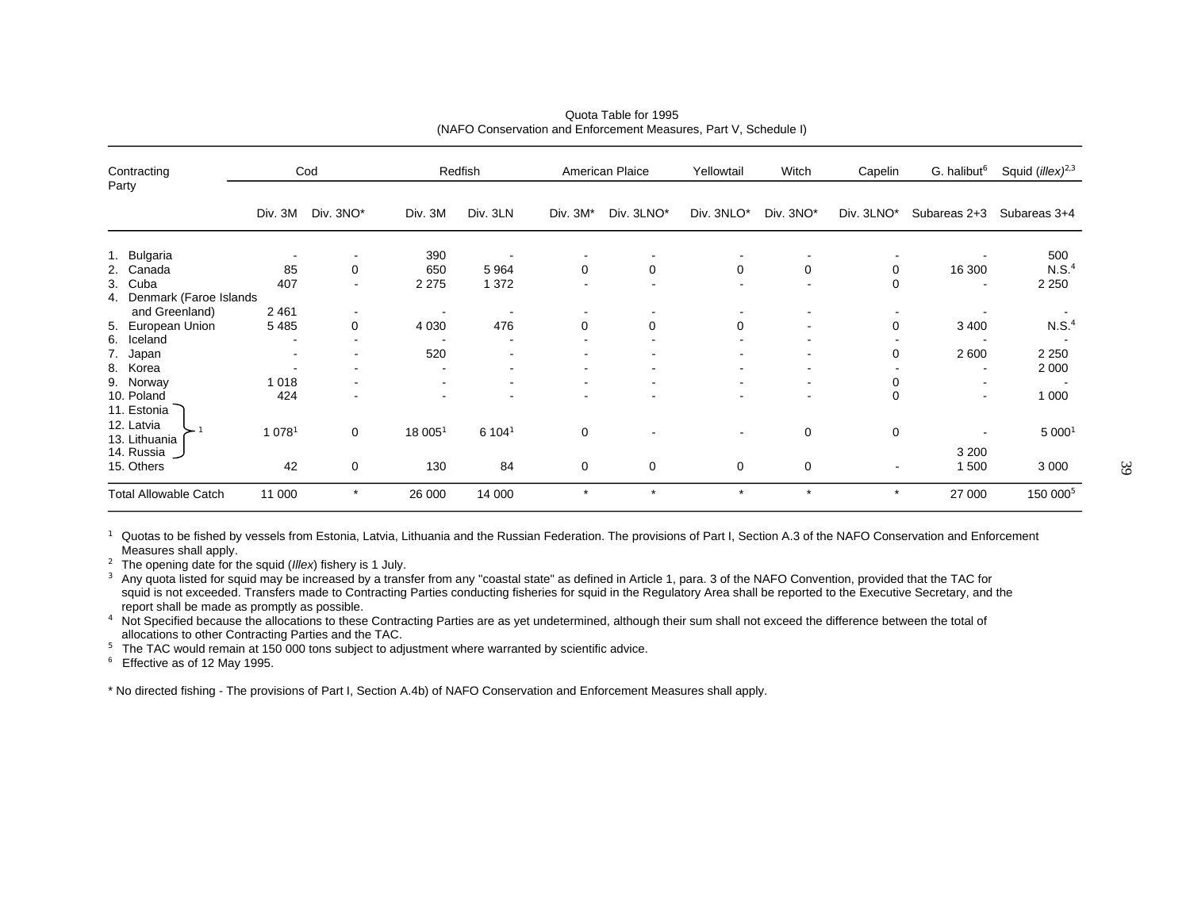Quota Table for 1995
(NAFO Conservation and Enforcement Measures, Part V, Schedule I)

| Contracting Party | Cod | | Redfish | | American Plaice | | Yellowtail | Witch | Capelin | G. halibut[6] | Squid (*illex*)[2,3] |
|---|---|---|---|---|---|---|---|---|---|---|---|
| | Div. 3M | Div. 3NO* | Div. 3M | Div. 3LN | Div. 3M* | Div. 3LNO* | Div. 3NLO* | Div. 3NO* | Div. 3LNO* | Subareas 2+3 | Subareas 3+4 |
| 1. Bulgaria | - | - | 390 | - | - | - | - | - | - | - | 500 |
| 2. Canada | 85 | 0 | 650 | 5 964 | 0 | 0 | 0 | 0 | 0 | 16 300 | N.S.[4] |
| 3. Cuba | 407 | - | 2 275 | 1 372 | - | - | - | - | 0 | - | 2 250 |
| 4. Denmark (Faroe Islands and Greenland) | 2 461 | - | - | - | - | - | - | - | - | - | - |
| 5. European Union | 5 485 | 0 | 4 030 | 476 | 0 | 0 | 0 | - | 0 | 3 400 | N.S.[4] |
| 6. Iceland | - | - | - | - | - | - | - | - | - | - | - |
| 7. Japan | - | - | 520 | - | - | - | - | - | 0 | 2 600 | 2 250 |
| 8. Korea | - | - | - | - | - | - | - | - | - | - | 2 000 |
| 9. Norway | 1 018 | - | - | - | - | - | - | - | 0 | - | - |
| 10. Poland | 424 | - | - | - | - | - | - | - | 0 | - | 1 000 |
| 11. Estonia, 12. Latvia, 13. Lithuania, 14. Russia[1] | 1 078[1] | 0 | 18 005[1] | 6 104[1] | 0 | - | - | 0 | 0 | - | 5 000[1] |
| 14. Russia | | | | | | | | | | 3 200 | |
| 15. Others | 42 | 0 | 130 | 84 | 0 | 0 | 0 | 0 | - | 1 500 | 3 000 |
| Total Allowable Catch | 11 000 | * | 26 000 | 14 000 | * | * | * | * | * | 27 000 | 150 000[5] |

[1] Quotas to be fished by vessels from Estonia, Latvia, Lithuania and the Russian Federation. The provisions of Part I, Section A.3 of the NAFO Conservation and Enforcement Measures shall apply.

[2] The opening date for the squid (*Illex*) fishery is 1 July.

[3] Any quota listed for squid may be increased by a transfer from any "coastal state" as defined in Article 1, para. 3 of the NAFO Convention, provided that the TAC for squid is not exceeded. Transfers made to Contracting Parties conducting fisheries for squid in the Regulatory Area shall be reported to the Executive Secretary, and the report shall be made as promptly as possible.

[4] Not Specified because the allocations to these Contracting Parties are as yet undetermined, although their sum shall not exceed the difference between the total of allocations to other Contracting Parties and the TAC.

[5] The TAC would remain at 150 000 tons subject to adjustment where warranted by scientific advice.

[6] Effective as of 12 May 1995.

* No directed fishing - The provisions of Part I, Section A.4b) of NAFO Conservation and Enforcement Measures shall apply.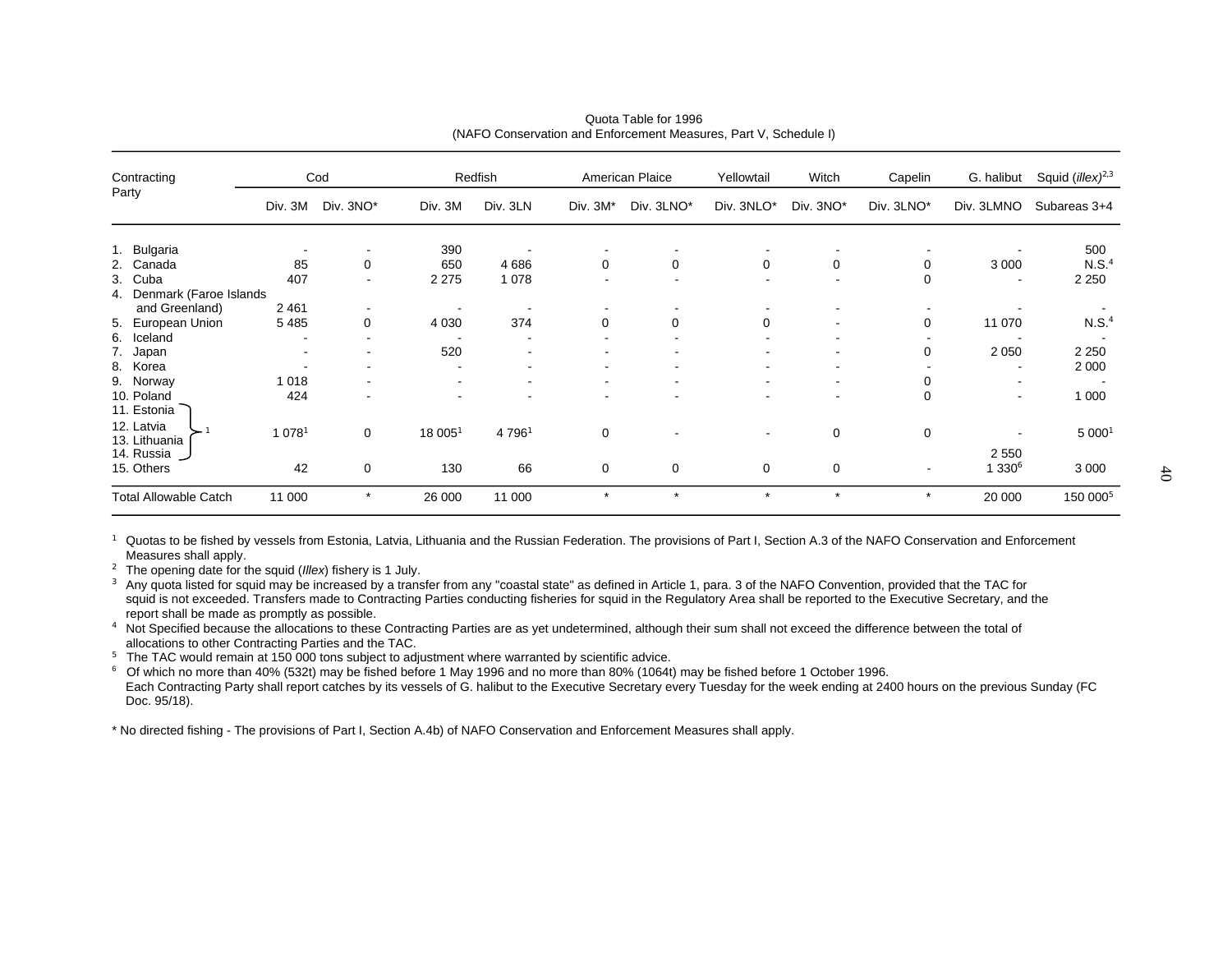Quota Table for 1996
(NAFO Conservation and Enforcement Measures, Part V, Schedule I)

| Contracting Party | Cod | | Redfish | | American Plaice | | Yellowtail | Witch | Capelin | G. halibut | Squid (*illex*)[2,3] |
|---|---|---|---|---|---|---|---|---|---|---|---|
| | Div. 3M | Div. 3NO* | Div. 3M | Div. 3LN | Div. 3M* | Div. 3LNO* | Div. 3NLO* | Div. 3NO* | Div. 3LNO* | Div. 3LMNO | Subareas 3+4 |
| 1. Bulgaria | - | - | 390 | - | - | - | - | - | - | - | 500 |
| 2. Canada | 85 | 0 | 650 | 4 686 | 0 | 0 | 0 | 0 | 0 | 3 000 | N.S.[4] |
| 3. Cuba | 407 | - | 2 275 | 1 078 | - | - | - | - | 0 | - | 2 250 |
| 4. Denmark (Faroe Islands and Greenland) | 2 461 | - | - | - | - | - | - | - | - | - | - |
| 5. European Union | 5 485 | 0 | 4 030 | 374 | 0 | 0 | 0 | - | 0 | 11 070 | N.S.[4] |
| 6. Iceland | - | - | - | - | - | - | - | - | - | - | - |
| 7. Japan | - | - | 520 | - | - | - | - | - | 0 | 2 050 | 2 250 |
| 8. Korea | - | - | - | - | - | - | - | - | - | - | 2 000 |
| 9. Norway | 1 018 | - | - | - | - | - | - | - | 0 | - | - |
| 10. Poland | 424 | - | - | - | - | - | - | - | 0 | - | 1 000 |
| 11. Estonia, 12. Latvia, 13. Lithuania, 14. Russia[1] | 1 078[1] | 0 | 18 005[1] | 4 796[1] | 0 | - | - | 0 | 0 | - / 2 550 | 5 000[1] |
| 15. Others | 42 | 0 | 130 | 66 | 0 | 0 | 0 | 0 | - | 1 330[6] | 3 000 |
| Total Allowable Catch | 11 000 | * | 26 000 | 11 000 | * | * | * | * | * | 20 000 | 150 000[5] |

[1] Quotas to be fished by vessels from Estonia, Latvia, Lithuania and the Russian Federation. The provisions of Part I, Section A.3 of the NAFO Conservation and Enforcement Measures shall apply.

[2] The opening date for the squid (*Illex*) fishery is 1 July.

[3] Any quota listed for squid may be increased by a transfer from any "coastal state" as defined in Article 1, para. 3 of the NAFO Convention, provided that the TAC for squid is not exceeded. Transfers made to Contracting Parties conducting fisheries for squid in the Regulatory Area shall be reported to the Executive Secretary, and the report shall be made as promptly as possible.

[4] Not Specified because the allocations to these Contracting Parties are as yet undetermined, although their sum shall not exceed the difference between the total of allocations to other Contracting Parties and the TAC.

[5] The TAC would remain at 150 000 tons subject to adjustment where warranted by scientific advice.

[6] Of which no more than 40% (532t) may be fished before 1 May 1996 and no more than 80% (1064t) may be fished before 1 October 1996.
Each Contracting Party shall report catches by its vessels of G. halibut to the Executive Secretary every Tuesday for the week ending at 2400 hours on the previous Sunday (FC Doc. 95/18).

* No directed fishing - The provisions of Part I, Section A.4b) of NAFO Conservation and Enforcement Measures shall apply.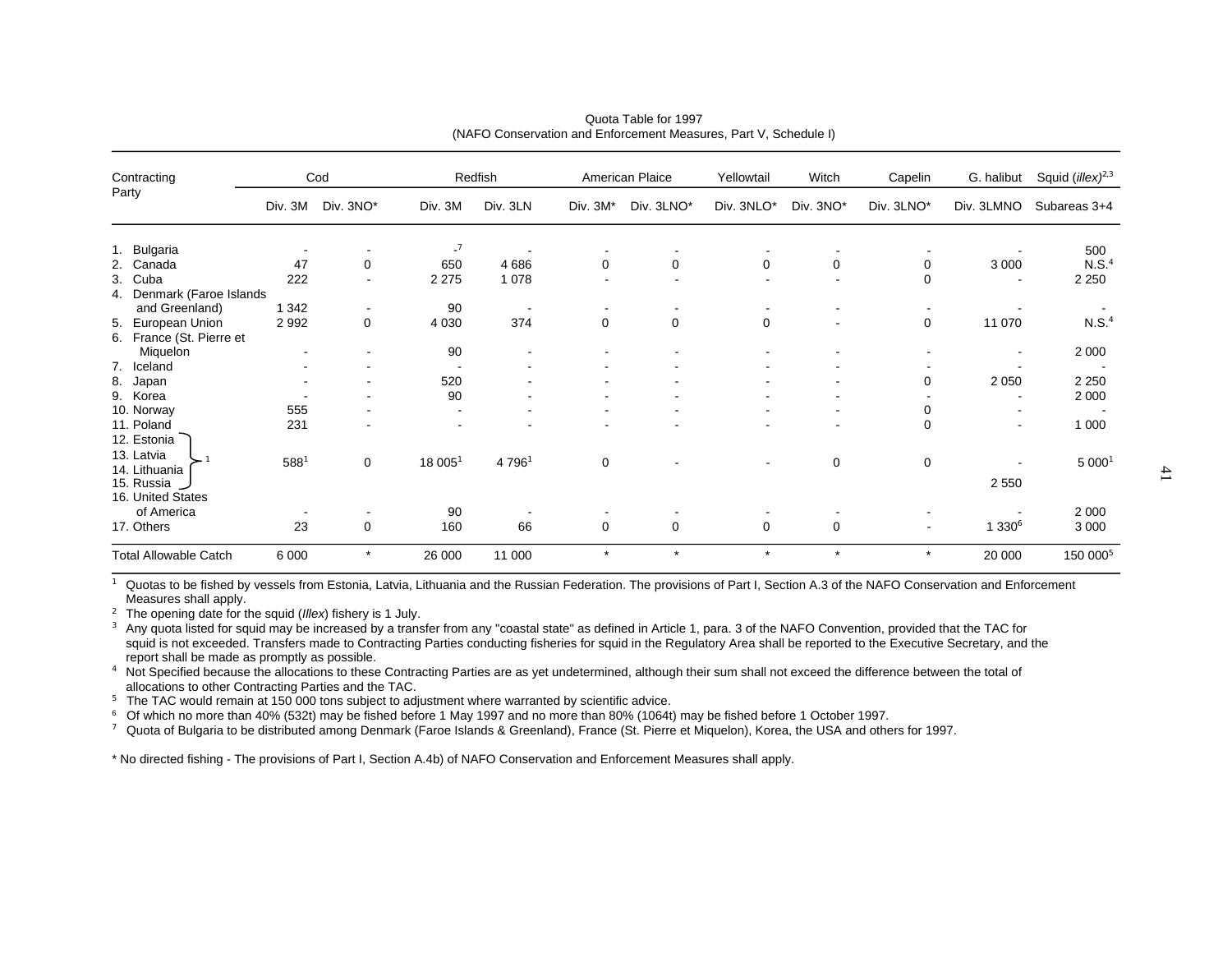Quota Table for 1997
(NAFO Conservation and Enforcement Measures, Part V, Schedule I)

| Contracting Party | Cod | | Redfish | | American Plaice | | Yellowtail | Witch | Capelin | G. halibut | Squid (*illex*)[2,3] |
|---|---|---|---|---|---|---|---|---|---|---|---|
| | Div. 3M | Div. 3NO* | Div. 3M | Div. 3LN | Div. 3M* | Div. 3LNO* | Div. 3NLO* | Div. 3NO* | Div. 3LNO* | Div. 3LMNO | Subareas 3+4 |
| 1. Bulgaria | - | - | -[7] | - | - | - | - | - | - | - | 500 |
| 2. Canada | 47 | 0 | 650 | 4 686 | 0 | 0 | 0 | 0 | 0 | 3 000 | N.S.[4] |
| 3. Cuba | 222 | - | 2 275 | 1 078 | - | - | - | - | 0 | - | 2 250 |
| 4. Denmark (Faroe Islands and Greenland) | 1 342 | - | 90 | - | - | - | - | - | - | - | - |
| 5. European Union | 2 992 | 0 | 4 030 | 374 | 0 | 0 | 0 | - | 0 | 11 070 | N.S.[4] |
| 6. France (St. Pierre et Miquelon | - | - | 90 | - | - | - | - | - | - | - | 2 000 |
| 7. Iceland | - | - | - | - | - | - | - | - | - | - | - |
| 8. Japan | - | - | 520 | - | - | - | - | - | 0 | 2 050 | 2 250 |
| 9. Korea | - | - | 90 | - | - | - | - | - | - | - | 2 000 |
| 10. Norway | 555 | - | - | - | - | - | - | - | 0 | - | - |
| 11. Poland | 231 | - | - | - | - | - | - | - | 0 | - | 1 000 |
| 12. Estonia, 13. Latvia, 14. Lithuania [1] | 588[1] | 0 | 18 005[1] | 4 796[1] | 0 | - | - | 0 | 0 | - | 5 000[1] |
| 15. Russia | | | | | | | | | | 2 550 | |
| 16. United States of America | - | - | 90 | - | - | - | - | - | - | - | 2 000 |
| 17. Others | 23 | 0 | 160 | 66 | 0 | 0 | 0 | 0 | - | 1 330[6] | 3 000 |
| Total Allowable Catch | 6 000 | * | 26 000 | 11 000 | * | * | * | * | * | 20 000 | 150 000[5] |

[1] Quotas to be fished by vessels from Estonia, Latvia, Lithuania and the Russian Federation. The provisions of Part I, Section A.3 of the NAFO Conservation and Enforcement Measures shall apply.

[2] The opening date for the squid (*Illex*) fishery is 1 July.

[3] Any quota listed for squid may be increased by a transfer from any "coastal state" as defined in Article 1, para. 3 of the NAFO Convention, provided that the TAC for squid is not exceeded. Transfers made to Contracting Parties conducting fisheries for squid in the Regulatory Area shall be reported to the Executive Secretary, and the report shall be made as promptly as possible.

[4] Not Specified because the allocations to these Contracting Parties are as yet undetermined, although their sum shall not exceed the difference between the total of allocations to other Contracting Parties and the TAC.

[5] The TAC would remain at 150 000 tons subject to adjustment where warranted by scientific advice.

[6] Of which no more than 40% (532t) may be fished before 1 May 1997 and no more than 80% (1064t) may be fished before 1 October 1997.

[7] Quota of Bulgaria to be distributed among Denmark (Faroe Islands & Greenland), France (St. Pierre et Miquelon), Korea, the USA and others for 1997.

* No directed fishing - The provisions of Part I, Section A.4b) of NAFO Conservation and Enforcement Measures shall apply.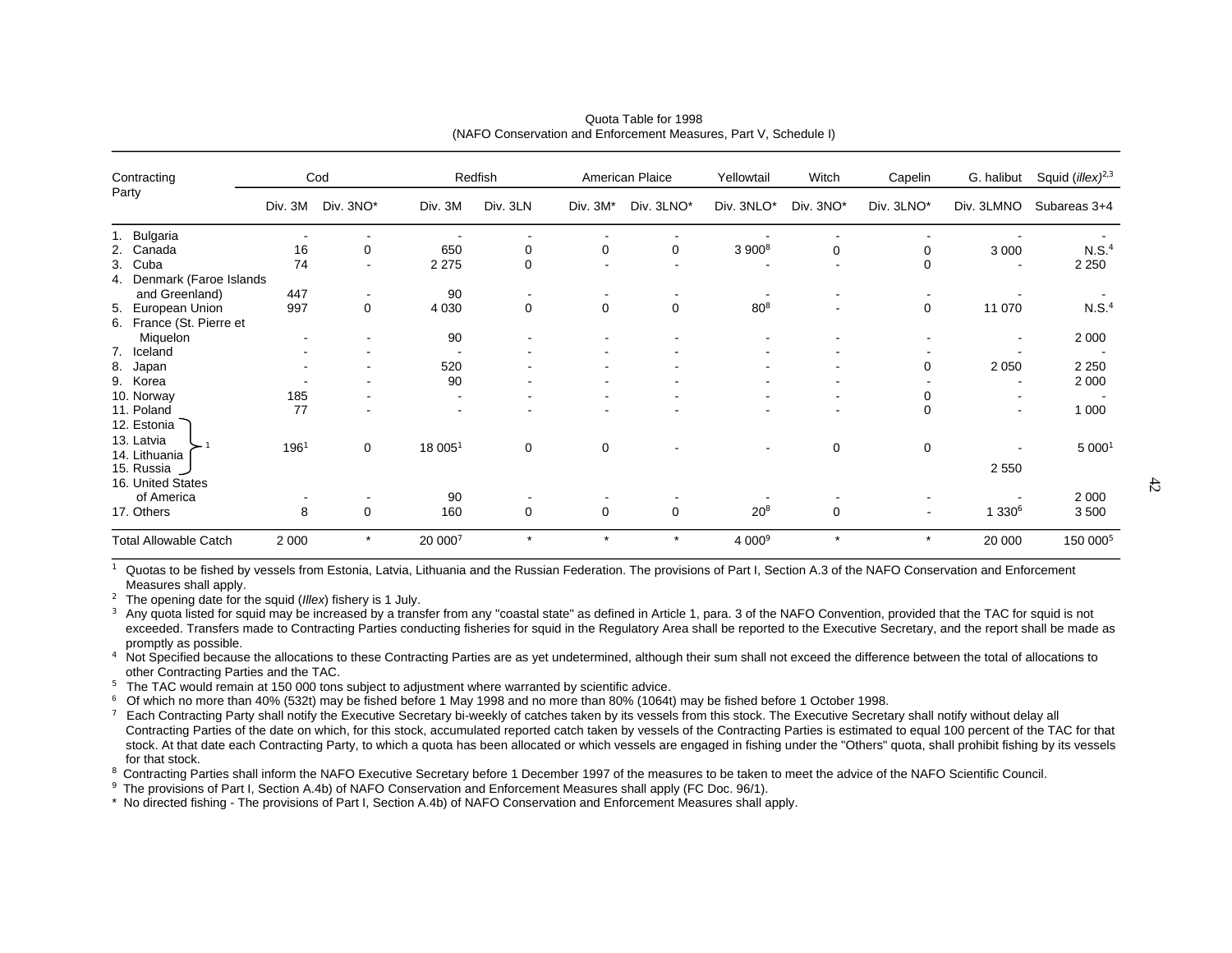Quota Table for 1998
(NAFO Conservation and Enforcement Measures, Part V, Schedule I)

| Contracting Party | Cod | | Redfish | | American Plaice | | Yellowtail | Witch | Capelin | G. halibut | Squid (*illex*)[2,3] |
|---|---|---|---|---|---|---|---|---|---|---|---|
| | Div. 3M | Div. 3NO* | Div. 3M | Div. 3LN | Div. 3M* | Div. 3LNO* | Div. 3NLO* | Div. 3NO* | Div. 3LNO* | Div. 3LMNO | Subareas 3+4 |
| 1. Bulgaria | - | - | - | - | - | - | - | - | - | - | - |
| 2. Canada | 16 | 0 | 650 | 0 | 0 | 0 | 3 900[8] | 0 | 0 | 3 000 | N.S.[4] |
| 3. Cuba | 74 | - | 2 275 | 0 | - | - | - | - | 0 | - | 2 250 |
| 4. Denmark (Faroe Islands and Greenland) | 447 | - | 90 | - | - | - | - | - | - | - | - |
| 5. European Union | 997 | 0 | 4 030 | 0 | 0 | 0 | 80[8] | - | 0 | 11 070 | N.S.[4] |
| 6. France (St. Pierre et Miquelon | - | - | 90 | - | - | - | - | - | - | - | 2 000 |
| 7. Iceland | - | - | - | - | - | - | - | - | - | - | - |
| 8. Japan | - | - | 520 | - | - | - | - | - | 0 | 2 050 | 2 250 |
| 9. Korea | - | - | 90 | - | - | - | - | - | - | - | 2 000 |
| 10. Norway | 185 | - | - | - | - | - | - | - | 0 | - | - |
| 11. Poland | 77 | - | - | - | - | - | - | - | 0 | - | 1 000 |
| 12. Estonia, 13. Latvia, 14. Lithuania, 15. Russia [1] | 196[1] | 0 | 18 005[1] | 0 | 0 | - | - | 0 | 0 | - | 5 000[1] |
| 15. Russia | | | | | | | | | | 2 550 | |
| 16. United States of America | - | - | 90 | - | - | - | - | - | - | - | 2 000 |
| 17. Others | 8 | 0 | 160 | 0 | 0 | 0 | 20[8] | 0 | - | 1 330[6] | 3 500 |
| Total Allowable Catch | 2 000 | * | 20 000[7] | * | * | * | 4 000[9] | * | * | 20 000 | 150 000[5] |

[1] Quotas to be fished by vessels from Estonia, Latvia, Lithuania and the Russian Federation. The provisions of Part I, Section A.3 of the NAFO Conservation and Enforcement Measures shall apply.

[2] The opening date for the squid (*Illex*) fishery is 1 July.

[3] Any quota listed for squid may be increased by a transfer from any "coastal state" as defined in Article 1, para. 3 of the NAFO Convention, provided that the TAC for squid is not exceeded. Transfers made to Contracting Parties conducting fisheries for squid in the Regulatory Area shall be reported to the Executive Secretary, and the report shall be made as promptly as possible.

[4] Not Specified because the allocations to these Contracting Parties are as yet undetermined, although their sum shall not exceed the difference between the total of allocations to other Contracting Parties and the TAC.

[5] The TAC would remain at 150 000 tons subject to adjustment where warranted by scientific advice.

[6] Of which no more than 40% (532t) may be fished before 1 May 1998 and no more than 80% (1064t) may be fished before 1 October 1998.

[7] Each Contracting Party shall notify the Executive Secretary bi-weekly of catches taken by its vessels from this stock. The Executive Secretary shall notify without delay all Contracting Parties of the date on which, for this stock, accumulated reported catch taken by vessels of the Contracting Parties is estimated to equal 100 percent of the TAC for that stock. At that date each Contracting Party, to which a quota has been allocated or which vessels are engaged in fishing under the "Others" quota, shall prohibit fishing by its vessels for that stock.

[8] Contracting Parties shall inform the NAFO Executive Secretary before 1 December 1997 of the measures to be taken to meet the advice of the NAFO Scientific Council.

[9] The provisions of Part I, Section A.4b) of NAFO Conservation and Enforcement Measures shall apply (FC Doc. 96/1).

\* No directed fishing - The provisions of Part I, Section A.4b) of NAFO Conservation and Enforcement Measures shall apply.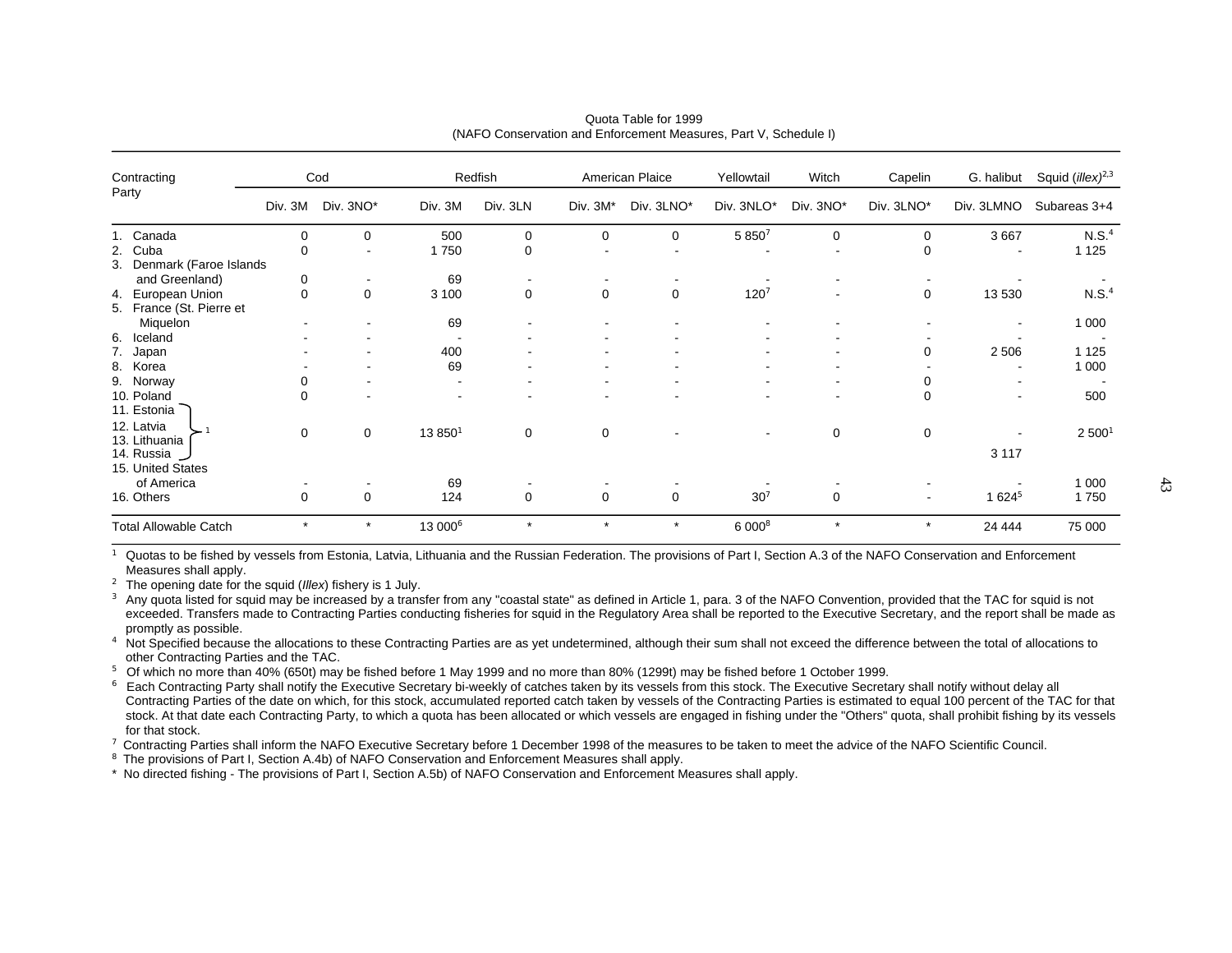Quota Table for 1999
(NAFO Conservation and Enforcement Measures, Part V, Schedule I)

| Contracting Party | Cod | | Redfish | | American Plaice | | Yellowtail | Witch | Capelin | G. halibut | Squid (*illex*)[2,3] |
|---|---|---|---|---|---|---|---|---|---|---|---|
| | Div. 3M | Div. 3NO* | Div. 3M | Div. 3LN | Div. 3M* | Div. 3LNO* | Div. 3NLO* | Div. 3NO* | Div. 3LNO* | Div. 3LMNO | Subareas 3+4 |
| 1. Canada | 0 | 0 | 500 | 0 | 0 | 0 | 5 850[7] | 0 | 0 | 3 667 | N.S.[4] |
| 2. Cuba | 0 | - | 1 750 | 0 | - | - | - | - | 0 | - | 1 125 |
| 3. Denmark (Faroe Islands and Greenland) | 0 | - | 69 | - | - | - | - | - | - | - | - |
| 4. European Union | 0 | 0 | 3 100 | 0 | 0 | 0 | 120[7] | - | 0 | 13 530 | N.S.[4] |
| 5. France (St. Pierre et Miquelon | - | - | 69 | - | - | - | - | - | - | - | 1 000 |
| 6. Iceland | - | - | - | - | - | - | - | - | - | - | - |
| 7. Japan | - | - | 400 | - | - | - | - | - | 0 | 2 506 | 1 125 |
| 8. Korea | - | - | 69 | - | - | - | - | - | - | - | 1 000 |
| 9. Norway | 0 | - | - | - | - | - | - | - | 0 | - | - |
| 10. Poland | 0 | - | - | - | - | - | - | - | 0 | - | 500 |
| 11. Estonia, 12. Latvia, 13. Lithuania, 14. Russia [1] | 0 | 0 | 13 850[1] | 0 | 0 | - | - | 0 | 0 | - | 2 500[1] |
| 14. Russia | | | | | | | | | | 3 117 | |
| 15. United States of America | - | - | 69 | - | - | - | - | - | - | - | 1 000 |
| 16. Others | 0 | 0 | 124 | 0 | 0 | 0 | 30[7] | 0 | - | 1 624[5] | 1 750 |
| Total Allowable Catch | * | * | 13 000[6] | * | * | * | 6 000[8] | * | * | 24 444 | 75 000 |

[1] Quotas to be fished by vessels from Estonia, Latvia, Lithuania and the Russian Federation. The provisions of Part I, Section A.3 of the NAFO Conservation and Enforcement Measures shall apply.

[2] The opening date for the squid (*Illex*) fishery is 1 July.

[3] Any quota listed for squid may be increased by a transfer from any "coastal state" as defined in Article 1, para. 3 of the NAFO Convention, provided that the TAC for squid is not exceeded. Transfers made to Contracting Parties conducting fisheries for squid in the Regulatory Area shall be reported to the Executive Secretary, and the report shall be made as promptly as possible.

[4] Not Specified because the allocations to these Contracting Parties are as yet undetermined, although their sum shall not exceed the difference between the total of allocations to other Contracting Parties and the TAC.

[5] Of which no more than 40% (650t) may be fished before 1 May 1999 and no more than 80% (1299t) may be fished before 1 October 1999.

[6] Each Contracting Party shall notify the Executive Secretary bi-weekly of catches taken by its vessels from this stock. The Executive Secretary shall notify without delay all Contracting Parties of the date on which, for this stock, accumulated reported catch taken by vessels of the Contracting Parties is estimated to equal 100 percent of the TAC for that stock. At that date each Contracting Party, to which a quota has been allocated or which vessels are engaged in fishing under the "Others" quota, shall prohibit fishing by its vessels for that stock.

[7] Contracting Parties shall inform the NAFO Executive Secretary before 1 December 1998 of the measures to be taken to meet the advice of the NAFO Scientific Council.

[8] The provisions of Part I, Section A.4b) of NAFO Conservation and Enforcement Measures shall apply.

\* No directed fishing - The provisions of Part I, Section A.5b) of NAFO Conservation and Enforcement Measures shall apply.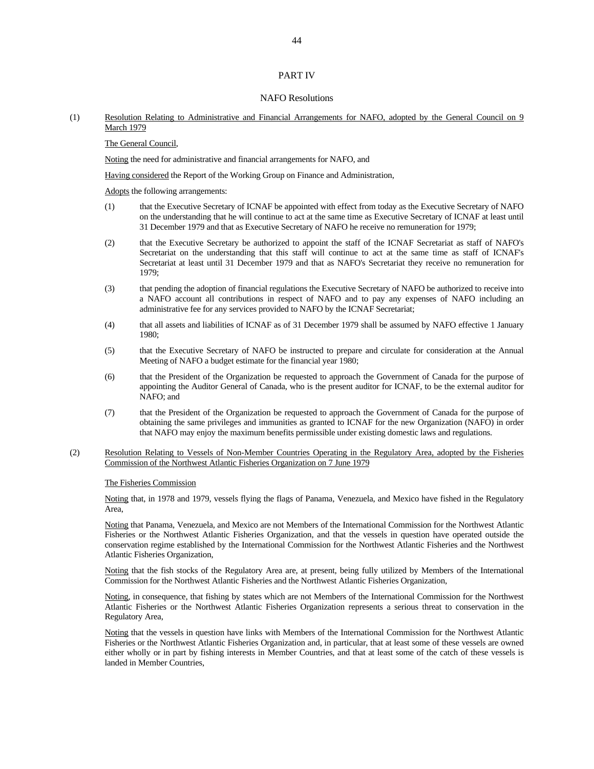## PART IV

## NAFO Resolutions

(1) Resolution Relating to Administrative and Financial Arrangements for NAFO, adopted by the General Council on 9 March 1979

The General Council,

Noting the need for administrative and financial arrangements for NAFO, and

Having considered the Report of the Working Group on Finance and Administration,

Adopts the following arrangements:

(1) that the Executive Secretary of ICNAF be appointed with effect from today as the Executive Secretary of NAFO on the understanding that he will continue to act at the same time as Executive Secretary of ICNAF at least until 31 December 1979 and that as Executive Secretary of NAFO he receive no remuneration for 1979;

(2) that the Executive Secretary be authorized to appoint the staff of the ICNAF Secretariat as staff of NAFO's Secretariat on the understanding that this staff will continue to act at the same time as staff of ICNAF's Secretariat at least until 31 December 1979 and that as NAFO's Secretariat they receive no remuneration for 1979;

(3) that pending the adoption of financial regulations the Executive Secretary of NAFO be authorized to receive into a NAFO account all contributions in respect of NAFO and to pay any expenses of NAFO including an administrative fee for any services provided to NAFO by the ICNAF Secretariat;

(4) that all assets and liabilities of ICNAF as of 31 December 1979 shall be assumed by NAFO effective 1 January 1980;

(5) that the Executive Secretary of NAFO be instructed to prepare and circulate for consideration at the Annual Meeting of NAFO a budget estimate for the financial year 1980;

(6) that the President of the Organization be requested to approach the Government of Canada for the purpose of appointing the Auditor General of Canada, who is the present auditor for ICNAF, to be the external auditor for NAFO; and

(7) that the President of the Organization be requested to approach the Government of Canada for the purpose of obtaining the same privileges and immunities as granted to ICNAF for the new Organization (NAFO) in order that NAFO may enjoy the maximum benefits permissible under existing domestic laws and regulations.

(2) Resolution Relating to Vessels of Non-Member Countries Operating in the Regulatory Area, adopted by the Fisheries Commission of the Northwest Atlantic Fisheries Organization on 7 June 1979

The Fisheries Commission

Noting that, in 1978 and 1979, vessels flying the flags of Panama, Venezuela, and Mexico have fished in the Regulatory Area,

Noting that Panama, Venezuela, and Mexico are not Members of the International Commission for the Northwest Atlantic Fisheries or the Northwest Atlantic Fisheries Organization, and that the vessels in question have operated outside the conservation regime established by the International Commission for the Northwest Atlantic Fisheries and the Northwest Atlantic Fisheries Organization,

Noting that the fish stocks of the Regulatory Area are, at present, being fully utilized by Members of the International Commission for the Northwest Atlantic Fisheries and the Northwest Atlantic Fisheries Organization,

Noting, in consequence, that fishing by states which are not Members of the International Commission for the Northwest Atlantic Fisheries or the Northwest Atlantic Fisheries Organization represents a serious threat to conservation in the Regulatory Area,

Noting that the vessels in question have links with Members of the International Commission for the Northwest Atlantic Fisheries or the Northwest Atlantic Fisheries Organization and, in particular, that at least some of these vessels are owned either wholly or in part by fishing interests in Member Countries, and that at least some of the catch of these vessels is landed in Member Countries,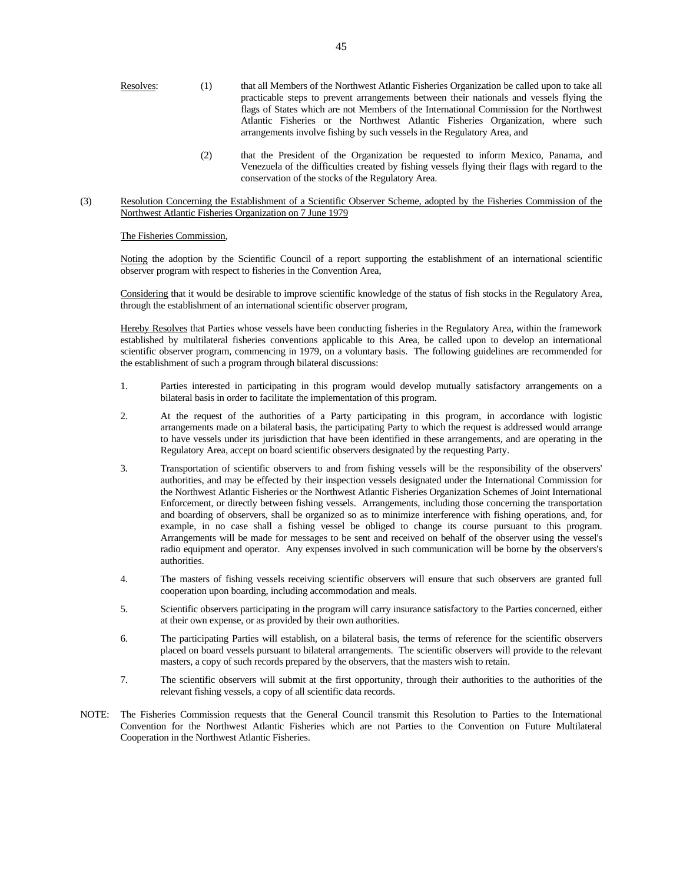Resolves: (1) that all Members of the Northwest Atlantic Fisheries Organization be called upon to take all practicable steps to prevent arrangements between their nationals and vessels flying the flags of States which are not Members of the International Commission for the Northwest Atlantic Fisheries or the Northwest Atlantic Fisheries Organization, where such arrangements involve fishing by such vessels in the Regulatory Area, and

(2) that the President of the Organization be requested to inform Mexico, Panama, and Venezuela of the difficulties created by fishing vessels flying their flags with regard to the conservation of the stocks of the Regulatory Area.

(3) Resolution Concerning the Establishment of a Scientific Observer Scheme, adopted by the Fisheries Commission of the Northwest Atlantic Fisheries Organization on 7 June 1979

The Fisheries Commission,

Noting the adoption by the Scientific Council of a report supporting the establishment of an international scientific observer program with respect to fisheries in the Convention Area,

Considering that it would be desirable to improve scientific knowledge of the status of fish stocks in the Regulatory Area, through the establishment of an international scientific observer program,

Hereby Resolves that Parties whose vessels have been conducting fisheries in the Regulatory Area, within the framework established by multilateral fisheries conventions applicable to this Area, be called upon to develop an international scientific observer program, commencing in 1979, on a voluntary basis. The following guidelines are recommended for the establishment of such a program through bilateral discussions:

1. Parties interested in participating in this program would develop mutually satisfactory arrangements on a bilateral basis in order to facilitate the implementation of this program.

2. At the request of the authorities of a Party participating in this program, in accordance with logistic arrangements made on a bilateral basis, the participating Party to which the request is addressed would arrange to have vessels under its jurisdiction that have been identified in these arrangements, and are operating in the Regulatory Area, accept on board scientific observers designated by the requesting Party.

3. Transportation of scientific observers to and from fishing vessels will be the responsibility of the observers' authorities, and may be effected by their inspection vessels designated under the International Commission for the Northwest Atlantic Fisheries or the Northwest Atlantic Fisheries Organization Schemes of Joint International Enforcement, or directly between fishing vessels. Arrangements, including those concerning the transportation and boarding of observers, shall be organized so as to minimize interference with fishing operations, and, for example, in no case shall a fishing vessel be obliged to change its course pursuant to this program. Arrangements will be made for messages to be sent and received on behalf of the observer using the vessel's radio equipment and operator. Any expenses involved in such communication will be borne by the observers's authorities.

4. The masters of fishing vessels receiving scientific observers will ensure that such observers are granted full cooperation upon boarding, including accommodation and meals.

5. Scientific observers participating in the program will carry insurance satisfactory to the Parties concerned, either at their own expense, or as provided by their own authorities.

6. The participating Parties will establish, on a bilateral basis, the terms of reference for the scientific observers placed on board vessels pursuant to bilateral arrangements. The scientific observers will provide to the relevant masters, a copy of such records prepared by the observers, that the masters wish to retain.

7. The scientific observers will submit at the first opportunity, through their authorities to the authorities of the relevant fishing vessels, a copy of all scientific data records.

NOTE: The Fisheries Commission requests that the General Council transmit this Resolution to Parties to the International Convention for the Northwest Atlantic Fisheries which are not Parties to the Convention on Future Multilateral Cooperation in the Northwest Atlantic Fisheries.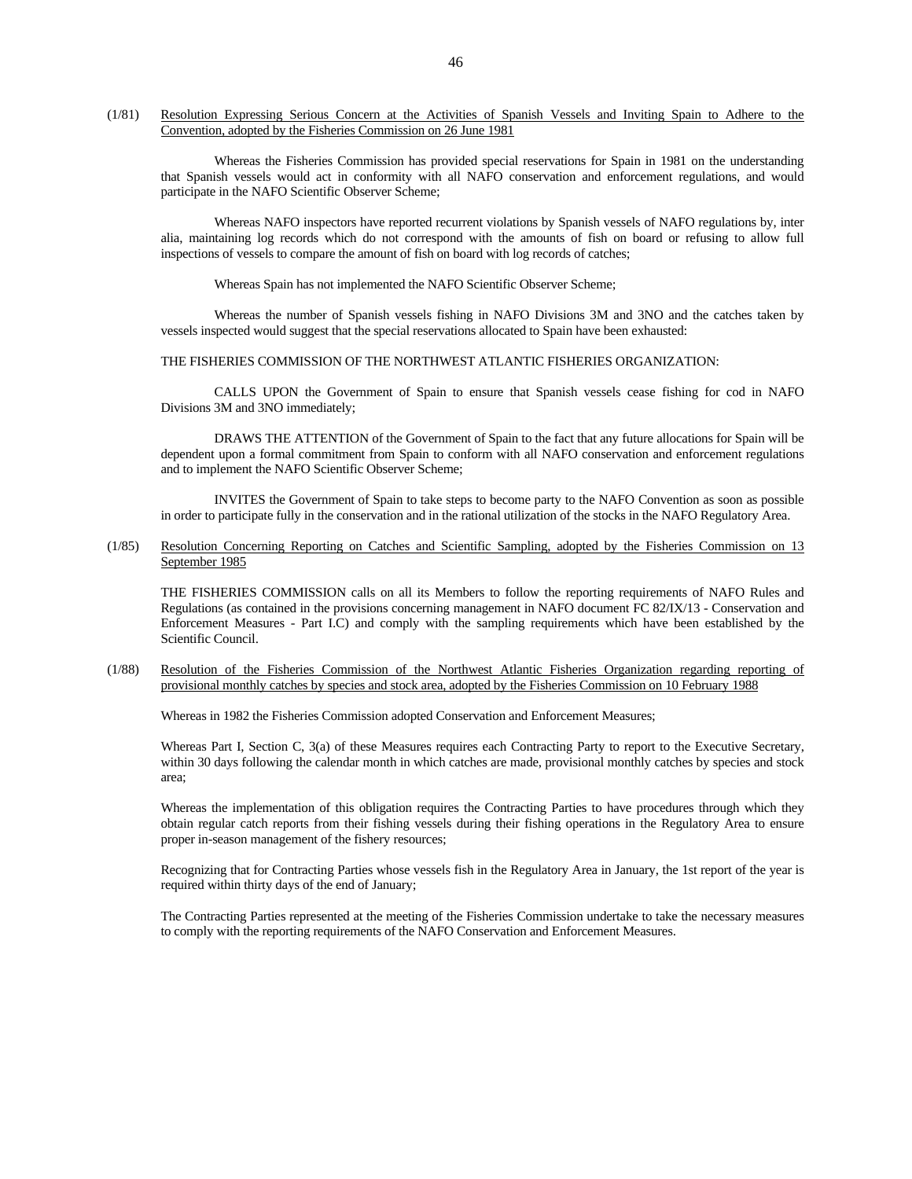(1/81) Resolution Expressing Serious Concern at the Activities of Spanish Vessels and Inviting Spain to Adhere to the Convention, adopted by the Fisheries Commission on 26 June 1981

Whereas the Fisheries Commission has provided special reservations for Spain in 1981 on the understanding that Spanish vessels would act in conformity with all NAFO conservation and enforcement regulations, and would participate in the NAFO Scientific Observer Scheme;

Whereas NAFO inspectors have reported recurrent violations by Spanish vessels of NAFO regulations by, inter alia, maintaining log records which do not correspond with the amounts of fish on board or refusing to allow full inspections of vessels to compare the amount of fish on board with log records of catches;

Whereas Spain has not implemented the NAFO Scientific Observer Scheme;

Whereas the number of Spanish vessels fishing in NAFO Divisions 3M and 3NO and the catches taken by vessels inspected would suggest that the special reservations allocated to Spain have been exhausted:

THE FISHERIES COMMISSION OF THE NORTHWEST ATLANTIC FISHERIES ORGANIZATION:

CALLS UPON the Government of Spain to ensure that Spanish vessels cease fishing for cod in NAFO Divisions 3M and 3NO immediately;

DRAWS THE ATTENTION of the Government of Spain to the fact that any future allocations for Spain will be dependent upon a formal commitment from Spain to conform with all NAFO conservation and enforcement regulations and to implement the NAFO Scientific Observer Scheme;

INVITES the Government of Spain to take steps to become party to the NAFO Convention as soon as possible in order to participate fully in the conservation and in the rational utilization of the stocks in the NAFO Regulatory Area.

(1/85) Resolution Concerning Reporting on Catches and Scientific Sampling, adopted by the Fisheries Commission on 13 September 1985

THE FISHERIES COMMISSION calls on all its Members to follow the reporting requirements of NAFO Rules and Regulations (as contained in the provisions concerning management in NAFO document FC 82/IX/13 - Conservation and Enforcement Measures - Part I.C) and comply with the sampling requirements which have been established by the Scientific Council.

(1/88) Resolution of the Fisheries Commission of the Northwest Atlantic Fisheries Organization regarding reporting of provisional monthly catches by species and stock area, adopted by the Fisheries Commission on 10 February 1988

Whereas in 1982 the Fisheries Commission adopted Conservation and Enforcement Measures;

Whereas Part I, Section C, 3(a) of these Measures requires each Contracting Party to report to the Executive Secretary, within 30 days following the calendar month in which catches are made, provisional monthly catches by species and stock area;

Whereas the implementation of this obligation requires the Contracting Parties to have procedures through which they obtain regular catch reports from their fishing vessels during their fishing operations in the Regulatory Area to ensure proper in-season management of the fishery resources;

Recognizing that for Contracting Parties whose vessels fish in the Regulatory Area in January, the 1st report of the year is required within thirty days of the end of January;

The Contracting Parties represented at the meeting of the Fisheries Commission undertake to take the necessary measures to comply with the reporting requirements of the NAFO Conservation and Enforcement Measures.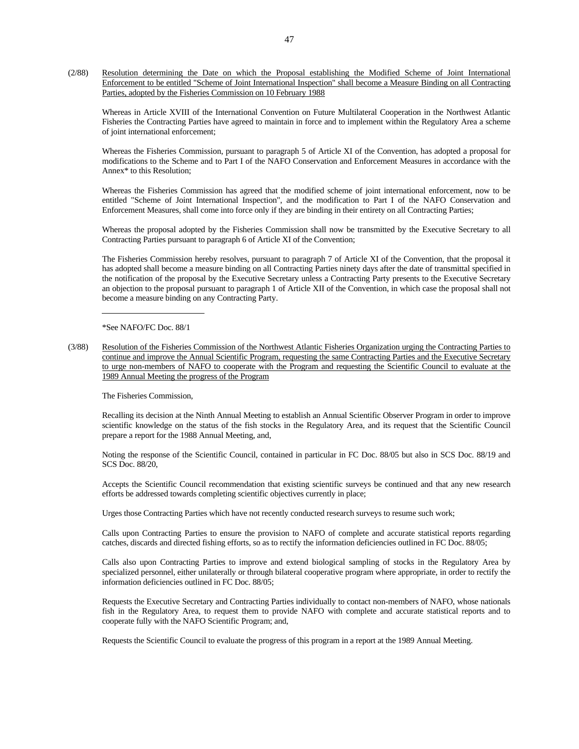(2/88) Resolution determining the Date on which the Proposal establishing the Modified Scheme of Joint International Enforcement to be entitled "Scheme of Joint International Inspection" shall become a Measure Binding on all Contracting Parties, adopted by the Fisheries Commission on 10 February 1988

Whereas in Article XVIII of the International Convention on Future Multilateral Cooperation in the Northwest Atlantic Fisheries the Contracting Parties have agreed to maintain in force and to implement within the Regulatory Area a scheme of joint international enforcement;

Whereas the Fisheries Commission, pursuant to paragraph 5 of Article XI of the Convention, has adopted a proposal for modifications to the Scheme and to Part I of the NAFO Conservation and Enforcement Measures in accordance with the Annex* to this Resolution;

Whereas the Fisheries Commission has agreed that the modified scheme of joint international enforcement, now to be entitled "Scheme of Joint International Inspection", and the modification to Part I of the NAFO Conservation and Enforcement Measures, shall come into force only if they are binding in their entirety on all Contracting Parties;

Whereas the proposal adopted by the Fisheries Commission shall now be transmitted by the Executive Secretary to all Contracting Parties pursuant to paragraph 6 of Article XI of the Convention;

The Fisheries Commission hereby resolves, pursuant to paragraph 7 of Article XI of the Convention, that the proposal it has adopted shall become a measure binding on all Contracting Parties ninety days after the date of transmittal specified in the notification of the proposal by the Executive Secretary unless a Contracting Party presents to the Executive Secretary an objection to the proposal pursuant to paragraph 1 of Article XII of the Convention, in which case the proposal shall not become a measure binding on any Contracting Party.

---

*See NAFO/FC Doc. 88/1

(3/88) Resolution of the Fisheries Commission of the Northwest Atlantic Fisheries Organization urging the Contracting Parties to continue and improve the Annual Scientific Program, requesting the same Contracting Parties and the Executive Secretary to urge non-members of NAFO to cooperate with the Program and requesting the Scientific Council to evaluate at the 1989 Annual Meeting the progress of the Program

The Fisheries Commission,

Recalling its decision at the Ninth Annual Meeting to establish an Annual Scientific Observer Program in order to improve scientific knowledge on the status of the fish stocks in the Regulatory Area, and its request that the Scientific Council prepare a report for the 1988 Annual Meeting, and,

Noting the response of the Scientific Council, contained in particular in FC Doc. 88/05 but also in SCS Doc. 88/19 and SCS Doc. 88/20,

Accepts the Scientific Council recommendation that existing scientific surveys be continued and that any new research efforts be addressed towards completing scientific objectives currently in place;

Urges those Contracting Parties which have not recently conducted research surveys to resume such work;

Calls upon Contracting Parties to ensure the provision to NAFO of complete and accurate statistical reports regarding catches, discards and directed fishing efforts, so as to rectify the information deficiencies outlined in FC Doc. 88/05;

Calls also upon Contracting Parties to improve and extend biological sampling of stocks in the Regulatory Area by specialized personnel, either unilaterally or through bilateral cooperative program where appropriate, in order to rectify the information deficiencies outlined in FC Doc. 88/05;

Requests the Executive Secretary and Contracting Parties individually to contact non-members of NAFO, whose nationals fish in the Regulatory Area, to request them to provide NAFO with complete and accurate statistical reports and to cooperate fully with the NAFO Scientific Program; and,

Requests the Scientific Council to evaluate the progress of this program in a report at the 1989 Annual Meeting.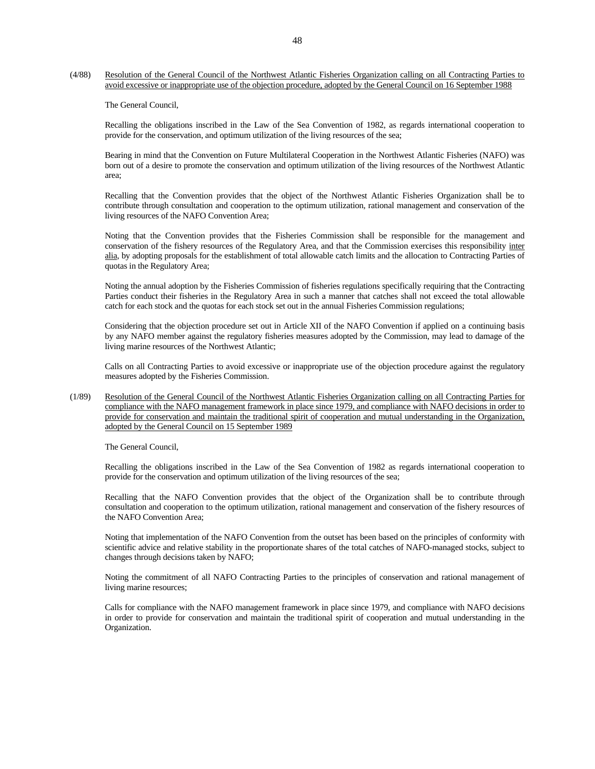(4/88) <u>Resolution of the General Council of the Northwest Atlantic Fisheries Organization calling on all Contracting Parties to avoid excessive or inappropriate use of the objection procedure, adopted by the General Council on 16 September 1988</u>

The General Council,

Recalling the obligations inscribed in the Law of the Sea Convention of 1982, as regards international cooperation to provide for the conservation, and optimum utilization of the living resources of the sea;

Bearing in mind that the Convention on Future Multilateral Cooperation in the Northwest Atlantic Fisheries (NAFO) was born out of a desire to promote the conservation and optimum utilization of the living resources of the Northwest Atlantic area;

Recalling that the Convention provides that the object of the Northwest Atlantic Fisheries Organization shall be to contribute through consultation and cooperation to the optimum utilization, rational management and conservation of the living resources of the NAFO Convention Area;

Noting that the Convention provides that the Fisheries Commission shall be responsible for the management and conservation of the fishery resources of the Regulatory Area, and that the Commission exercises this responsibility <u>inter alia</u>, by adopting proposals for the establishment of total allowable catch limits and the allocation to Contracting Parties of quotas in the Regulatory Area;

Noting the annual adoption by the Fisheries Commission of fisheries regulations specifically requiring that the Contracting Parties conduct their fisheries in the Regulatory Area in such a manner that catches shall not exceed the total allowable catch for each stock and the quotas for each stock set out in the annual Fisheries Commission regulations;

Considering that the objection procedure set out in Article XII of the NAFO Convention if applied on a continuing basis by any NAFO member against the regulatory fisheries measures adopted by the Commission, may lead to damage of the living marine resources of the Northwest Atlantic;

Calls on all Contracting Parties to avoid excessive or inappropriate use of the objection procedure against the regulatory measures adopted by the Fisheries Commission.

(1/89) <u>Resolution of the General Council of the Northwest Atlantic Fisheries Organization calling on all Contracting Parties for compliance with the NAFO management framework in place since 1979, and compliance with NAFO decisions in order to provide for conservation and maintain the traditional spirit of cooperation and mutual understanding in the Organization, adopted by the General Council on 15 September 1989</u>

The General Council,

Recalling the obligations inscribed in the Law of the Sea Convention of 1982 as regards international cooperation to provide for the conservation and optimum utilization of the living resources of the sea;

Recalling that the NAFO Convention provides that the object of the Organization shall be to contribute through consultation and cooperation to the optimum utilization, rational management and conservation of the fishery resources of the NAFO Convention Area;

Noting that implementation of the NAFO Convention from the outset has been based on the principles of conformity with scientific advice and relative stability in the proportionate shares of the total catches of NAFO-managed stocks, subject to changes through decisions taken by NAFO;

Noting the commitment of all NAFO Contracting Parties to the principles of conservation and rational management of living marine resources;

Calls for compliance with the NAFO management framework in place since 1979, and compliance with NAFO decisions in order to provide for conservation and maintain the traditional spirit of cooperation and mutual understanding in the Organization.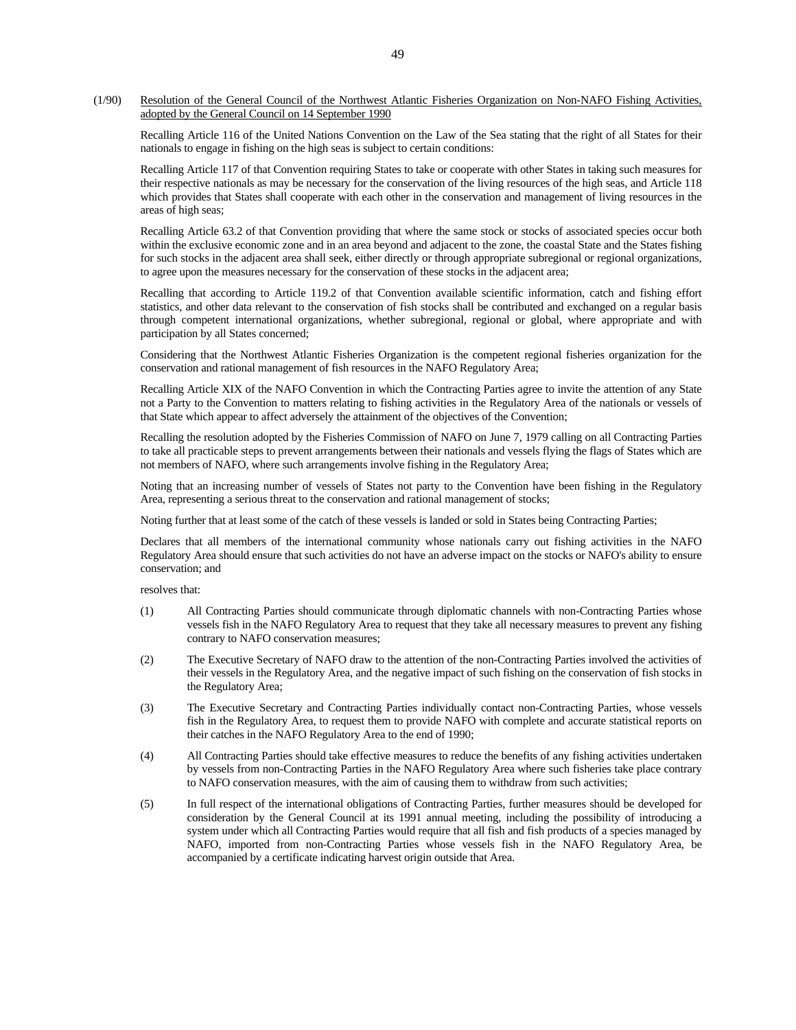(1/90) Resolution of the General Council of the Northwest Atlantic Fisheries Organization on Non-NAFO Fishing Activities, adopted by the General Council on 14 September 1990

Recalling Article 116 of the United Nations Convention on the Law of the Sea stating that the right of all States for their nationals to engage in fishing on the high seas is subject to certain conditions:

Recalling Article 117 of that Convention requiring States to take or cooperate with other States in taking such measures for their respective nationals as may be necessary for the conservation of the living resources of the high seas, and Article 118 which provides that States shall cooperate with each other in the conservation and management of living resources in the areas of high seas;

Recalling Article 63.2 of that Convention providing that where the same stock or stocks of associated species occur both within the exclusive economic zone and in an area beyond and adjacent to the zone, the coastal State and the States fishing for such stocks in the adjacent area shall seek, either directly or through appropriate subregional or regional organizations, to agree upon the measures necessary for the conservation of these stocks in the adjacent area;

Recalling that according to Article 119.2 of that Convention available scientific information, catch and fishing effort statistics, and other data relevant to the conservation of fish stocks shall be contributed and exchanged on a regular basis through competent international organizations, whether subregional, regional or global, where appropriate and with participation by all States concerned;

Considering that the Northwest Atlantic Fisheries Organization is the competent regional fisheries organization for the conservation and rational management of fish resources in the NAFO Regulatory Area;

Recalling Article XIX of the NAFO Convention in which the Contracting Parties agree to invite the attention of any State not a Party to the Convention to matters relating to fishing activities in the Regulatory Area of the nationals or vessels of that State which appear to affect adversely the attainment of the objectives of the Convention;

Recalling the resolution adopted by the Fisheries Commission of NAFO on June 7, 1979 calling on all Contracting Parties to take all practicable steps to prevent arrangements between their nationals and vessels flying the flags of States which are not members of NAFO, where such arrangements involve fishing in the Regulatory Area;

Noting that an increasing number of vessels of States not party to the Convention have been fishing in the Regulatory Area, representing a serious threat to the conservation and rational management of stocks;

Noting further that at least some of the catch of these vessels is landed or sold in States being Contracting Parties;

Declares that all members of the international community whose nationals carry out fishing activities in the NAFO Regulatory Area should ensure that such activities do not have an adverse impact on the stocks or NAFO's ability to ensure conservation; and

resolves that:

(1) All Contracting Parties should communicate through diplomatic channels with non-Contracting Parties whose vessels fish in the NAFO Regulatory Area to request that they take all necessary measures to prevent any fishing contrary to NAFO conservation measures;

(2) The Executive Secretary of NAFO draw to the attention of the non-Contracting Parties involved the activities of their vessels in the Regulatory Area, and the negative impact of such fishing on the conservation of fish stocks in the Regulatory Area;

(3) The Executive Secretary and Contracting Parties individually contact non-Contracting Parties, whose vessels fish in the Regulatory Area, to request them to provide NAFO with complete and accurate statistical reports on their catches in the NAFO Regulatory Area to the end of 1990;

(4) All Contracting Parties should take effective measures to reduce the benefits of any fishing activities undertaken by vessels from non-Contracting Parties in the NAFO Regulatory Area where such fisheries take place contrary to NAFO conservation measures, with the aim of causing them to withdraw from such activities;

(5) In full respect of the international obligations of Contracting Parties, further measures should be developed for consideration by the General Council at its 1991 annual meeting, including the possibility of introducing a system under which all Contracting Parties would require that all fish and fish products of a species managed by NAFO, imported from non-Contracting Parties whose vessels fish in the NAFO Regulatory Area, be accompanied by a certificate indicating harvest origin outside that Area.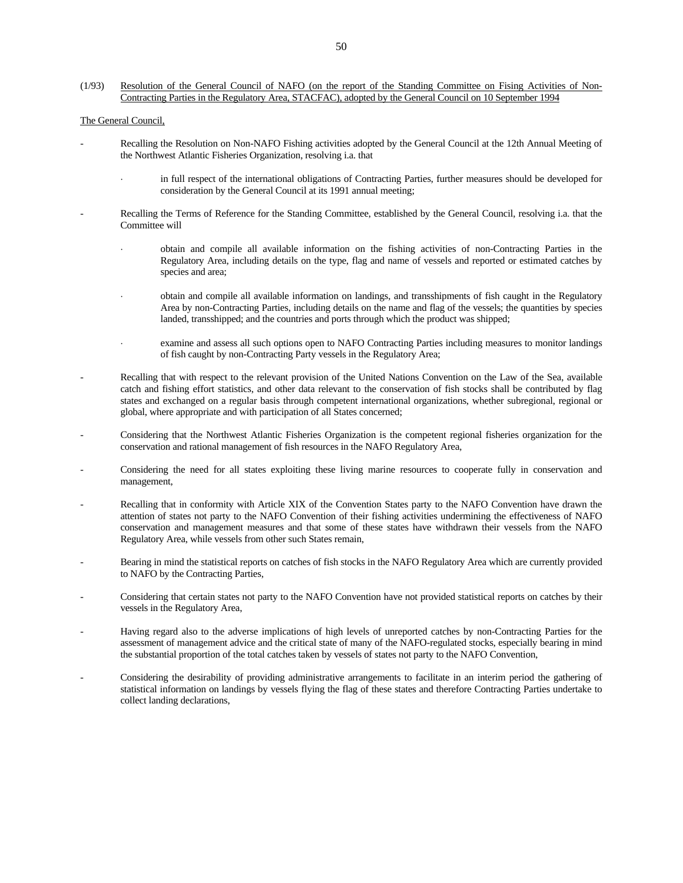(1/93) Resolution of the General Council of NAFO (on the report of the Standing Committee on Fising Activities of Non-Contracting Parties in the Regulatory Area, STACFAC), adopted by the General Council on 10 September 1994

The General Council,

- Recalling the Resolution on Non-NAFO Fishing activities adopted by the General Council at the 12th Annual Meeting of the Northwest Atlantic Fisheries Organization, resolving i.a. that

  · in full respect of the international obligations of Contracting Parties, further measures should be developed for consideration by the General Council at its 1991 annual meeting;

- Recalling the Terms of Reference for the Standing Committee, established by the General Council, resolving i.a. that the Committee will

  · obtain and compile all available information on the fishing activities of non-Contracting Parties in the Regulatory Area, including details on the type, flag and name of vessels and reported or estimated catches by species and area;

  · obtain and compile all available information on landings, and transshipments of fish caught in the Regulatory Area by non-Contracting Parties, including details on the name and flag of the vessels; the quantities by species landed, transshipped; and the countries and ports through which the product was shipped;

  · examine and assess all such options open to NAFO Contracting Parties including measures to monitor landings of fish caught by non-Contracting Party vessels in the Regulatory Area;

- Recalling that with respect to the relevant provision of the United Nations Convention on the Law of the Sea, available catch and fishing effort statistics, and other data relevant to the conservation of fish stocks shall be contributed by flag states and exchanged on a regular basis through competent international organizations, whether subregional, regional or global, where appropriate and with participation of all States concerned;

- Considering that the Northwest Atlantic Fisheries Organization is the competent regional fisheries organization for the conservation and rational management of fish resources in the NAFO Regulatory Area,

- Considering the need for all states exploiting these living marine resources to cooperate fully in conservation and management,

- Recalling that in conformity with Article XIX of the Convention States party to the NAFO Convention have drawn the attention of states not party to the NAFO Convention of their fishing activities undermining the effectiveness of NAFO conservation and management measures and that some of these states have withdrawn their vessels from the NAFO Regulatory Area, while vessels from other such States remain,

- Bearing in mind the statistical reports on catches of fish stocks in the NAFO Regulatory Area which are currently provided to NAFO by the Contracting Parties,

- Considering that certain states not party to the NAFO Convention have not provided statistical reports on catches by their vessels in the Regulatory Area,

- Having regard also to the adverse implications of high levels of unreported catches by non-Contracting Parties for the assessment of management advice and the critical state of many of the NAFO-regulated stocks, especially bearing in mind the substantial proportion of the total catches taken by vessels of states not party to the NAFO Convention,

- Considering the desirability of providing administrative arrangements to facilitate in an interim period the gathering of statistical information on landings by vessels flying the flag of these states and therefore Contracting Parties undertake to collect landing declarations,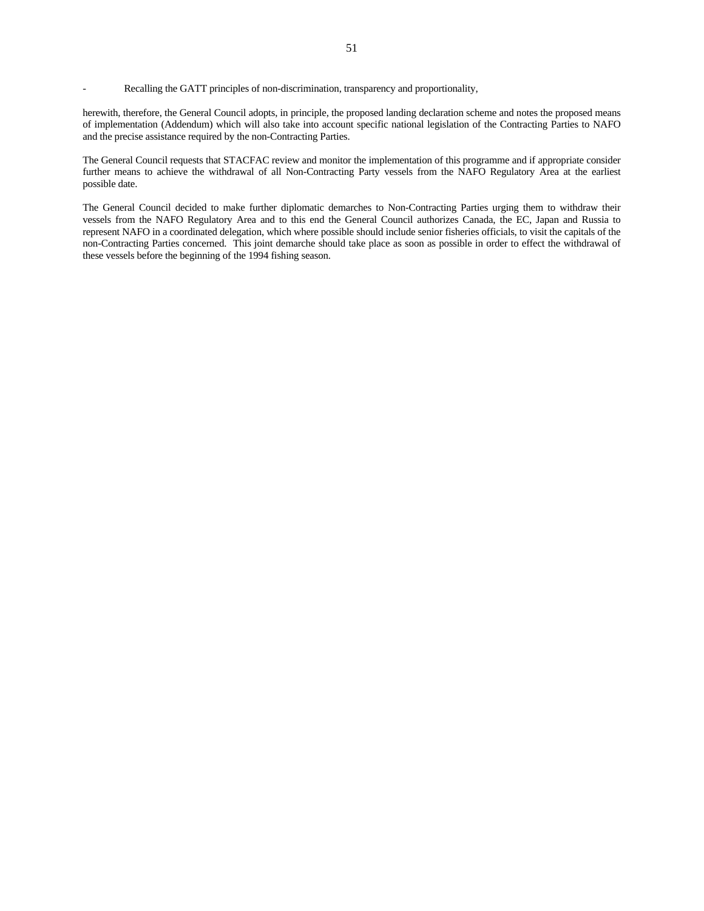- Recalling the GATT principles of non-discrimination, transparency and proportionality,

herewith, therefore, the General Council adopts, in principle, the proposed landing declaration scheme and notes the proposed means of implementation (Addendum) which will also take into account specific national legislation of the Contracting Parties to NAFO and the precise assistance required by the non-Contracting Parties.

The General Council requests that STACFAC review and monitor the implementation of this programme and if appropriate consider further means to achieve the withdrawal of all Non-Contracting Party vessels from the NAFO Regulatory Area at the earliest possible date.

The General Council decided to make further diplomatic demarches to Non-Contracting Parties urging them to withdraw their vessels from the NAFO Regulatory Area and to this end the General Council authorizes Canada, the EC, Japan and Russia to represent NAFO in a coordinated delegation, which where possible should include senior fisheries officials, to visit the capitals of the non-Contracting Parties concerned. This joint demarche should take place as soon as possible in order to effect the withdrawal of these vessels before the beginning of the 1994 fishing season.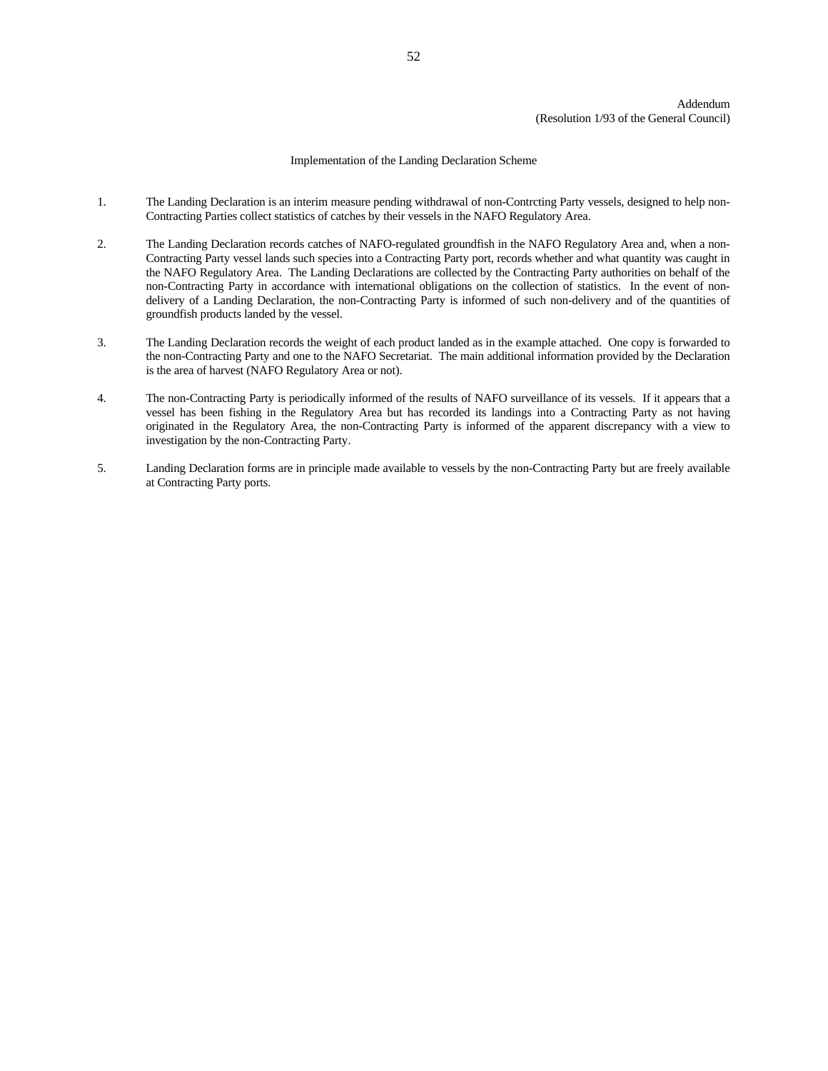Addendum
(Resolution 1/93 of the General Council)

Implementation of the Landing Declaration Scheme

1. The Landing Declaration is an interim measure pending withdrawal of non-Contrcting Party vessels, designed to help non-Contracting Parties collect statistics of catches by their vessels in the NAFO Regulatory Area.

2. The Landing Declaration records catches of NAFO-regulated groundfish in the NAFO Regulatory Area and, when a non-Contracting Party vessel lands such species into a Contracting Party port, records whether and what quantity was caught in the NAFO Regulatory Area. The Landing Declarations are collected by the Contracting Party authorities on behalf of the non-Contracting Party in accordance with international obligations on the collection of statistics. In the event of non-delivery of a Landing Declaration, the non-Contracting Party is informed of such non-delivery and of the quantities of groundfish products landed by the vessel.

3. The Landing Declaration records the weight of each product landed as in the example attached. One copy is forwarded to the non-Contracting Party and one to the NAFO Secretariat. The main additional information provided by the Declaration is the area of harvest (NAFO Regulatory Area or not).

4. The non-Contracting Party is periodically informed of the results of NAFO surveillance of its vessels. If it appears that a vessel has been fishing in the Regulatory Area but has recorded its landings into a Contracting Party as not having originated in the Regulatory Area, the non-Contracting Party is informed of the apparent discrepancy with a view to investigation by the non-Contracting Party.

5. Landing Declaration forms are in principle made available to vessels by the non-Contracting Party but are freely available at Contracting Party ports.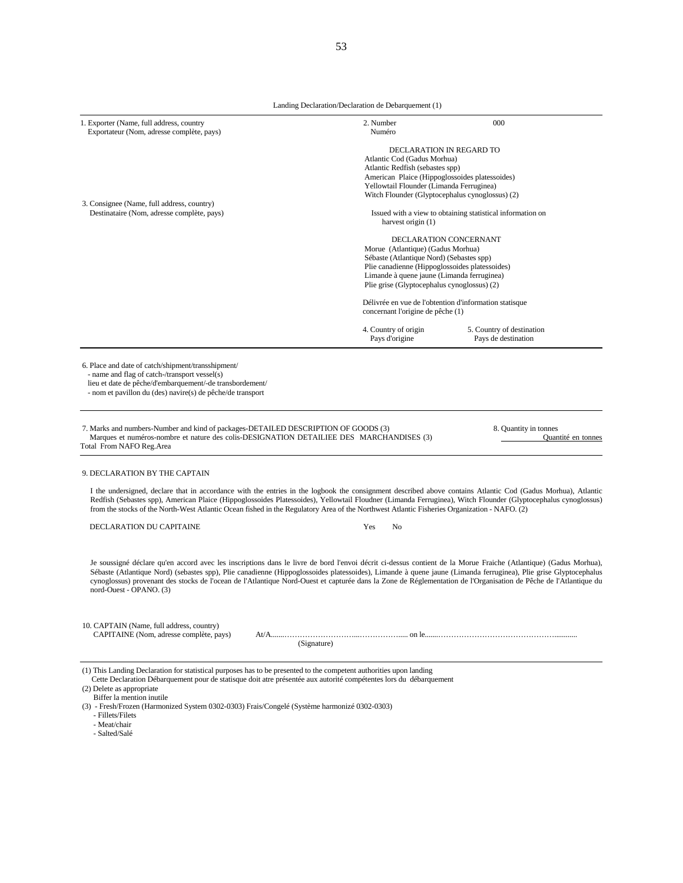Landing Declaration/Declaration de Debarquement (1)

1. Exporter (Name, full address, country
   Exportateur (Nom, adresse complète, pays)

2. Number 000
   Numéro

DECLARATION IN REGARD TO
Atlantic Cod (Gadus Morhua)
Atlantic Redfish (sebastes spp)
American Plaice (Hippoglossoides platessoides)
Yellowtail Flounder (Limanda Ferruginea)
Witch Flounder (Glyptocephalus cynoglossus) (2)

3. Consignee (Name, full address, country)
   Destinataire (Nom, adresse complète, pays)

Issued with a view to obtaining statistical information on harvest origin (1)

DECLARATION CONCERNANT
Morue (Atlantique) (Gadus Morhua)
Sébaste (Atlantique Nord) (Sebastes spp)
Plie canadienne (Hippoglossoides platessoides)
Limande à quene jaune (Limanda ferruginea)
Plie grise (Glyptocephalus cynoglossus) (2)

Délivrée en vue de l'obtention d'information statisque concernant l'origine de pêche (1)

4. Country of origin
   Pays d'origine

5. Country of destination
   Pays de destination

6. Place and date of catch/shipment/transshipment/
   - name and flag of catch-/transport vessel(s)
   lieu et date de pêche/d'embarquement/-de transbordement/
   - nom et pavillon du (des) navire(s) de pêche/de transport

7. Marks and numbers-Number and kind of packages-DETAILED DESCRIPTION OF GOODS (3)
   Marques et numéros-nombre et nature des colis-DESIGNATION DETAILIEE DES MARCHANDISES (3)
Total From NAFO Reg.Area

8. Quantity in tonnes
   Quantité en tonnes

9. DECLARATION BY THE CAPTAIN

I the undersigned, declare that in accordance with the entries in the logbook the consignment described above contains Atlantic Cod (Gadus Morhua), Atlantic Redfish (Sebastes spp), American Plaice (Hippoglossoides Platessoides), Yellowtail Floudner (Limanda Ferruginea), Witch Flounder (Glyptocephalus cynoglossus) from the stocks of the North-West Atlantic Ocean fished in the Regulatory Area of the Northwest Atlantic Fisheries Organization - NAFO. (2)

DECLARATION DU CAPITAINE Yes No

Je soussigné déclare qu'en accord avec les inscriptions dans le livre de bord l'envoi décrit ci-dessus contient de la Morue Fraiche (Atlantique) (Gadus Morhua), Sébaste (Atlantique Nord) (sebastes spp), Plie canadienne (Hippoglossoides platessoides), Limande à quene jaune (Limanda ferruginea), Plie grise Glyptocephalus cynoglossus) provenant des stocks de l'ocean de l'Atlantique Nord-Ouest et capturée dans la Zone de Réglementation de l'Organisation de Pêche de l'Atlantique du nord-Ouest - OPANO. (3)

10. CAPTAIN (Name, full address, country)
    CAPITAINE (Nom, adresse complète, pays) At/A........................................ on le..........................................................
    (Signature)

(1) This Landing Declaration for statistical purposes has to be presented to the competent authorities upon landing
    Cette Declaration Débarquement pour de statisque doit atre présentée aux autorité compétentes lors du débarquement
(2) Delete as appropriate
    Biffer la mention inutile
(3) - Fresh/Frozen (Harmonized System 0302-0303) Frais/Congelé (Système harmonizé 0302-0303)
    - Fillets/Filets
    - Meat/chair
    - Salted/Salé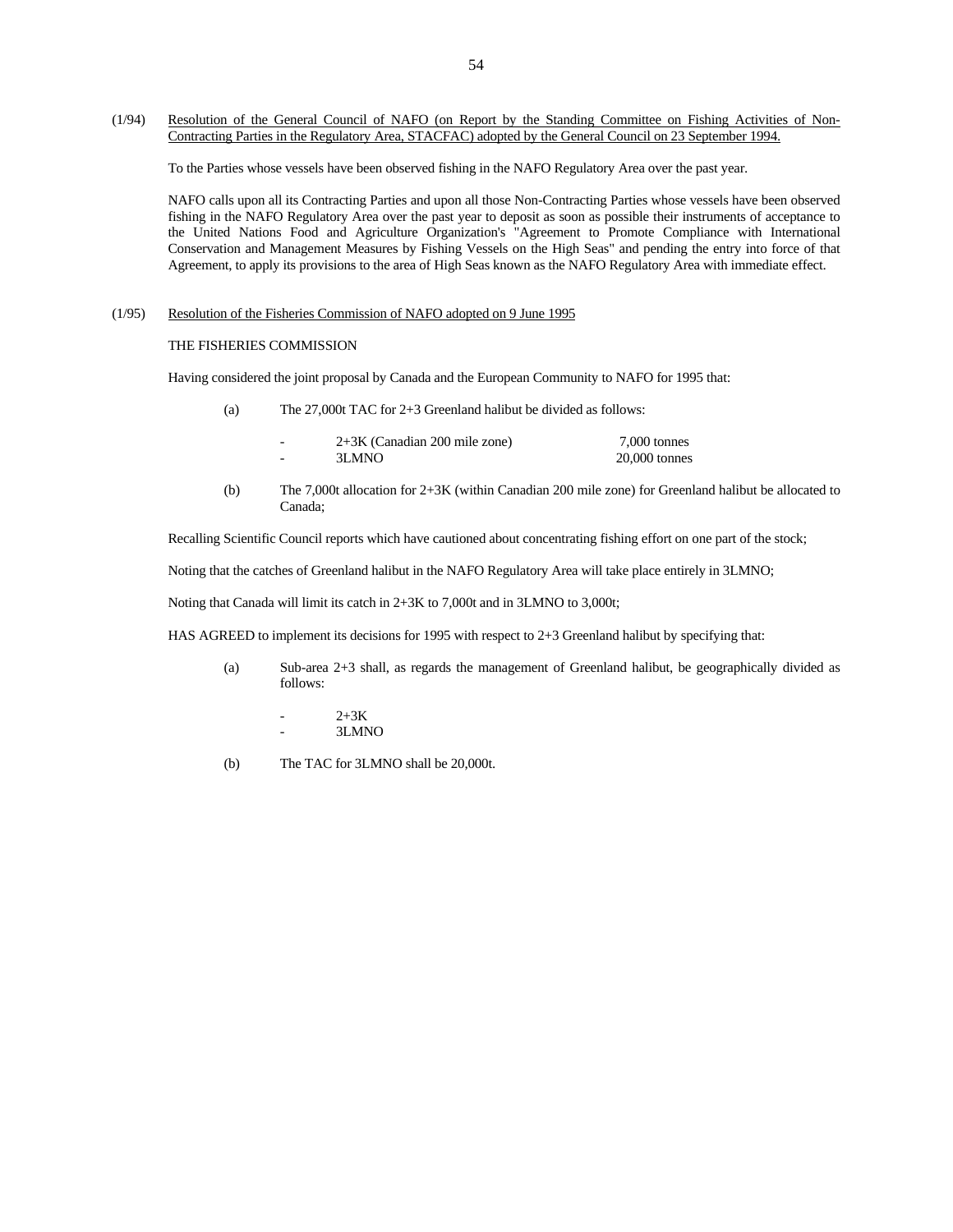(1/94) Resolution of the General Council of NAFO (on Report by the Standing Committee on Fishing Activities of Non-Contracting Parties in the Regulatory Area, STACFAC) adopted by the General Council on 23 September 1994.

To the Parties whose vessels have been observed fishing in the NAFO Regulatory Area over the past year.

NAFO calls upon all its Contracting Parties and upon all those Non-Contracting Parties whose vessels have been observed fishing in the NAFO Regulatory Area over the past year to deposit as soon as possible their instruments of acceptance to the United Nations Food and Agriculture Organization's "Agreement to Promote Compliance with International Conservation and Management Measures by Fishing Vessels on the High Seas" and pending the entry into force of that Agreement, to apply its provisions to the area of High Seas known as the NAFO Regulatory Area with immediate effect.

(1/95) Resolution of the Fisheries Commission of NAFO adopted on 9 June 1995

THE FISHERIES COMMISSION

Having considered the joint proposal by Canada and the European Community to NAFO for 1995 that:

(a) The 27,000t TAC for 2+3 Greenland halibut be divided as follows:

- 2+3K (Canadian 200 mile zone) 7,000 tonnes
- 3LMNO 20,000 tonnes

(b) The 7,000t allocation for 2+3K (within Canadian 200 mile zone) for Greenland halibut be allocated to Canada;

Recalling Scientific Council reports which have cautioned about concentrating fishing effort on one part of the stock;

Noting that the catches of Greenland halibut in the NAFO Regulatory Area will take place entirely in 3LMNO;

Noting that Canada will limit its catch in 2+3K to 7,000t and in 3LMNO to 3,000t;

HAS AGREED to implement its decisions for 1995 with respect to 2+3 Greenland halibut by specifying that:

(a) Sub-area 2+3 shall, as regards the management of Greenland halibut, be geographically divided as follows:

- 2+3K
- 3LMNO

(b) The TAC for 3LMNO shall be 20,000t.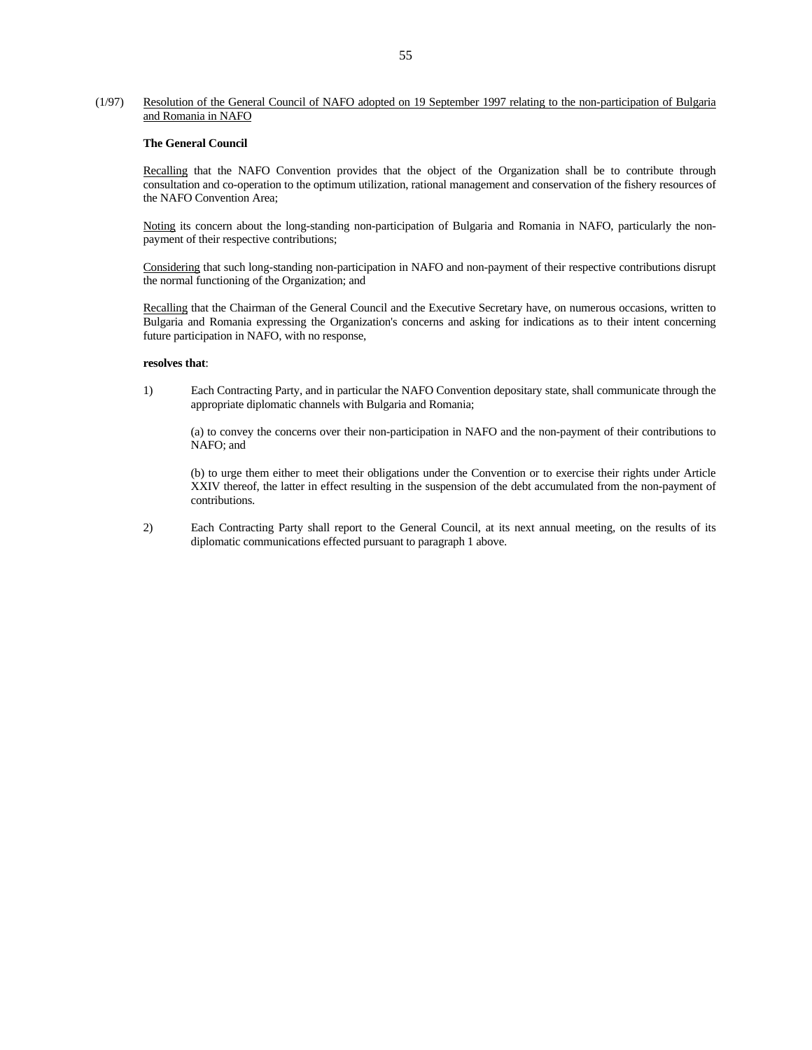(1/97) Resolution of the General Council of NAFO adopted on 19 September 1997 relating to the non-participation of Bulgaria and Romania in NAFO

**The General Council**

Recalling that the NAFO Convention provides that the object of the Organization shall be to contribute through consultation and co-operation to the optimum utilization, rational management and conservation of the fishery resources of the NAFO Convention Area;

Noting its concern about the long-standing non-participation of Bulgaria and Romania in NAFO, particularly the non-payment of their respective contributions;

Considering that such long-standing non-participation in NAFO and non-payment of their respective contributions disrupt the normal functioning of the Organization; and

Recalling that the Chairman of the General Council and the Executive Secretary have, on numerous occasions, written to Bulgaria and Romania expressing the Organization's concerns and asking for indications as to their intent concerning future participation in NAFO, with no response,

**resolves that**:

1) Each Contracting Party, and in particular the NAFO Convention depositary state, shall communicate through the appropriate diplomatic channels with Bulgaria and Romania;

   (a) to convey the concerns over their non-participation in NAFO and the non-payment of their contributions to NAFO; and

   (b) to urge them either to meet their obligations under the Convention or to exercise their rights under Article XXIV thereof, the latter in effect resulting in the suspension of the debt accumulated from the non-payment of contributions.

2) Each Contracting Party shall report to the General Council, at its next annual meeting, on the results of its diplomatic communications effected pursuant to paragraph 1 above.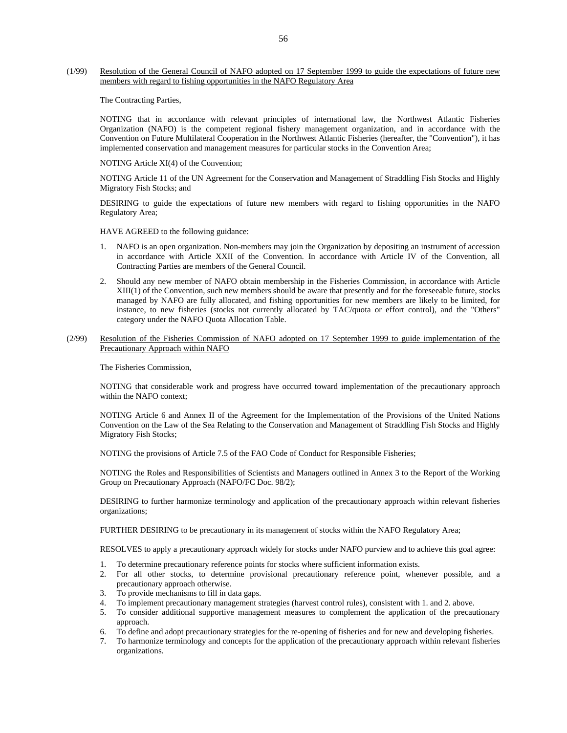(1/99) Resolution of the General Council of NAFO adopted on 17 September 1999 to guide the expectations of future new members with regard to fishing opportunities in the NAFO Regulatory Area

The Contracting Parties,

NOTING that in accordance with relevant principles of international law, the Northwest Atlantic Fisheries Organization (NAFO) is the competent regional fishery management organization, and in accordance with the Convention on Future Multilateral Cooperation in the Northwest Atlantic Fisheries (hereafter, the "Convention"), it has implemented conservation and management measures for particular stocks in the Convention Area;

NOTING Article XI(4) of the Convention;

NOTING Article 11 of the UN Agreement for the Conservation and Management of Straddling Fish Stocks and Highly Migratory Fish Stocks; and

DESIRING to guide the expectations of future new members with regard to fishing opportunities in the NAFO Regulatory Area;

HAVE AGREED to the following guidance:

1. NAFO is an open organization. Non-members may join the Organization by depositing an instrument of accession in accordance with Article XXII of the Convention. In accordance with Article IV of the Convention, all Contracting Parties are members of the General Council.
2. Should any new member of NAFO obtain membership in the Fisheries Commission, in accordance with Article XIII(1) of the Convention, such new members should be aware that presently and for the foreseeable future, stocks managed by NAFO are fully allocated, and fishing opportunities for new members are likely to be limited, for instance, to new fisheries (stocks not currently allocated by TAC/quota or effort control), and the "Others" category under the NAFO Quota Allocation Table.

(2/99) Resolution of the Fisheries Commission of NAFO adopted on 17 September 1999 to guide implementation of the Precautionary Approach within NAFO

The Fisheries Commission,

NOTING that considerable work and progress have occurred toward implementation of the precautionary approach within the NAFO context;

NOTING Article 6 and Annex II of the Agreement for the Implementation of the Provisions of the United Nations Convention on the Law of the Sea Relating to the Conservation and Management of Straddling Fish Stocks and Highly Migratory Fish Stocks;

NOTING the provisions of Article 7.5 of the FAO Code of Conduct for Responsible Fisheries;

NOTING the Roles and Responsibilities of Scientists and Managers outlined in Annex 3 to the Report of the Working Group on Precautionary Approach (NAFO/FC Doc. 98/2);

DESIRING to further harmonize terminology and application of the precautionary approach within relevant fisheries organizations;

FURTHER DESIRING to be precautionary in its management of stocks within the NAFO Regulatory Area;

RESOLVES to apply a precautionary approach widely for stocks under NAFO purview and to achieve this goal agree:

1. To determine precautionary reference points for stocks where sufficient information exists.
2. For all other stocks, to determine provisional precautionary reference point, whenever possible, and a precautionary approach otherwise.
3. To provide mechanisms to fill in data gaps.
4. To implement precautionary management strategies (harvest control rules), consistent with 1. and 2. above.
5. To consider additional supportive management measures to complement the application of the precautionary approach.
6. To define and adopt precautionary strategies for the re-opening of fisheries and for new and developing fisheries.
7. To harmonize terminology and concepts for the application of the precautionary approach within relevant fisheries organizations.